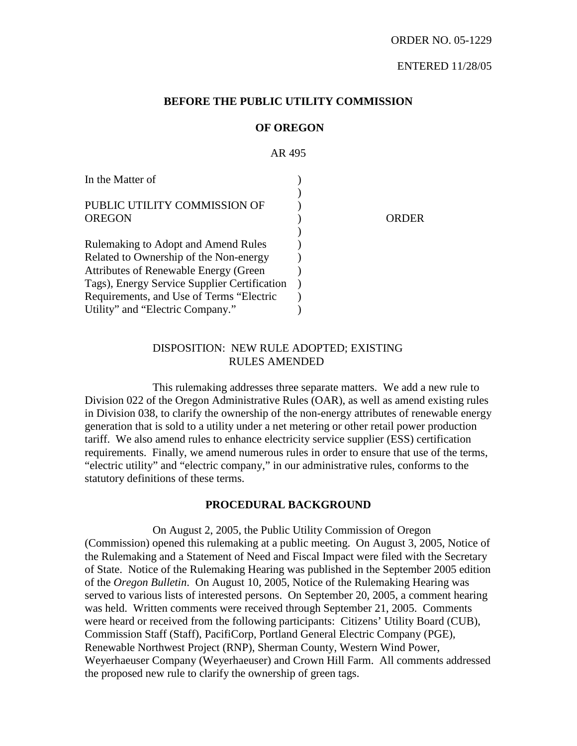ORDER NO. 05-1229

ENTERED 11/28/05

**BEFORE THE PUBLIC UTILITY COMMISSION**

**OF OREGON**

AR 495

| | | |
|---|---|---|
| In the Matter of | ) | |
| | ) | |
| PUBLIC UTILITY COMMISSION OF | ) | |
| OREGON | ) | ORDER |
| | ) | |
| Rulemaking to Adopt and Amend Rules | ) | |
| Related to Ownership of the Non-energy | ) | |
| Attributes of Renewable Energy (Green | ) | |
| Tags), Energy Service Supplier Certification | ) | |
| Requirements, and Use of Terms "Electric | ) | |
| Utility" and "Electric Company." | ) | |

DISPOSITION: NEW RULE ADOPTED; EXISTING RULES AMENDED

This rulemaking addresses three separate matters. We add a new rule to Division 022 of the Oregon Administrative Rules (OAR), as well as amend existing rules in Division 038, to clarify the ownership of the non-energy attributes of renewable energy generation that is sold to a utility under a net metering or other retail power production tariff. We also amend rules to enhance electricity service supplier (ESS) certification requirements. Finally, we amend numerous rules in order to ensure that use of the terms, "electric utility" and "electric company," in our administrative rules, conforms to the statutory definitions of these terms.

## PROCEDURAL BACKGROUND

On August 2, 2005, the Public Utility Commission of Oregon (Commission) opened this rulemaking at a public meeting. On August 3, 2005, Notice of the Rulemaking and a Statement of Need and Fiscal Impact were filed with the Secretary of State. Notice of the Rulemaking Hearing was published in the September 2005 edition of the *Oregon Bulletin*. On August 10, 2005, Notice of the Rulemaking Hearing was served to various lists of interested persons. On September 20, 2005, a comment hearing was held. Written comments were received through September 21, 2005. Comments were heard or received from the following participants: Citizens' Utility Board (CUB), Commission Staff (Staff), PacifiCorp, Portland General Electric Company (PGE), Renewable Northwest Project (RNP), Sherman County, Western Wind Power, Weyerhaeuser Company (Weyerhaeuser) and Crown Hill Farm. All comments addressed the proposed new rule to clarify the ownership of green tags.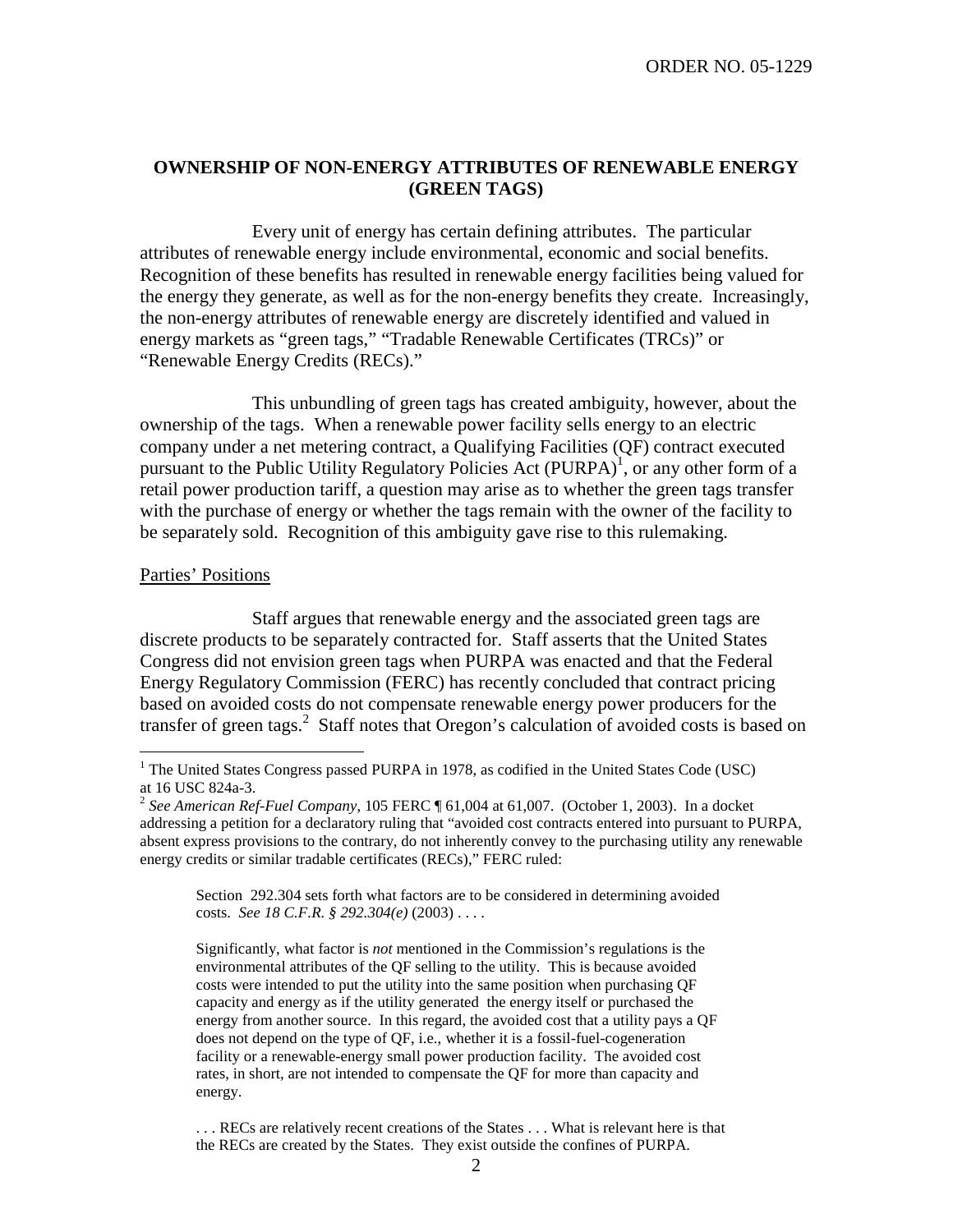## OWNERSHIP OF NON-ENERGY ATTRIBUTES OF RENEWABLE ENERGY (GREEN TAGS)

Every unit of energy has certain defining attributes. The particular attributes of renewable energy include environmental, economic and social benefits. Recognition of these benefits has resulted in renewable energy facilities being valued for the energy they generate, as well as for the non-energy benefits they create. Increasingly, the non-energy attributes of renewable energy are discretely identified and valued in energy markets as "green tags," "Tradable Renewable Certificates (TRCs)" or "Renewable Energy Credits (RECs)."

This unbundling of green tags has created ambiguity, however, about the ownership of the tags. When a renewable power facility sells energy to an electric company under a net metering contract, a Qualifying Facilities (QF) contract executed pursuant to the Public Utility Regulatory Policies Act (PURPA)[1], or any other form of a retail power production tariff, a question may arise as to whether the green tags transfer with the purchase of energy or whether the tags remain with the owner of the facility to be separately sold. Recognition of this ambiguity gave rise to this rulemaking.

### Parties' Positions

Staff argues that renewable energy and the associated green tags are discrete products to be separately contracted for. Staff asserts that the United States Congress did not envision green tags when PURPA was enacted and that the Federal Energy Regulatory Commission (FERC) has recently concluded that contract pricing based on avoided costs do not compensate renewable energy power producers for the transfer of green tags.[2] Staff notes that Oregon's calculation of avoided costs is based on

---

[1] The United States Congress passed PURPA in 1978, as codified in the United States Code (USC) at 16 USC 824a-3.

[2] *See American Ref-Fuel Company*, 105 FERC ¶ 61,004 at 61,007. (October 1, 2003). In a docket addressing a petition for a declaratory ruling that "avoided cost contracts entered into pursuant to PURPA, absent express provisions to the contrary, do not inherently convey to the purchasing utility any renewable energy credits or similar tradable certificates (RECs)," FERC ruled:

> Section 292.304 sets forth what factors are to be considered in determining avoided costs. *See 18 C.F.R. § 292.304(e)* (2003) . . . .
>
> Significantly, what factor is *not* mentioned in the Commission's regulations is the environmental attributes of the QF selling to the utility. This is because avoided costs were intended to put the utility into the same position when purchasing QF capacity and energy as if the utility generated the energy itself or purchased the energy from another source. In this regard, the avoided cost that a utility pays a QF does not depend on the type of QF, i.e., whether it is a fossil-fuel-cogeneration facility or a renewable-energy small power production facility. The avoided cost rates, in short, are not intended to compensate the QF for more than capacity and energy.
>
> . . . RECs are relatively recent creations of the States . . . What is relevant here is that the RECs are created by the States. They exist outside the confines of PURPA.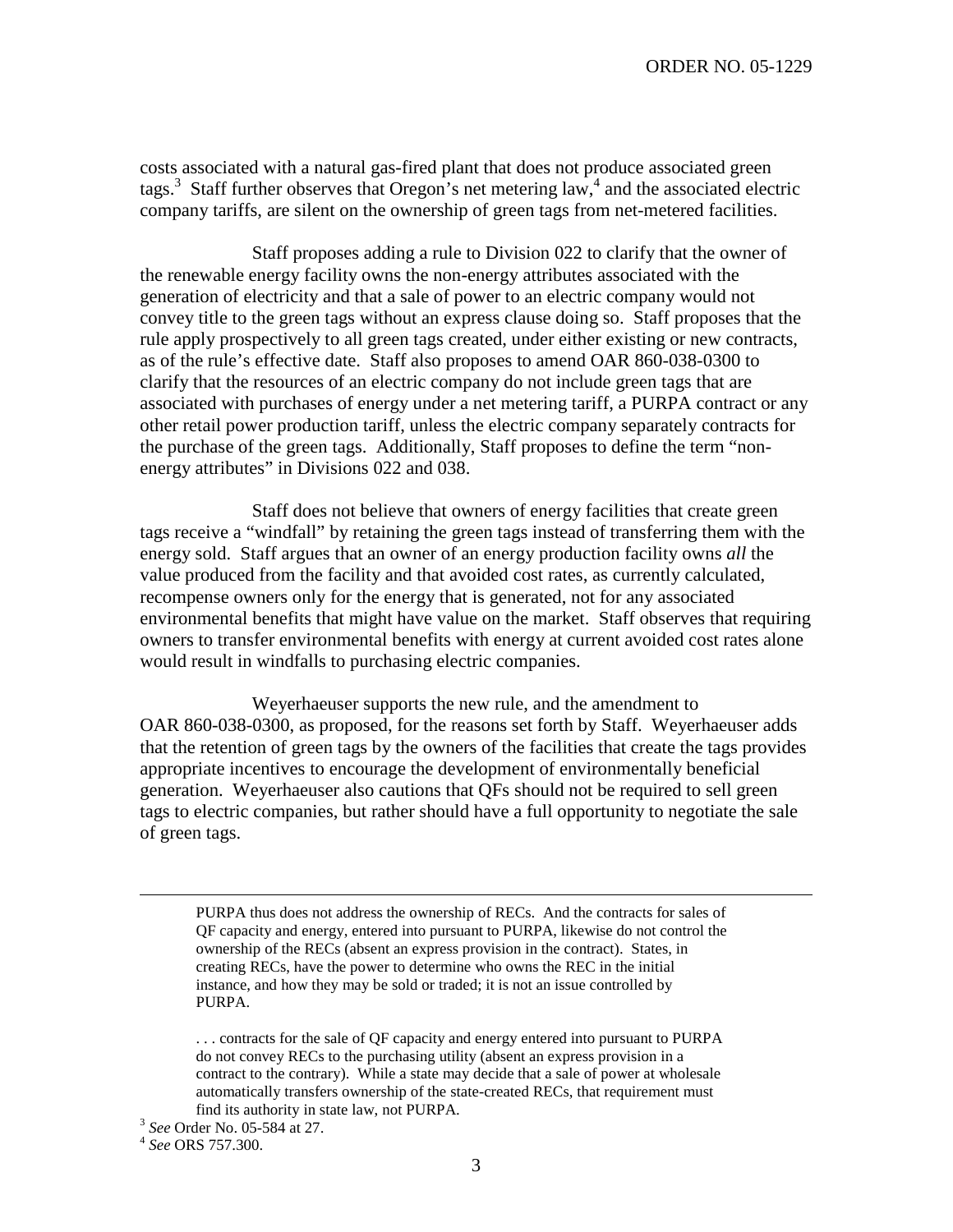costs associated with a natural gas-fired plant that does not produce associated green tags.[3] Staff further observes that Oregon's net metering law,[4] and the associated electric company tariffs, are silent on the ownership of green tags from net-metered facilities.

Staff proposes adding a rule to Division 022 to clarify that the owner of the renewable energy facility owns the non-energy attributes associated with the generation of electricity and that a sale of power to an electric company would not convey title to the green tags without an express clause doing so. Staff proposes that the rule apply prospectively to all green tags created, under either existing or new contracts, as of the rule's effective date. Staff also proposes to amend OAR 860-038-0300 to clarify that the resources of an electric company do not include green tags that are associated with purchases of energy under a net metering tariff, a PURPA contract or any other retail power production tariff, unless the electric company separately contracts for the purchase of the green tags. Additionally, Staff proposes to define the term "non-energy attributes" in Divisions 022 and 038.

Staff does not believe that owners of energy facilities that create green tags receive a "windfall" by retaining the green tags instead of transferring them with the energy sold. Staff argues that an owner of an energy production facility owns *all* the value produced from the facility and that avoided cost rates, as currently calculated, recompense owners only for the energy that is generated, not for any associated environmental benefits that might have value on the market. Staff observes that requiring owners to transfer environmental benefits with energy at current avoided cost rates alone would result in windfalls to purchasing electric companies.

Weyerhaeuser supports the new rule, and the amendment to OAR 860-038-0300, as proposed, for the reasons set forth by Staff. Weyerhaeuser adds that the retention of green tags by the owners of the facilities that create the tags provides appropriate incentives to encourage the development of environmentally beneficial generation. Weyerhaeuser also cautions that QFs should not be required to sell green tags to electric companies, but rather should have a full opportunity to negotiate the sale of green tags.

---

> PURPA thus does not address the ownership of RECs. And the contracts for sales of QF capacity and energy, entered into pursuant to PURPA, likewise do not control the ownership of the RECs (absent an express provision in the contract). States, in creating RECs, have the power to determine who owns the REC in the initial instance, and how they may be sold or traded; it is not an issue controlled by PURPA.
>
> . . . contracts for the sale of QF capacity and energy entered into pursuant to PURPA do not convey RECs to the purchasing utility (absent an express provision in a contract to the contrary). While a state may decide that a sale of power at wholesale automatically transfers ownership of the state-created RECs, that requirement must find its authority in state law, not PURPA.

[3] *See* Order No. 05-584 at 27.

[4] *See* ORS 757.300.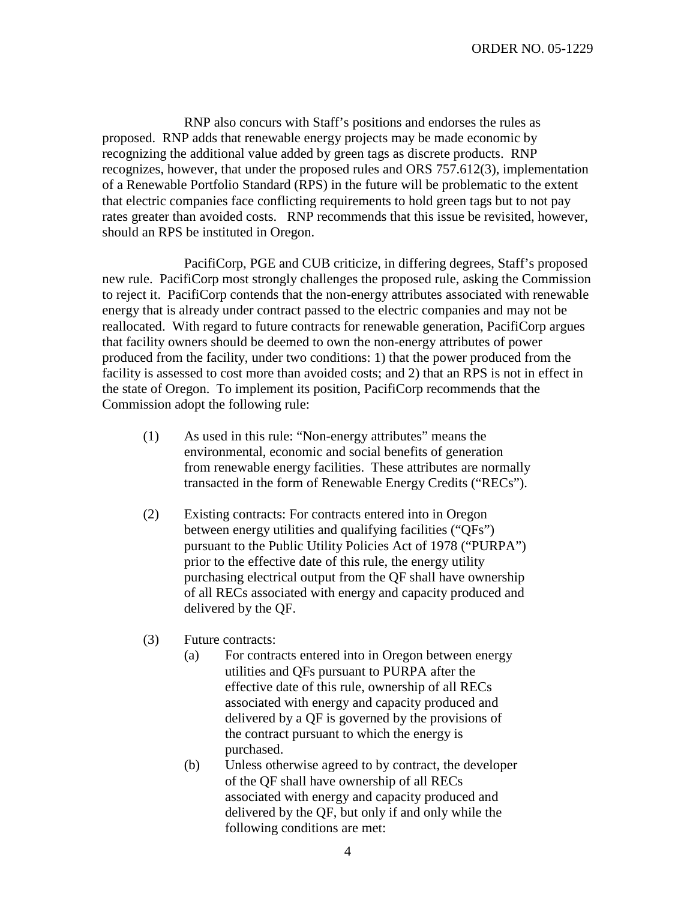RNP also concurs with Staff's positions and endorses the rules as proposed. RNP adds that renewable energy projects may be made economic by recognizing the additional value added by green tags as discrete products. RNP recognizes, however, that under the proposed rules and ORS 757.612(3), implementation of a Renewable Portfolio Standard (RPS) in the future will be problematic to the extent that electric companies face conflicting requirements to hold green tags but to not pay rates greater than avoided costs. RNP recommends that this issue be revisited, however, should an RPS be instituted in Oregon.

PacifiCorp, PGE and CUB criticize, in differing degrees, Staff's proposed new rule. PacifiCorp most strongly challenges the proposed rule, asking the Commission to reject it. PacifiCorp contends that the non-energy attributes associated with renewable energy that is already under contract passed to the electric companies and may not be reallocated. With regard to future contracts for renewable generation, PacifiCorp argues that facility owners should be deemed to own the non-energy attributes of power produced from the facility, under two conditions: 1) that the power produced from the facility is assessed to cost more than avoided costs; and 2) that an RPS is not in effect in the state of Oregon. To implement its position, PacifiCorp recommends that the Commission adopt the following rule:

(1) As used in this rule: "Non-energy attributes" means the environmental, economic and social benefits of generation from renewable energy facilities. These attributes are normally transacted in the form of Renewable Energy Credits ("RECs").

(2) Existing contracts: For contracts entered into in Oregon between energy utilities and qualifying facilities ("QFs") pursuant to the Public Utility Policies Act of 1978 ("PURPA") prior to the effective date of this rule, the energy utility purchasing electrical output from the QF shall have ownership of all RECs associated with energy and capacity produced and delivered by the QF.

(3) Future contracts:
   (a) For contracts entered into in Oregon between energy utilities and QFs pursuant to PURPA after the effective date of this rule, ownership of all RECs associated with energy and capacity produced and delivered by a QF is governed by the provisions of the contract pursuant to which the energy is purchased.
   (b) Unless otherwise agreed to by contract, the developer of the QF shall have ownership of all RECs associated with energy and capacity produced and delivered by the QF, but only if and only while the following conditions are met: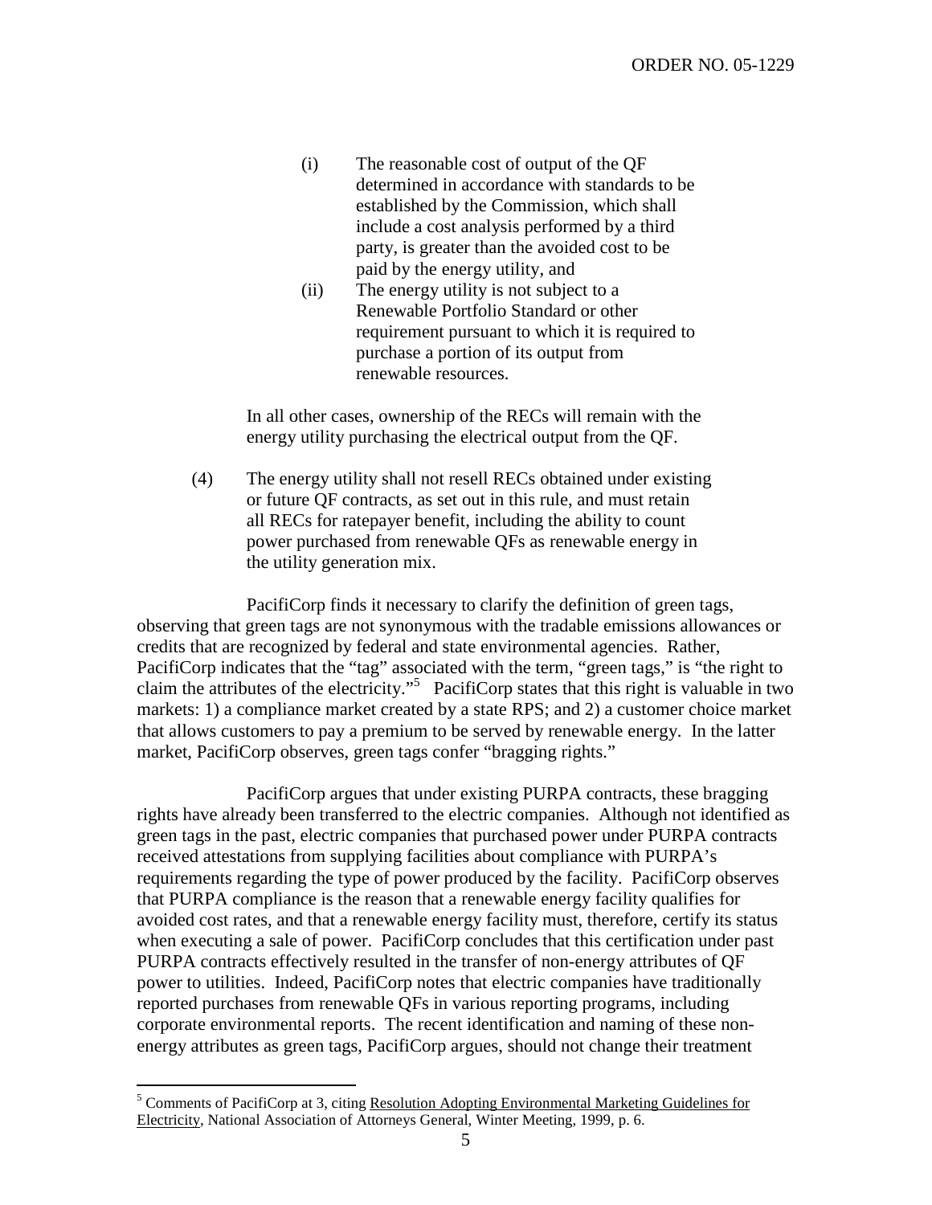(i) The reasonable cost of output of the QF determined in accordance with standards to be established by the Commission, which shall include a cost analysis performed by a third party, is greater than the avoided cost to be paid by the energy utility, and

(ii) The energy utility is not subject to a Renewable Portfolio Standard or other requirement pursuant to which it is required to purchase a portion of its output from renewable resources.

In all other cases, ownership of the RECs will remain with the energy utility purchasing the electrical output from the QF.

(4) The energy utility shall not resell RECs obtained under existing or future QF contracts, as set out in this rule, and must retain all RECs for ratepayer benefit, including the ability to count power purchased from renewable QFs as renewable energy in the utility generation mix.

PacifiCorp finds it necessary to clarify the definition of green tags, observing that green tags are not synonymous with the tradable emissions allowances or credits that are recognized by federal and state environmental agencies. Rather, PacifiCorp indicates that the "tag" associated with the term, "green tags," is "the right to claim the attributes of the electricity."[5] PacifiCorp states that this right is valuable in two markets: 1) a compliance market created by a state RPS; and 2) a customer choice market that allows customers to pay a premium to be served by renewable energy. In the latter market, PacifiCorp observes, green tags confer "bragging rights."

PacifiCorp argues that under existing PURPA contracts, these bragging rights have already been transferred to the electric companies. Although not identified as green tags in the past, electric companies that purchased power under PURPA contracts received attestations from supplying facilities about compliance with PURPA's requirements regarding the type of power produced by the facility. PacifiCorp observes that PURPA compliance is the reason that a renewable energy facility qualifies for avoided cost rates, and that a renewable energy facility must, therefore, certify its status when executing a sale of power. PacifiCorp concludes that this certification under past PURPA contracts effectively resulted in the transfer of non-energy attributes of QF power to utilities. Indeed, PacifiCorp notes that electric companies have traditionally reported purchases from renewable QFs in various reporting programs, including corporate environmental reports. The recent identification and naming of these non-energy attributes as green tags, PacifiCorp argues, should not change their treatment

---

[5] Comments of PacifiCorp at 3, citing Resolution Adopting Environmental Marketing Guidelines for Electricity, National Association of Attorneys General, Winter Meeting, 1999, p. 6.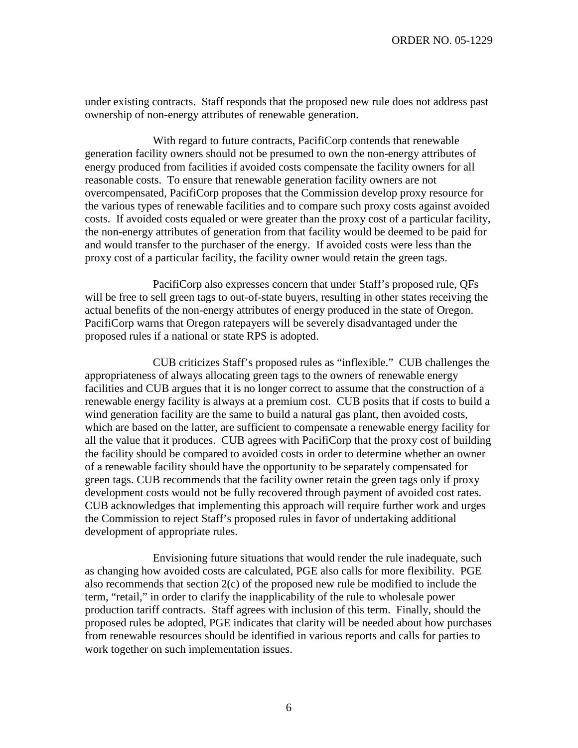under existing contracts. Staff responds that the proposed new rule does not address past ownership of non-energy attributes of renewable generation.

With regard to future contracts, PacifiCorp contends that renewable generation facility owners should not be presumed to own the non-energy attributes of energy produced from facilities if avoided costs compensate the facility owners for all reasonable costs. To ensure that renewable generation facility owners are not overcompensated, PacifiCorp proposes that the Commission develop proxy resource for the various types of renewable facilities and to compare such proxy costs against avoided costs. If avoided costs equaled or were greater than the proxy cost of a particular facility, the non-energy attributes of generation from that facility would be deemed to be paid for and would transfer to the purchaser of the energy. If avoided costs were less than the proxy cost of a particular facility, the facility owner would retain the green tags.

PacifiCorp also expresses concern that under Staff's proposed rule, QFs will be free to sell green tags to out-of-state buyers, resulting in other states receiving the actual benefits of the non-energy attributes of energy produced in the state of Oregon. PacifiCorp warns that Oregon ratepayers will be severely disadvantaged under the proposed rules if a national or state RPS is adopted.

CUB criticizes Staff's proposed rules as "inflexible." CUB challenges the appropriateness of always allocating green tags to the owners of renewable energy facilities and CUB argues that it is no longer correct to assume that the construction of a renewable energy facility is always at a premium cost. CUB posits that if costs to build a wind generation facility are the same to build a natural gas plant, then avoided costs, which are based on the latter, are sufficient to compensate a renewable energy facility for all the value that it produces. CUB agrees with PacifiCorp that the proxy cost of building the facility should be compared to avoided costs in order to determine whether an owner of a renewable facility should have the opportunity to be separately compensated for green tags. CUB recommends that the facility owner retain the green tags only if proxy development costs would not be fully recovered through payment of avoided cost rates. CUB acknowledges that implementing this approach will require further work and urges the Commission to reject Staff's proposed rules in favor of undertaking additional development of appropriate rules.

Envisioning future situations that would render the rule inadequate, such as changing how avoided costs are calculated, PGE also calls for more flexibility. PGE also recommends that section 2(c) of the proposed new rule be modified to include the term, "retail," in order to clarify the inapplicability of the rule to wholesale power production tariff contracts. Staff agrees with inclusion of this term. Finally, should the proposed rules be adopted, PGE indicates that clarity will be needed about how purchases from renewable resources should be identified in various reports and calls for parties to work together on such implementation issues.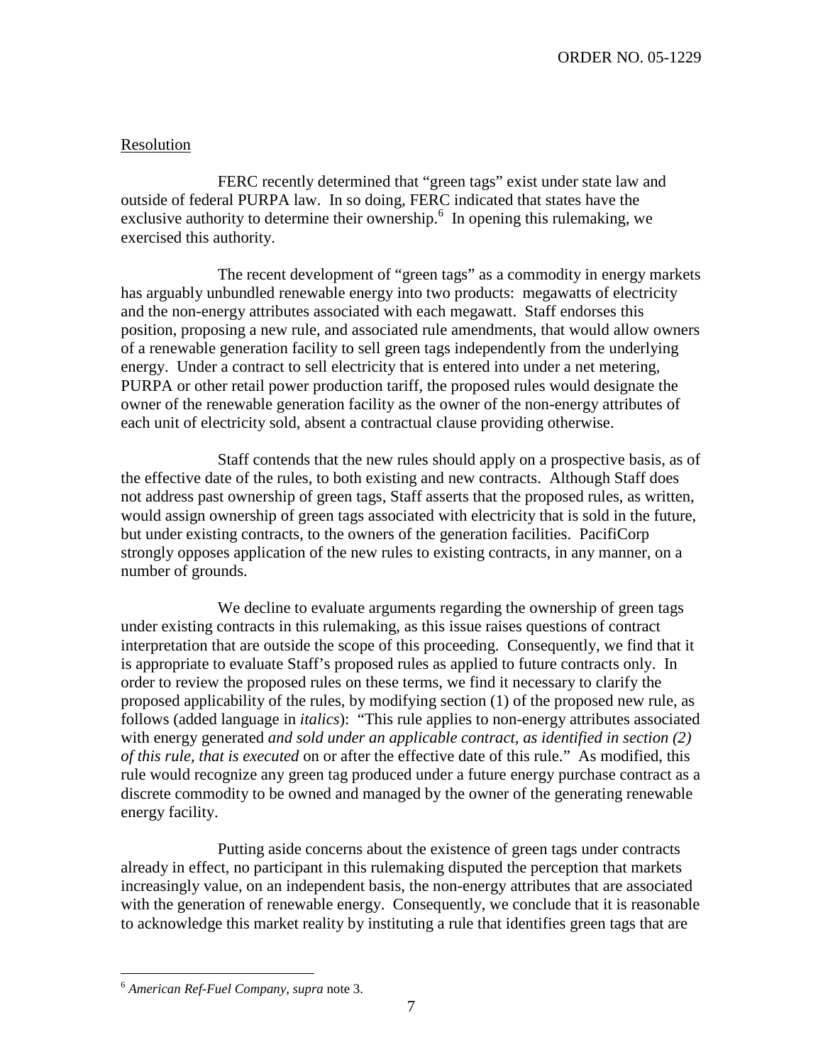Resolution

FERC recently determined that "green tags" exist under state law and outside of federal PURPA law. In so doing, FERC indicated that states have the exclusive authority to determine their ownership.[6] In opening this rulemaking, we exercised this authority.

The recent development of "green tags" as a commodity in energy markets has arguably unbundled renewable energy into two products: megawatts of electricity and the non-energy attributes associated with each megawatt. Staff endorses this position, proposing a new rule, and associated rule amendments, that would allow owners of a renewable generation facility to sell green tags independently from the underlying energy. Under a contract to sell electricity that is entered into under a net metering, PURPA or other retail power production tariff, the proposed rules would designate the owner of the renewable generation facility as the owner of the non-energy attributes of each unit of electricity sold, absent a contractual clause providing otherwise.

Staff contends that the new rules should apply on a prospective basis, as of the effective date of the rules, to both existing and new contracts. Although Staff does not address past ownership of green tags, Staff asserts that the proposed rules, as written, would assign ownership of green tags associated with electricity that is sold in the future, but under existing contracts, to the owners of the generation facilities. PacifiCorp strongly opposes application of the new rules to existing contracts, in any manner, on a number of grounds.

We decline to evaluate arguments regarding the ownership of green tags under existing contracts in this rulemaking, as this issue raises questions of contract interpretation that are outside the scope of this proceeding. Consequently, we find that it is appropriate to evaluate Staff's proposed rules as applied to future contracts only. In order to review the proposed rules on these terms, we find it necessary to clarify the proposed applicability of the rules, by modifying section (1) of the proposed new rule, as follows (added language in *italics*): "This rule applies to non-energy attributes associated with energy generated *and sold under an applicable contract, as identified in section (2) of this rule, that is executed* on or after the effective date of this rule." As modified, this rule would recognize any green tag produced under a future energy purchase contract as a discrete commodity to be owned and managed by the owner of the generating renewable energy facility.

Putting aside concerns about the existence of green tags under contracts already in effect, no participant in this rulemaking disputed the perception that markets increasingly value, on an independent basis, the non-energy attributes that are associated with the generation of renewable energy. Consequently, we conclude that it is reasonable to acknowledge this market reality by instituting a rule that identifies green tags that are

[6] *American Ref-Fuel Company, supra* note 3.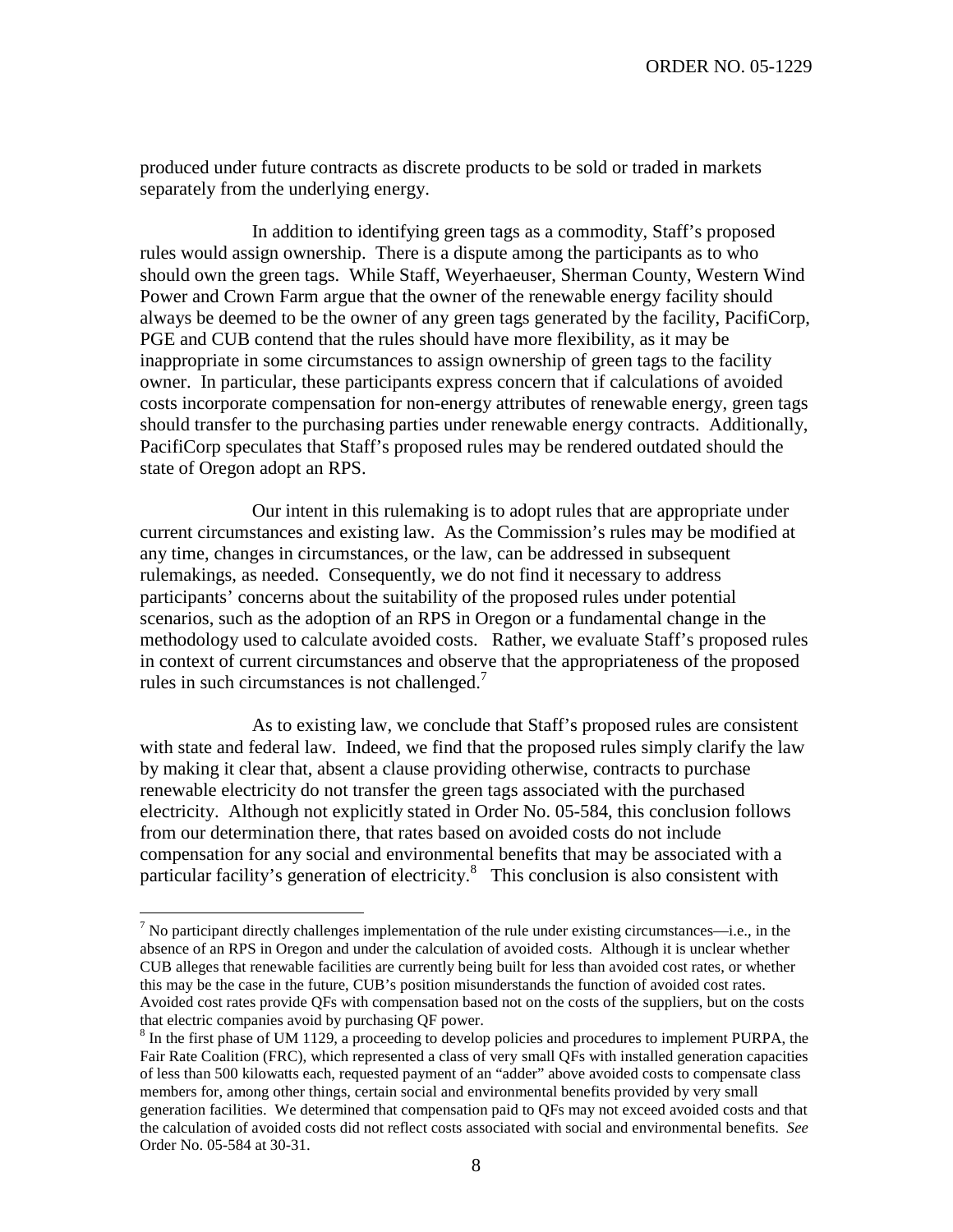produced under future contracts as discrete products to be sold or traded in markets separately from the underlying energy.

In addition to identifying green tags as a commodity, Staff's proposed rules would assign ownership. There is a dispute among the participants as to who should own the green tags. While Staff, Weyerhaeuser, Sherman County, Western Wind Power and Crown Farm argue that the owner of the renewable energy facility should always be deemed to be the owner of any green tags generated by the facility, PacifiCorp, PGE and CUB contend that the rules should have more flexibility, as it may be inappropriate in some circumstances to assign ownership of green tags to the facility owner. In particular, these participants express concern that if calculations of avoided costs incorporate compensation for non-energy attributes of renewable energy, green tags should transfer to the purchasing parties under renewable energy contracts. Additionally, PacifiCorp speculates that Staff's proposed rules may be rendered outdated should the state of Oregon adopt an RPS.

Our intent in this rulemaking is to adopt rules that are appropriate under current circumstances and existing law. As the Commission's rules may be modified at any time, changes in circumstances, or the law, can be addressed in subsequent rulemakings, as needed. Consequently, we do not find it necessary to address participants' concerns about the suitability of the proposed rules under potential scenarios, such as the adoption of an RPS in Oregon or a fundamental change in the methodology used to calculate avoided costs. Rather, we evaluate Staff's proposed rules in context of current circumstances and observe that the appropriateness of the proposed rules in such circumstances is not challenged.[7]

As to existing law, we conclude that Staff's proposed rules are consistent with state and federal law. Indeed, we find that the proposed rules simply clarify the law by making it clear that, absent a clause providing otherwise, contracts to purchase renewable electricity do not transfer the green tags associated with the purchased electricity. Although not explicitly stated in Order No. 05-584, this conclusion follows from our determination there, that rates based on avoided costs do not include compensation for any social and environmental benefits that may be associated with a particular facility's generation of electricity.[8] This conclusion is also consistent with

---

[7] No participant directly challenges implementation of the rule under existing circumstances—i.e., in the absence of an RPS in Oregon and under the calculation of avoided costs. Although it is unclear whether CUB alleges that renewable facilities are currently being built for less than avoided cost rates, or whether this may be the case in the future, CUB's position misunderstands the function of avoided cost rates. Avoided cost rates provide QFs with compensation based not on the costs of the suppliers, but on the costs that electric companies avoid by purchasing QF power.

[8] In the first phase of UM 1129, a proceeding to develop policies and procedures to implement PURPA, the Fair Rate Coalition (FRC), which represented a class of very small QFs with installed generation capacities of less than 500 kilowatts each, requested payment of an "adder" above avoided costs to compensate class members for, among other things, certain social and environmental benefits provided by very small generation facilities. We determined that compensation paid to QFs may not exceed avoided costs and that the calculation of avoided costs did not reflect costs associated with social and environmental benefits. *See* Order No. 05-584 at 30-31.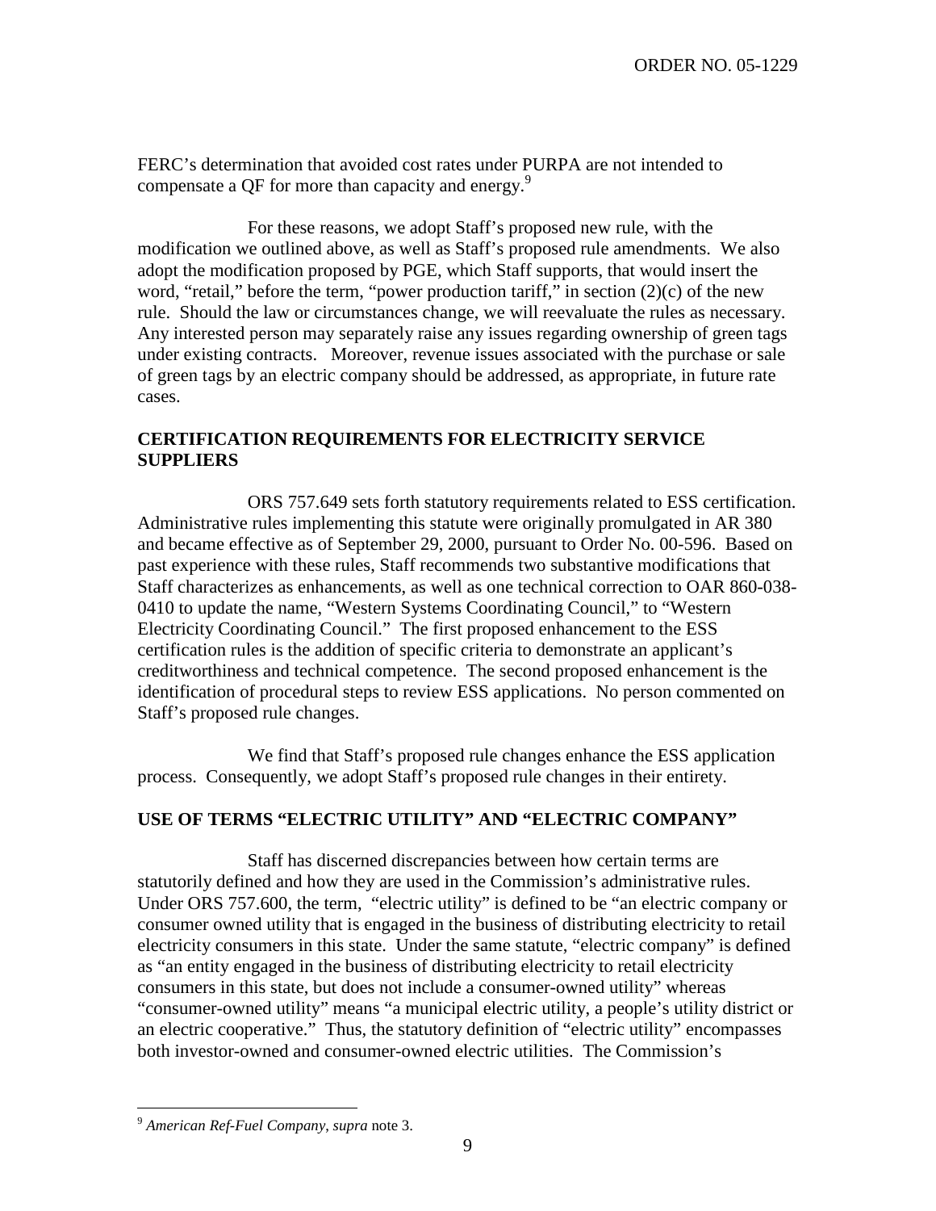FERC's determination that avoided cost rates under PURPA are not intended to compensate a QF for more than capacity and energy.[9]

For these reasons, we adopt Staff's proposed new rule, with the modification we outlined above, as well as Staff's proposed rule amendments. We also adopt the modification proposed by PGE, which Staff supports, that would insert the word, "retail," before the term, "power production tariff," in section (2)(c) of the new rule. Should the law or circumstances change, we will reevaluate the rules as necessary. Any interested person may separately raise any issues regarding ownership of green tags under existing contracts. Moreover, revenue issues associated with the purchase or sale of green tags by an electric company should be addressed, as appropriate, in future rate cases.

## CERTIFICATION REQUIREMENTS FOR ELECTRICITY SERVICE SUPPLIERS

ORS 757.649 sets forth statutory requirements related to ESS certification. Administrative rules implementing this statute were originally promulgated in AR 380 and became effective as of September 29, 2000, pursuant to Order No. 00-596. Based on past experience with these rules, Staff recommends two substantive modifications that Staff characterizes as enhancements, as well as one technical correction to OAR 860-038-0410 to update the name, "Western Systems Coordinating Council," to "Western Electricity Coordinating Council." The first proposed enhancement to the ESS certification rules is the addition of specific criteria to demonstrate an applicant's creditworthiness and technical competence. The second proposed enhancement is the identification of procedural steps to review ESS applications. No person commented on Staff's proposed rule changes.

We find that Staff's proposed rule changes enhance the ESS application process. Consequently, we adopt Staff's proposed rule changes in their entirety.

## USE OF TERMS "ELECTRIC UTILITY" AND "ELECTRIC COMPANY"

Staff has discerned discrepancies between how certain terms are statutorily defined and how they are used in the Commission's administrative rules. Under ORS 757.600, the term, "electric utility" is defined to be "an electric company or consumer owned utility that is engaged in the business of distributing electricity to retail electricity consumers in this state. Under the same statute, "electric company" is defined as "an entity engaged in the business of distributing electricity to retail electricity consumers in this state, but does not include a consumer-owned utility" whereas "consumer-owned utility" means "a municipal electric utility, a people's utility district or an electric cooperative." Thus, the statutory definition of "electric utility" encompasses both investor-owned and consumer-owned electric utilities. The Commission's

---

[9] *American Ref-Fuel Company*, *supra* note 3.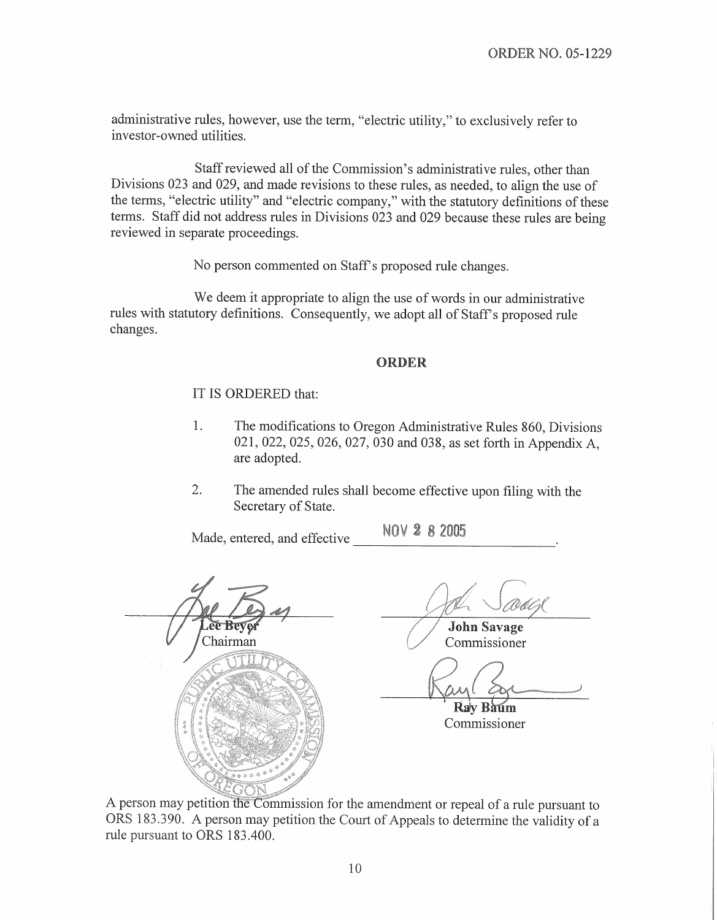administrative rules, however, use the term, "electric utility," to exclusively refer to investor-owned utilities.

Staff reviewed all of the Commission's administrative rules, other than Divisions 023 and 029, and made revisions to these rules, as needed, to align the use of the terms, "electric utility" and "electric company," with the statutory definitions of these terms. Staff did not address rules in Divisions 023 and 029 because these rules are being reviewed in separate proceedings.

No person commented on Staff's proposed rule changes.

We deem it appropriate to align the use of words in our administrative rules with statutory definitions. Consequently, we adopt all of Staff's proposed rule changes.

## ORDER

IT IS ORDERED that:

1. The modifications to Oregon Administrative Rules 860, Divisions 021, 022, 025, 026, 027, 030 and 038, as set forth in Appendix A, are adopted.

2. The amended rules shall become effective upon filing with the Secretary of State.

Made, entered, and effective NOV 28 2005.

**Lee Beyer**
Chairman

**John Savage**
Commissioner

**Ray Baum**
Commissioner

A person may petition the Commission for the amendment or repeal of a rule pursuant to ORS 183.390. A person may petition the Court of Appeals to determine the validity of a rule pursuant to ORS 183.400.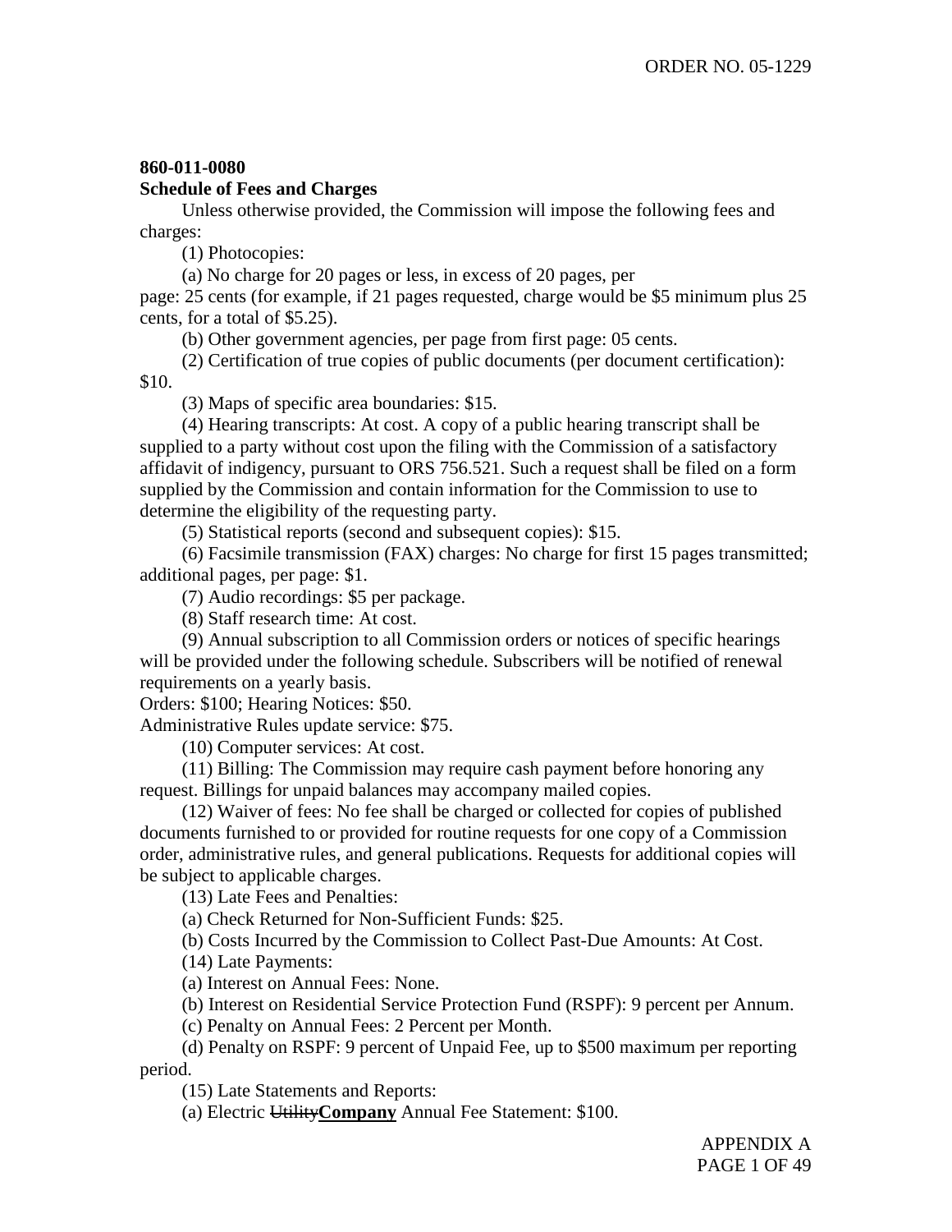**860-011-0080**

**Schedule of Fees and Charges**

Unless otherwise provided, the Commission will impose the following fees and charges:

(1) Photocopies:

(a) No charge for 20 pages or less, in excess of 20 pages, per page: 25 cents (for example, if 21 pages requested, charge would be $5 minimum plus 25 cents, for a total of $5.25).

(b) Other government agencies, per page from first page: 05 cents.

(2) Certification of true copies of public documents (per document certification): $10.

(3) Maps of specific area boundaries: $15.

(4) Hearing transcripts: At cost. A copy of a public hearing transcript shall be supplied to a party without cost upon the filing with the Commission of a satisfactory affidavit of indigency, pursuant to ORS 756.521. Such a request shall be filed on a form supplied by the Commission and contain information for the Commission to use to determine the eligibility of the requesting party.

(5) Statistical reports (second and subsequent copies): $15.

(6) Facsimile transmission (FAX) charges: No charge for first 15 pages transmitted; additional pages, per page: $1.

(7) Audio recordings: $5 per package.

(8) Staff research time: At cost.

(9) Annual subscription to all Commission orders or notices of specific hearings will be provided under the following schedule. Subscribers will be notified of renewal requirements on a yearly basis.

Orders: $100; Hearing Notices: $50.

Administrative Rules update service: $75.

(10) Computer services: At cost.

(11) Billing: The Commission may require cash payment before honoring any request. Billings for unpaid balances may accompany mailed copies.

(12) Waiver of fees: No fee shall be charged or collected for copies of published documents furnished to or provided for routine requests for one copy of a Commission order, administrative rules, and general publications. Requests for additional copies will be subject to applicable charges.

(13) Late Fees and Penalties:

(a) Check Returned for Non-Sufficient Funds: $25.

(b) Costs Incurred by the Commission to Collect Past-Due Amounts: At Cost.

(14) Late Payments:

(a) Interest on Annual Fees: None.

(b) Interest on Residential Service Protection Fund (RSPF): 9 percent per Annum.

(c) Penalty on Annual Fees: 2 Percent per Month.

(d) Penalty on RSPF: 9 percent of Unpaid Fee, up to $500 maximum per reporting period.

(15) Late Statements and Reports:

(a) Electric ~~Utility~~**<u>Company</u>** Annual Fee Statement: $100.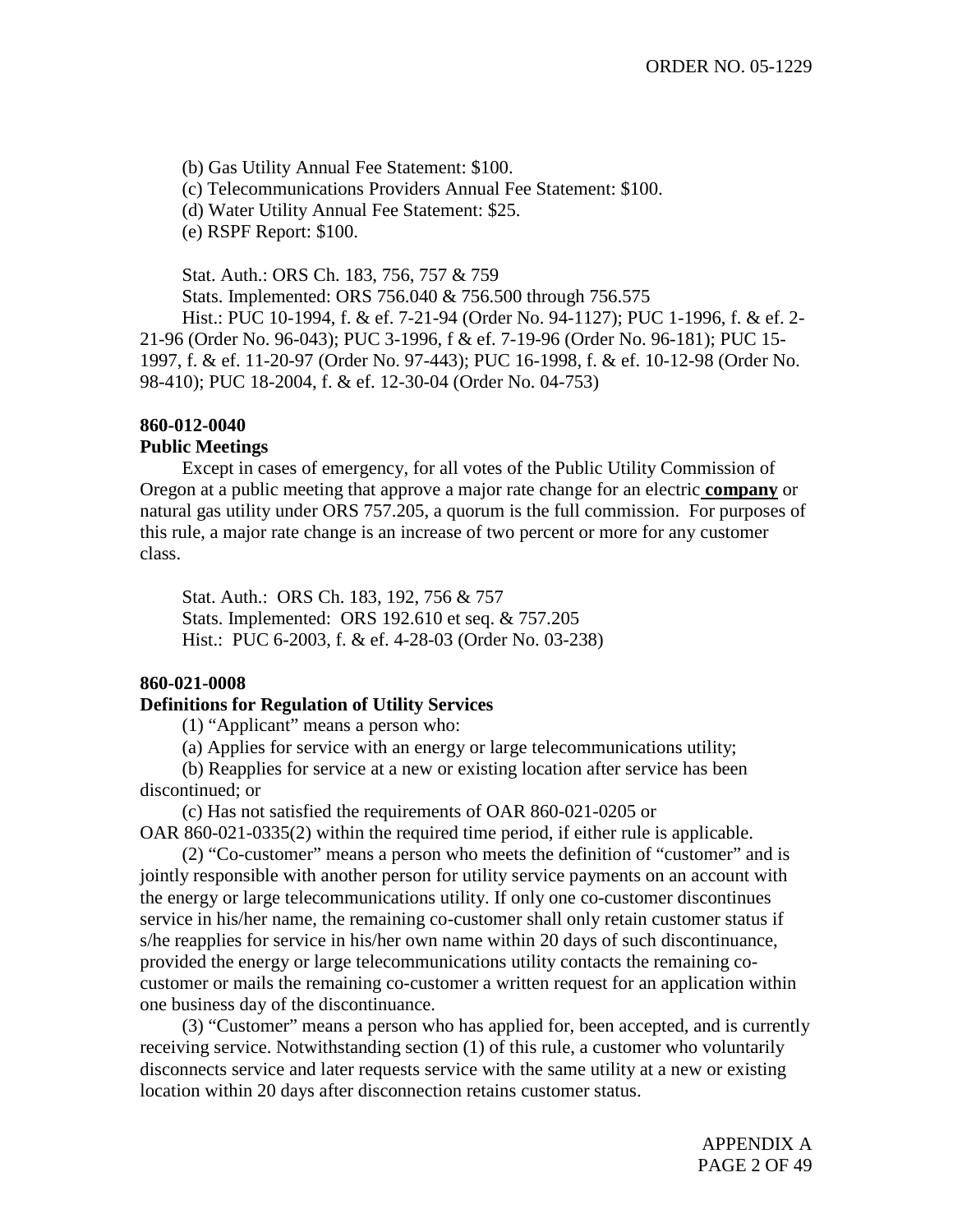(b) Gas Utility Annual Fee Statement: $100.

(c) Telecommunications Providers Annual Fee Statement: $100.

(d) Water Utility Annual Fee Statement: $25.

(e) RSPF Report: $100.

Stat. Auth.: ORS Ch. 183, 756, 757 & 759

Stats. Implemented: ORS 756.040 & 756.500 through 756.575

Hist.: PUC 10-1994, f. & ef. 7-21-94 (Order No. 94-1127); PUC 1-1996, f. & ef. 2-21-96 (Order No. 96-043); PUC 3-1996, f & ef. 7-19-96 (Order No. 96-181); PUC 15-1997, f. & ef. 11-20-97 (Order No. 97-443); PUC 16-1998, f. & ef. 10-12-98 (Order No. 98-410); PUC 18-2004, f. & ef. 12-30-04 (Order No. 04-753)

**860-012-0040**

**Public Meetings**

Except in cases of emergency, for all votes of the Public Utility Commission of Oregon at a public meeting that approve a major rate change for an electric **<u>company</u>** or natural gas utility under ORS 757.205, a quorum is the full commission. For purposes of this rule, a major rate change is an increase of two percent or more for any customer class.

Stat. Auth.: ORS Ch. 183, 192, 756 & 757

Stats. Implemented: ORS 192.610 et seq. & 757.205

Hist.: PUC 6-2003, f. & ef. 4-28-03 (Order No. 03-238)

**860-021-0008**

**Definitions for Regulation of Utility Services**

(1) "Applicant" means a person who:

(a) Applies for service with an energy or large telecommunications utility;

(b) Reapplies for service at a new or existing location after service has been discontinued; or

(c) Has not satisfied the requirements of OAR 860-021-0205 or OAR 860-021-0335(2) within the required time period, if either rule is applicable.

(2) "Co-customer" means a person who meets the definition of "customer" and is jointly responsible with another person for utility service payments on an account with the energy or large telecommunications utility. If only one co-customer discontinues service in his/her name, the remaining co-customer shall only retain customer status if s/he reapplies for service in his/her own name within 20 days of such discontinuance, provided the energy or large telecommunications utility contacts the remaining co-customer or mails the remaining co-customer a written request for an application within one business day of the discontinuance.

(3) "Customer" means a person who has applied for, been accepted, and is currently receiving service. Notwithstanding section (1) of this rule, a customer who voluntarily disconnects service and later requests service with the same utility at a new or existing location within 20 days after disconnection retains customer status.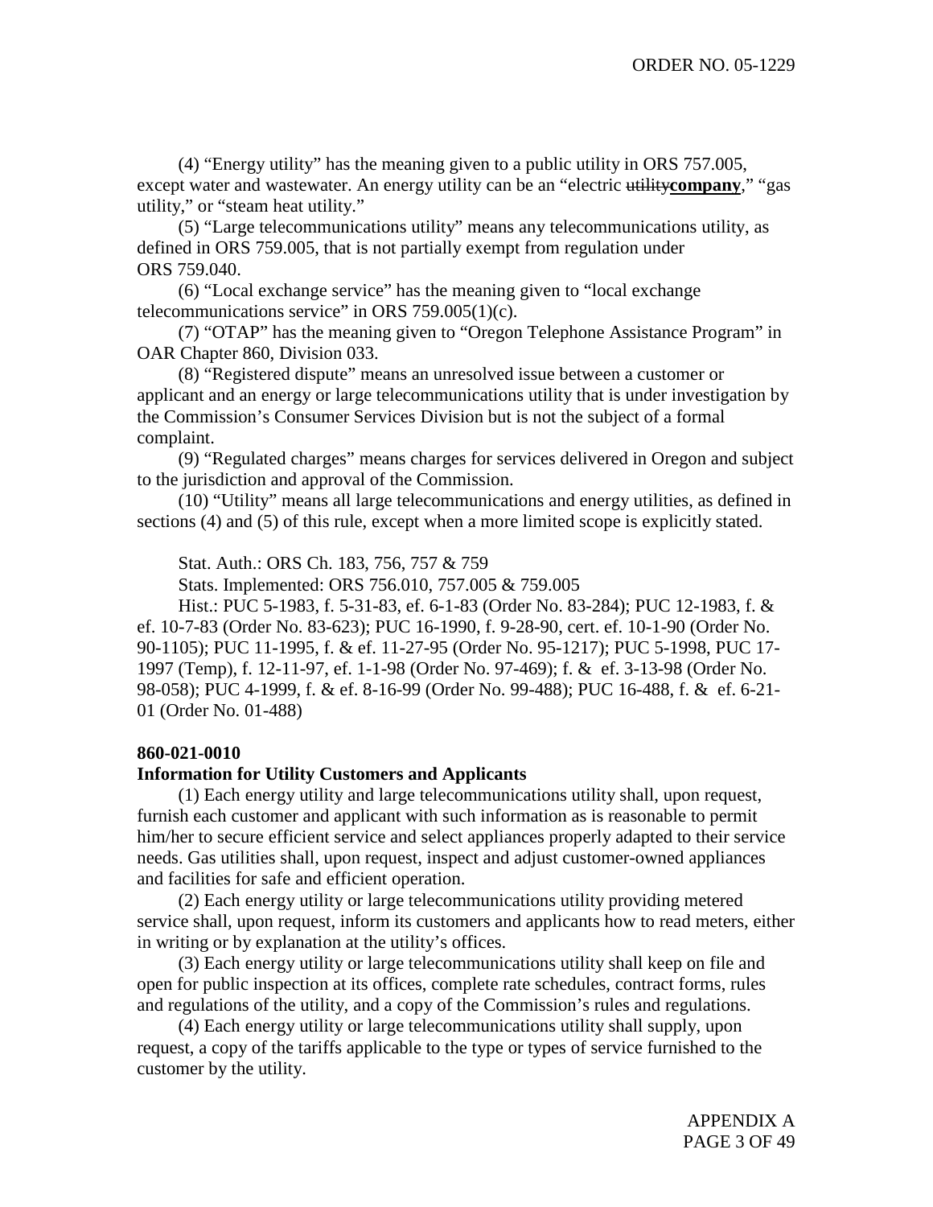(4) "Energy utility" has the meaning given to a public utility in ORS 757.005, except water and wastewater. An energy utility can be an "electric ~~utility~~**company**," "gas utility," or "steam heat utility."

(5) "Large telecommunications utility" means any telecommunications utility, as defined in ORS 759.005, that is not partially exempt from regulation under ORS 759.040.

(6) "Local exchange service" has the meaning given to "local exchange telecommunications service" in ORS 759.005(1)(c).

(7) "OTAP" has the meaning given to "Oregon Telephone Assistance Program" in OAR Chapter 860, Division 033.

(8) "Registered dispute" means an unresolved issue between a customer or applicant and an energy or large telecommunications utility that is under investigation by the Commission's Consumer Services Division but is not the subject of a formal complaint.

(9) "Regulated charges" means charges for services delivered in Oregon and subject to the jurisdiction and approval of the Commission.

(10) "Utility" means all large telecommunications and energy utilities, as defined in sections (4) and (5) of this rule, except when a more limited scope is explicitly stated.

Stat. Auth.: ORS Ch. 183, 756, 757 & 759

Stats. Implemented: ORS 756.010, 757.005 & 759.005

Hist.: PUC 5-1983, f. 5-31-83, ef. 6-1-83 (Order No. 83-284); PUC 12-1983, f. & ef. 10-7-83 (Order No. 83-623); PUC 16-1990, f. 9-28-90, cert. ef. 10-1-90 (Order No. 90-1105); PUC 11-1995, f. & ef. 11-27-95 (Order No. 95-1217); PUC 5-1998, PUC 17-1997 (Temp), f. 12-11-97, ef. 1-1-98 (Order No. 97-469); f. & ef. 3-13-98 (Order No. 98-058); PUC 4-1999, f. & ef. 8-16-99 (Order No. 99-488); PUC 16-488, f. & ef. 6-21-01 (Order No. 01-488)

**860-021-0010**

**Information for Utility Customers and Applicants**

(1) Each energy utility and large telecommunications utility shall, upon request, furnish each customer and applicant with such information as is reasonable to permit him/her to secure efficient service and select appliances properly adapted to their service needs. Gas utilities shall, upon request, inspect and adjust customer-owned appliances and facilities for safe and efficient operation.

(2) Each energy utility or large telecommunications utility providing metered service shall, upon request, inform its customers and applicants how to read meters, either in writing or by explanation at the utility's offices.

(3) Each energy utility or large telecommunications utility shall keep on file and open for public inspection at its offices, complete rate schedules, contract forms, rules and regulations of the utility, and a copy of the Commission's rules and regulations.

(4) Each energy utility or large telecommunications utility shall supply, upon request, a copy of the tariffs applicable to the type or types of service furnished to the customer by the utility.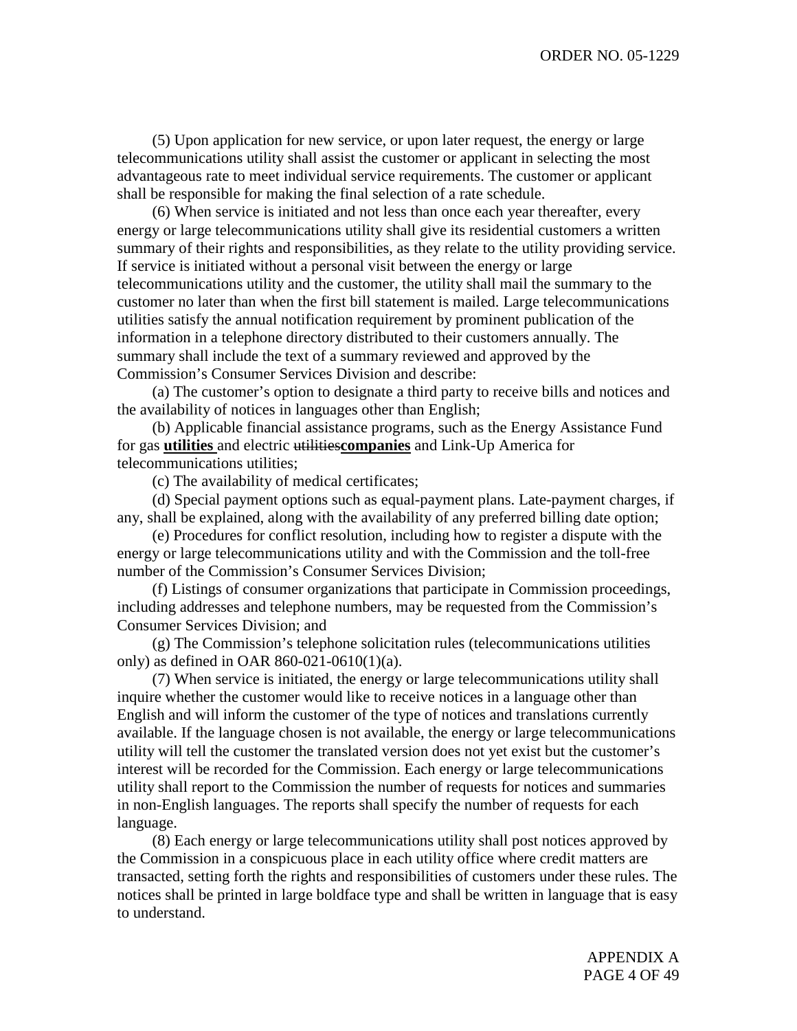(5) Upon application for new service, or upon later request, the energy or large telecommunications utility shall assist the customer or applicant in selecting the most advantageous rate to meet individual service requirements. The customer or applicant shall be responsible for making the final selection of a rate schedule.

(6) When service is initiated and not less than once each year thereafter, every energy or large telecommunications utility shall give its residential customers a written summary of their rights and responsibilities, as they relate to the utility providing service. If service is initiated without a personal visit between the energy or large telecommunications utility and the customer, the utility shall mail the summary to the customer no later than when the first bill statement is mailed. Large telecommunications utilities satisfy the annual notification requirement by prominent publication of the information in a telephone directory distributed to their customers annually. The summary shall include the text of a summary reviewed and approved by the Commission's Consumer Services Division and describe:

(a) The customer's option to designate a third party to receive bills and notices and the availability of notices in languages other than English;

(b) Applicable financial assistance programs, such as the Energy Assistance Fund for gas **utilities** and electric ~~utilities~~**companies** and Link-Up America for telecommunications utilities;

(c) The availability of medical certificates;

(d) Special payment options such as equal-payment plans. Late-payment charges, if any, shall be explained, along with the availability of any preferred billing date option;

(e) Procedures for conflict resolution, including how to register a dispute with the energy or large telecommunications utility and with the Commission and the toll-free number of the Commission's Consumer Services Division;

(f) Listings of consumer organizations that participate in Commission proceedings, including addresses and telephone numbers, may be requested from the Commission's Consumer Services Division; and

(g) The Commission's telephone solicitation rules (telecommunications utilities only) as defined in OAR 860-021-0610(1)(a).

(7) When service is initiated, the energy or large telecommunications utility shall inquire whether the customer would like to receive notices in a language other than English and will inform the customer of the type of notices and translations currently available. If the language chosen is not available, the energy or large telecommunications utility will tell the customer the translated version does not yet exist but the customer's interest will be recorded for the Commission. Each energy or large telecommunications utility shall report to the Commission the number of requests for notices and summaries in non-English languages. The reports shall specify the number of requests for each language.

(8) Each energy or large telecommunications utility shall post notices approved by the Commission in a conspicuous place in each utility office where credit matters are transacted, setting forth the rights and responsibilities of customers under these rules. The notices shall be printed in large boldface type and shall be written in language that is easy to understand.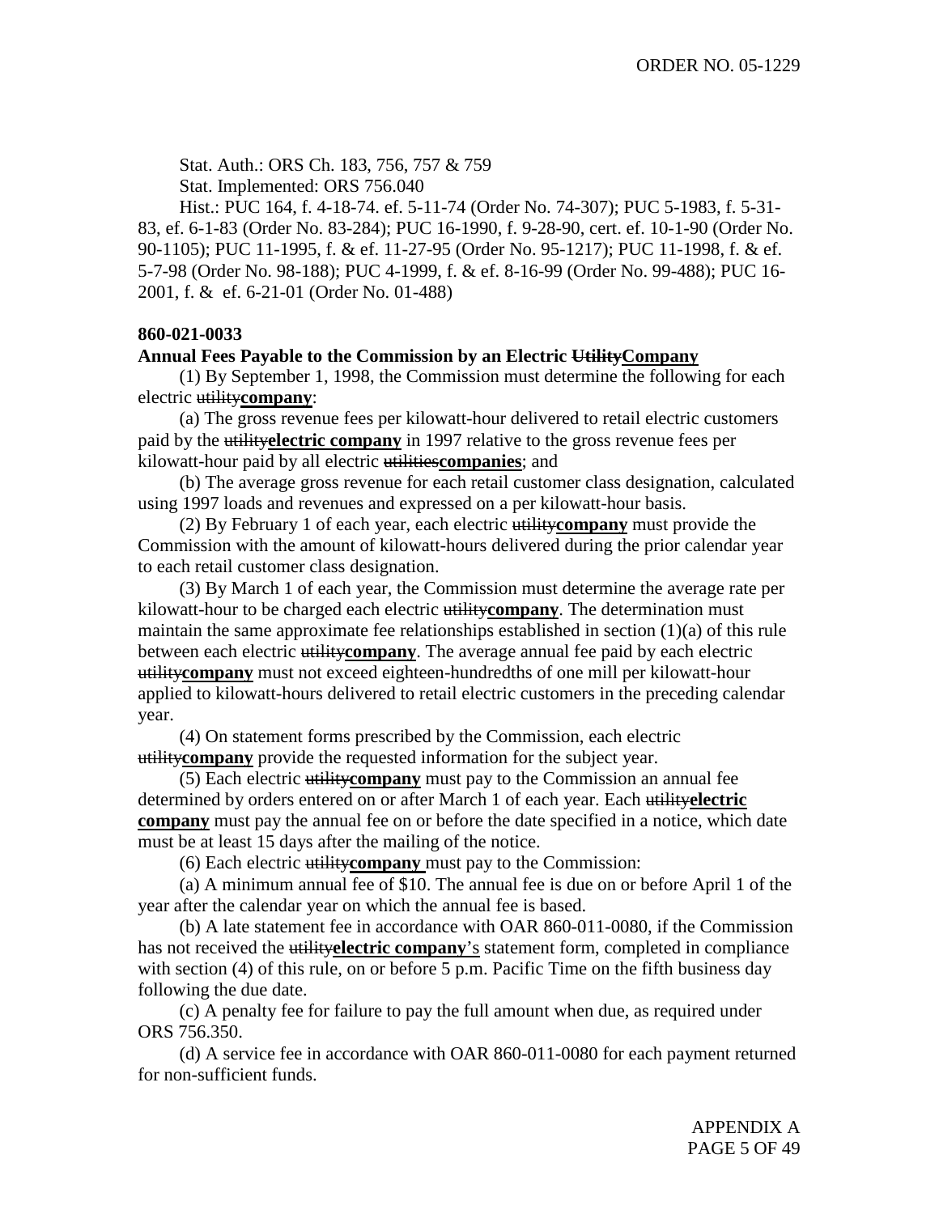Stat. Auth.: ORS Ch. 183, 756, 757 & 759

Stat. Implemented: ORS 756.040

Hist.: PUC 164, f. 4-18-74. ef. 5-11-74 (Order No. 74-307); PUC 5-1983, f. 5-31-83, ef. 6-1-83 (Order No. 83-284); PUC 16-1990, f. 9-28-90, cert. ef. 10-1-90 (Order No. 90-1105); PUC 11-1995, f. & ef. 11-27-95 (Order No. 95-1217); PUC 11-1998, f. & ef. 5-7-98 (Order No. 98-188); PUC 4-1999, f. & ef. 8-16-99 (Order No. 99-488); PUC 16-2001, f. & ef. 6-21-01 (Order No. 01-488)

**860-021-0033**

**Annual Fees Payable to the Commission by an Electric ~~Utility~~Company**

(1) By September 1, 1998, the Commission must determine the following for each electric ~~utility~~**company**:

(a) The gross revenue fees per kilowatt-hour delivered to retail electric customers paid by the ~~utility~~**electric company** in 1997 relative to the gross revenue fees per kilowatt-hour paid by all electric ~~utilities~~**companies**; and

(b) The average gross revenue for each retail customer class designation, calculated using 1997 loads and revenues and expressed on a per kilowatt-hour basis.

(2) By February 1 of each year, each electric ~~utility~~**company** must provide the Commission with the amount of kilowatt-hours delivered during the prior calendar year to each retail customer class designation.

(3) By March 1 of each year, the Commission must determine the average rate per kilowatt-hour to be charged each electric ~~utility~~**company**. The determination must maintain the same approximate fee relationships established in section (1)(a) of this rule between each electric ~~utility~~**company**. The average annual fee paid by each electric ~~utility~~**company** must not exceed eighteen-hundredths of one mill per kilowatt-hour applied to kilowatt-hours delivered to retail electric customers in the preceding calendar year.

(4) On statement forms prescribed by the Commission, each electric ~~utility~~**company** provide the requested information for the subject year.

(5) Each electric ~~utility~~**company** must pay to the Commission an annual fee determined by orders entered on or after March 1 of each year. Each ~~utility~~**electric company** must pay the annual fee on or before the date specified in a notice, which date must be at least 15 days after the mailing of the notice.

(6) Each electric ~~utility~~**company** must pay to the Commission:

(a) A minimum annual fee of $10. The annual fee is due on or before April 1 of the year after the calendar year on which the annual fee is based.

(b) A late statement fee in accordance with OAR 860-011-0080, if the Commission has not received the ~~utility~~**electric company**'s statement form, completed in compliance with section (4) of this rule, on or before 5 p.m. Pacific Time on the fifth business day following the due date.

(c) A penalty fee for failure to pay the full amount when due, as required under ORS 756.350.

(d) A service fee in accordance with OAR 860-011-0080 for each payment returned for non-sufficient funds.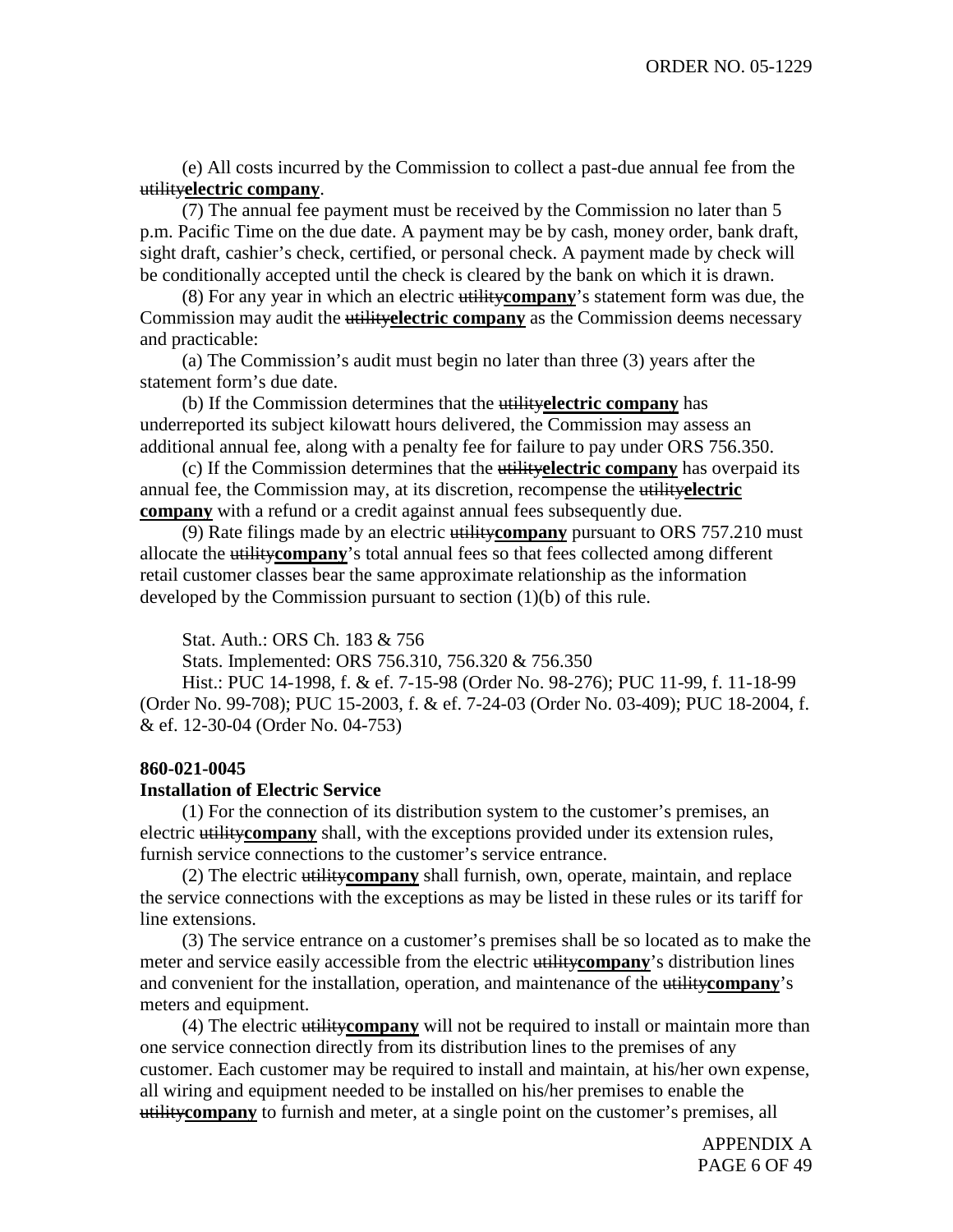(e) All costs incurred by the Commission to collect a past-due annual fee from the ~~utility~~**electric company**.

(7) The annual fee payment must be received by the Commission no later than 5 p.m. Pacific Time on the due date. A payment may be by cash, money order, bank draft, sight draft, cashier's check, certified, or personal check. A payment made by check will be conditionally accepted until the check is cleared by the bank on which it is drawn.

(8) For any year in which an electric ~~utility~~**company**'s statement form was due, the Commission may audit the ~~utility~~**electric company** as the Commission deems necessary and practicable:

(a) The Commission's audit must begin no later than three (3) years after the statement form's due date.

(b) If the Commission determines that the ~~utility~~**electric company** has underreported its subject kilowatt hours delivered, the Commission may assess an additional annual fee, along with a penalty fee for failure to pay under ORS 756.350.

(c) If the Commission determines that the ~~utility~~**electric company** has overpaid its annual fee, the Commission may, at its discretion, recompense the ~~utility~~**electric company** with a refund or a credit against annual fees subsequently due.

(9) Rate filings made by an electric ~~utility~~**company** pursuant to ORS 757.210 must allocate the ~~utility~~**company**'s total annual fees so that fees collected among different retail customer classes bear the same approximate relationship as the information developed by the Commission pursuant to section (1)(b) of this rule.

Stat. Auth.: ORS Ch. 183 & 756

Stats. Implemented: ORS 756.310, 756.320 & 756.350

Hist.: PUC 14-1998, f. & ef. 7-15-98 (Order No. 98-276); PUC 11-99, f. 11-18-99 (Order No. 99-708); PUC 15-2003, f. & ef. 7-24-03 (Order No. 03-409); PUC 18-2004, f. & ef. 12-30-04 (Order No. 04-753)

**860-021-0045**

**Installation of Electric Service**

(1) For the connection of its distribution system to the customer's premises, an electric ~~utility~~**company** shall, with the exceptions provided under its extension rules, furnish service connections to the customer's service entrance.

(2) The electric ~~utility~~**company** shall furnish, own, operate, maintain, and replace the service connections with the exceptions as may be listed in these rules or its tariff for line extensions.

(3) The service entrance on a customer's premises shall be so located as to make the meter and service easily accessible from the electric ~~utility~~**company**'s distribution lines and convenient for the installation, operation, and maintenance of the ~~utility~~**company**'s meters and equipment.

(4) The electric ~~utility~~**company** will not be required to install or maintain more than one service connection directly from its distribution lines to the premises of any customer. Each customer may be required to install and maintain, at his/her own expense, all wiring and equipment needed to be installed on his/her premises to enable the ~~utility~~**company** to furnish and meter, at a single point on the customer's premises, all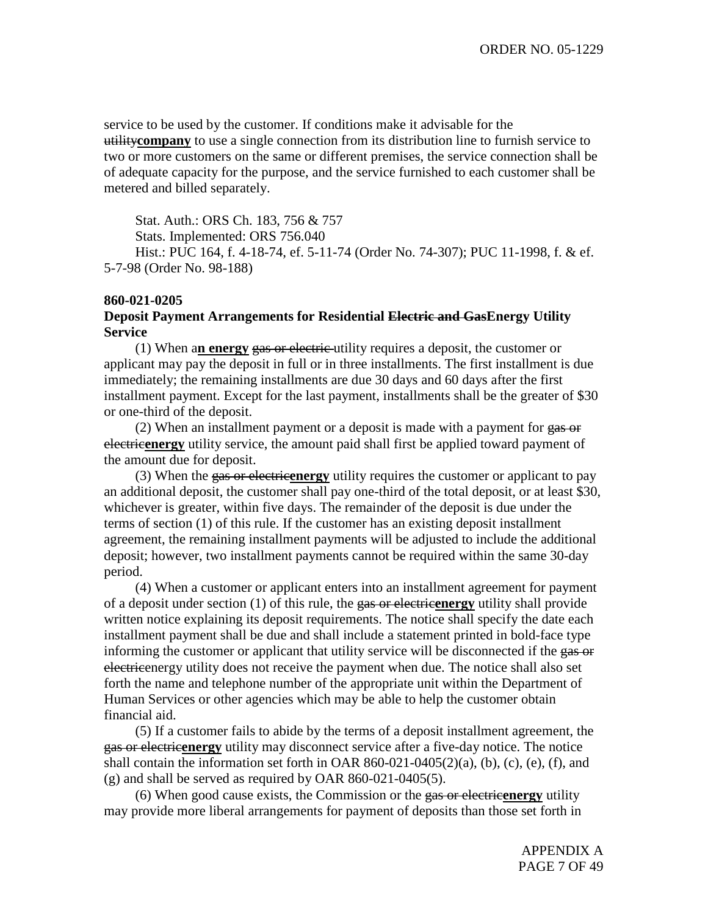service to be used by the customer. If conditions make it advisable for the ~~utility~~**company** to use a single connection from its distribution line to furnish service to two or more customers on the same or different premises, the service connection shall be of adequate capacity for the purpose, and the service furnished to each customer shall be metered and billed separately.

Stat. Auth.: ORS Ch. 183, 756 & 757
Stats. Implemented: ORS 756.040
Hist.: PUC 164, f. 4-18-74, ef. 5-11-74 (Order No. 74-307); PUC 11-1998, f. & ef. 5-7-98 (Order No. 98-188)

**860-021-0205**
**Deposit Payment Arrangements for Residential ~~Electric and Gas~~Energy Utility Service**

(1) When a**n energy** ~~gas or electric~~ utility requires a deposit, the customer or applicant may pay the deposit in full or in three installments. The first installment is due immediately; the remaining installments are due 30 days and 60 days after the first installment payment. Except for the last payment, installments shall be the greater of $30 or one-third of the deposit.

(2) When an installment payment or a deposit is made with a payment for ~~gas or electric~~**energy** utility service, the amount paid shall first be applied toward payment of the amount due for deposit.

(3) When the ~~gas or electric~~**energy** utility requires the customer or applicant to pay an additional deposit, the customer shall pay one-third of the total deposit, or at least $30, whichever is greater, within five days. The remainder of the deposit is due under the terms of section (1) of this rule. If the customer has an existing deposit installment agreement, the remaining installment payments will be adjusted to include the additional deposit; however, two installment payments cannot be required within the same 30-day period.

(4) When a customer or applicant enters into an installment agreement for payment of a deposit under section (1) of this rule, the ~~gas or electric~~**energy** utility shall provide written notice explaining its deposit requirements. The notice shall specify the date each installment payment shall be due and shall include a statement printed in bold-face type informing the customer or applicant that utility service will be disconnected if the ~~gas or electric~~energy utility does not receive the payment when due. The notice shall also set forth the name and telephone number of the appropriate unit within the Department of Human Services or other agencies which may be able to help the customer obtain financial aid.

(5) If a customer fails to abide by the terms of a deposit installment agreement, the ~~gas or electric~~**energy** utility may disconnect service after a five-day notice. The notice shall contain the information set forth in OAR 860-021-0405(2)(a), (b), (c), (e), (f), and (g) and shall be served as required by OAR 860-021-0405(5).

(6) When good cause exists, the Commission or the ~~gas or electric~~**energy** utility may provide more liberal arrangements for payment of deposits than those set forth in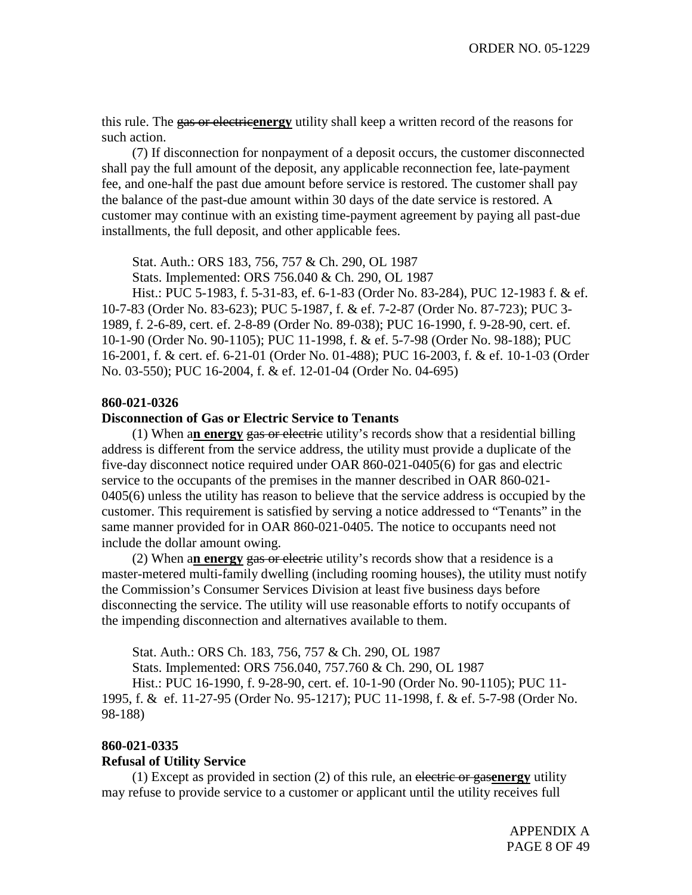this rule. The ~~gas or electric~~**energy** utility shall keep a written record of the reasons for such action.

(7) If disconnection for nonpayment of a deposit occurs, the customer disconnected shall pay the full amount of the deposit, any applicable reconnection fee, late-payment fee, and one-half the past due amount before service is restored. The customer shall pay the balance of the past-due amount within 30 days of the date service is restored. A customer may continue with an existing time-payment agreement by paying all past-due installments, the full deposit, and other applicable fees.

Stat. Auth.: ORS 183, 756, 757 & Ch. 290, OL 1987

Stats. Implemented: ORS 756.040 & Ch. 290, OL 1987

Hist.: PUC 5-1983, f. 5-31-83, ef. 6-1-83 (Order No. 83-284), PUC 12-1983 f. & ef. 10-7-83 (Order No. 83-623); PUC 5-1987, f. & ef. 7-2-87 (Order No. 87-723); PUC 3-1989, f. 2-6-89, cert. ef. 2-8-89 (Order No. 89-038); PUC 16-1990, f. 9-28-90, cert. ef. 10-1-90 (Order No. 90-1105); PUC 11-1998, f. & ef. 5-7-98 (Order No. 98-188); PUC 16-2001, f. & cert. ef. 6-21-01 (Order No. 01-488); PUC 16-2003, f. & ef. 10-1-03 (Order No. 03-550); PUC 16-2004, f. & ef. 12-01-04 (Order No. 04-695)

**860-021-0326**

**Disconnection of Gas or Electric Service to Tenants**

(1) When a**n energy** ~~gas or electric~~ utility's records show that a residential billing address is different from the service address, the utility must provide a duplicate of the five-day disconnect notice required under OAR 860-021-0405(6) for gas and electric service to the occupants of the premises in the manner described in OAR 860-021-0405(6) unless the utility has reason to believe that the service address is occupied by the customer. This requirement is satisfied by serving a notice addressed to "Tenants" in the same manner provided for in OAR 860-021-0405. The notice to occupants need not include the dollar amount owing.

(2) When a**n energy** ~~gas or electric~~ utility's records show that a residence is a master-metered multi-family dwelling (including rooming houses), the utility must notify the Commission's Consumer Services Division at least five business days before disconnecting the service. The utility will use reasonable efforts to notify occupants of the impending disconnection and alternatives available to them.

Stat. Auth.: ORS Ch. 183, 756, 757 & Ch. 290, OL 1987

Stats. Implemented: ORS 756.040, 757.760 & Ch. 290, OL 1987

Hist.: PUC 16-1990, f. 9-28-90, cert. ef. 10-1-90 (Order No. 90-1105); PUC 11-1995, f. & ef. 11-27-95 (Order No. 95-1217); PUC 11-1998, f. & ef. 5-7-98 (Order No. 98-188)

**860-021-0335**

**Refusal of Utility Service**

(1) Except as provided in section (2) of this rule, an ~~electric or gas~~**energy** utility may refuse to provide service to a customer or applicant until the utility receives full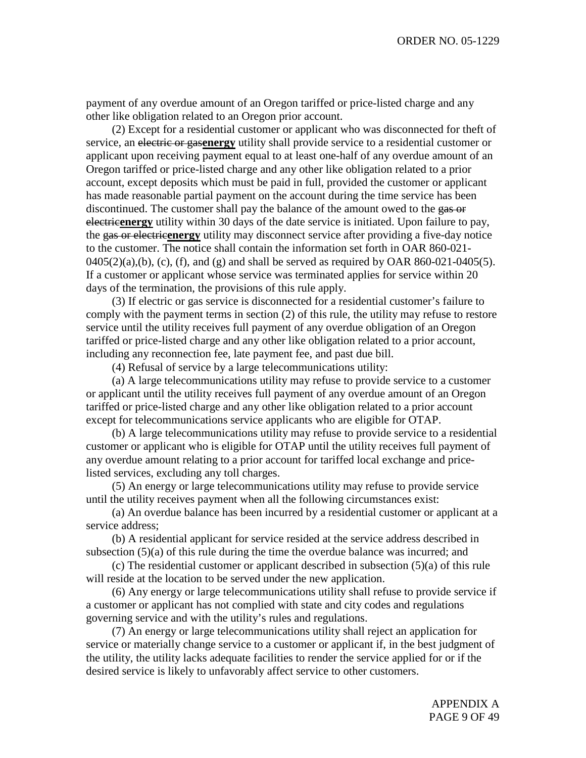payment of any overdue amount of an Oregon tariffed or price-listed charge and any other like obligation related to an Oregon prior account.

(2) Except for a residential customer or applicant who was disconnected for theft of service, an ~~electric or gas~~**energy** utility shall provide service to a residential customer or applicant upon receiving payment equal to at least one-half of any overdue amount of an Oregon tariffed or price-listed charge and any other like obligation related to a prior account, except deposits which must be paid in full, provided the customer or applicant has made reasonable partial payment on the account during the time service has been discontinued. The customer shall pay the balance of the amount owed to the ~~gas or electric~~**energy** utility within 30 days of the date service is initiated. Upon failure to pay, the ~~gas or electric~~**energy** utility may disconnect service after providing a five-day notice to the customer. The notice shall contain the information set forth in OAR 860-021-0405(2)(a),(b), (c), (f), and (g) and shall be served as required by OAR 860-021-0405(5). If a customer or applicant whose service was terminated applies for service within 20 days of the termination, the provisions of this rule apply.

(3) If electric or gas service is disconnected for a residential customer's failure to comply with the payment terms in section (2) of this rule, the utility may refuse to restore service until the utility receives full payment of any overdue obligation of an Oregon tariffed or price-listed charge and any other like obligation related to a prior account, including any reconnection fee, late payment fee, and past due bill.

(4) Refusal of service by a large telecommunications utility:

(a) A large telecommunications utility may refuse to provide service to a customer or applicant until the utility receives full payment of any overdue amount of an Oregon tariffed or price-listed charge and any other like obligation related to a prior account except for telecommunications service applicants who are eligible for OTAP.

(b) A large telecommunications utility may refuse to provide service to a residential customer or applicant who is eligible for OTAP until the utility receives full payment of any overdue amount relating to a prior account for tariffed local exchange and price-listed services, excluding any toll charges.

(5) An energy or large telecommunications utility may refuse to provide service until the utility receives payment when all the following circumstances exist:

(a) An overdue balance has been incurred by a residential customer or applicant at a service address;

(b) A residential applicant for service resided at the service address described in subsection (5)(a) of this rule during the time the overdue balance was incurred; and

(c) The residential customer or applicant described in subsection (5)(a) of this rule will reside at the location to be served under the new application.

(6) Any energy or large telecommunications utility shall refuse to provide service if a customer or applicant has not complied with state and city codes and regulations governing service and with the utility's rules and regulations.

(7) An energy or large telecommunications utility shall reject an application for service or materially change service to a customer or applicant if, in the best judgment of the utility, the utility lacks adequate facilities to render the service applied for or if the desired service is likely to unfavorably affect service to other customers.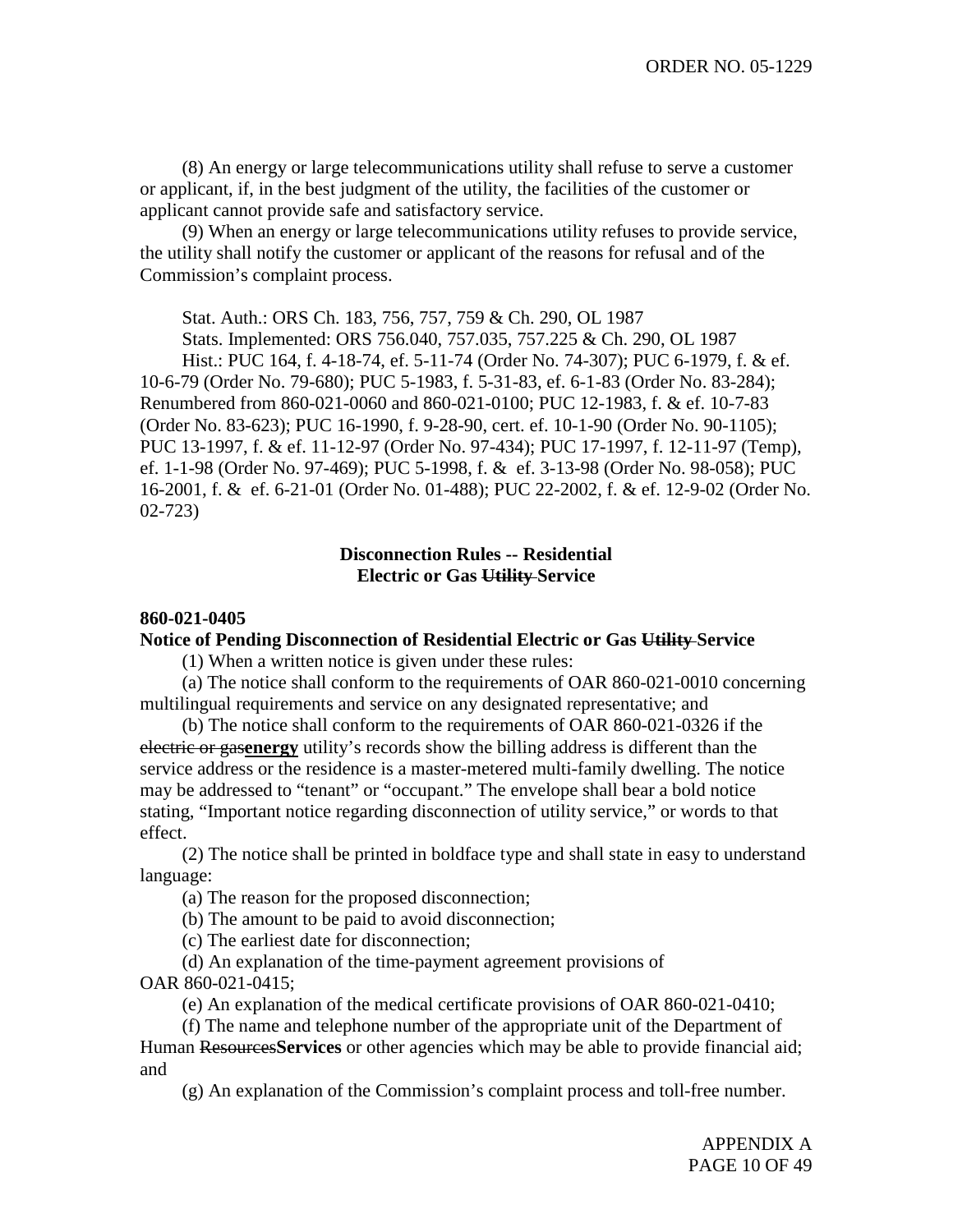(8) An energy or large telecommunications utility shall refuse to serve a customer or applicant, if, in the best judgment of the utility, the facilities of the customer or applicant cannot provide safe and satisfactory service.

(9) When an energy or large telecommunications utility refuses to provide service, the utility shall notify the customer or applicant of the reasons for refusal and of the Commission's complaint process.

Stat. Auth.: ORS Ch. 183, 756, 757, 759 & Ch. 290, OL 1987
Stats. Implemented: ORS 756.040, 757.035, 757.225 & Ch. 290, OL 1987
Hist.: PUC 164, f. 4-18-74, ef. 5-11-74 (Order No. 74-307); PUC 6-1979, f. & ef. 10-6-79 (Order No. 79-680); PUC 5-1983, f. 5-31-83, ef. 6-1-83 (Order No. 83-284); Renumbered from 860-021-0060 and 860-021-0100; PUC 12-1983, f. & ef. 10-7-83 (Order No. 83-623); PUC 16-1990, f. 9-28-90, cert. ef. 10-1-90 (Order No. 90-1105); PUC 13-1997, f. & ef. 11-12-97 (Order No. 97-434); PUC 17-1997, f. 12-11-97 (Temp), ef. 1-1-98 (Order No. 97-469); PUC 5-1998, f. & ef. 3-13-98 (Order No. 98-058); PUC 16-2001, f. & ef. 6-21-01 (Order No. 01-488); PUC 22-2002, f. & ef. 12-9-02 (Order No. 02-723)

**Disconnection Rules -- Residential Electric or Gas ~~Utility~~ Service**

**860-021-0405**
**Notice of Pending Disconnection of Residential Electric or Gas ~~Utility~~ Service**

(1) When a written notice is given under these rules:

(a) The notice shall conform to the requirements of OAR 860-021-0010 concerning multilingual requirements and service on any designated representative; and

(b) The notice shall conform to the requirements of OAR 860-021-0326 if the ~~electric or gas~~**energy** utility's records show the billing address is different than the service address or the residence is a master-metered multi-family dwelling. The notice may be addressed to "tenant" or "occupant." The envelope shall bear a bold notice stating, "Important notice regarding disconnection of utility service," or words to that effect.

(2) The notice shall be printed in boldface type and shall state in easy to understand language:

(a) The reason for the proposed disconnection;

(b) The amount to be paid to avoid disconnection;

(c) The earliest date for disconnection;

(d) An explanation of the time-payment agreement provisions of OAR 860-021-0415;

(e) An explanation of the medical certificate provisions of OAR 860-021-0410;

(f) The name and telephone number of the appropriate unit of the Department of Human ~~Resources~~**Services** or other agencies which may be able to provide financial aid; and

(g) An explanation of the Commission's complaint process and toll-free number.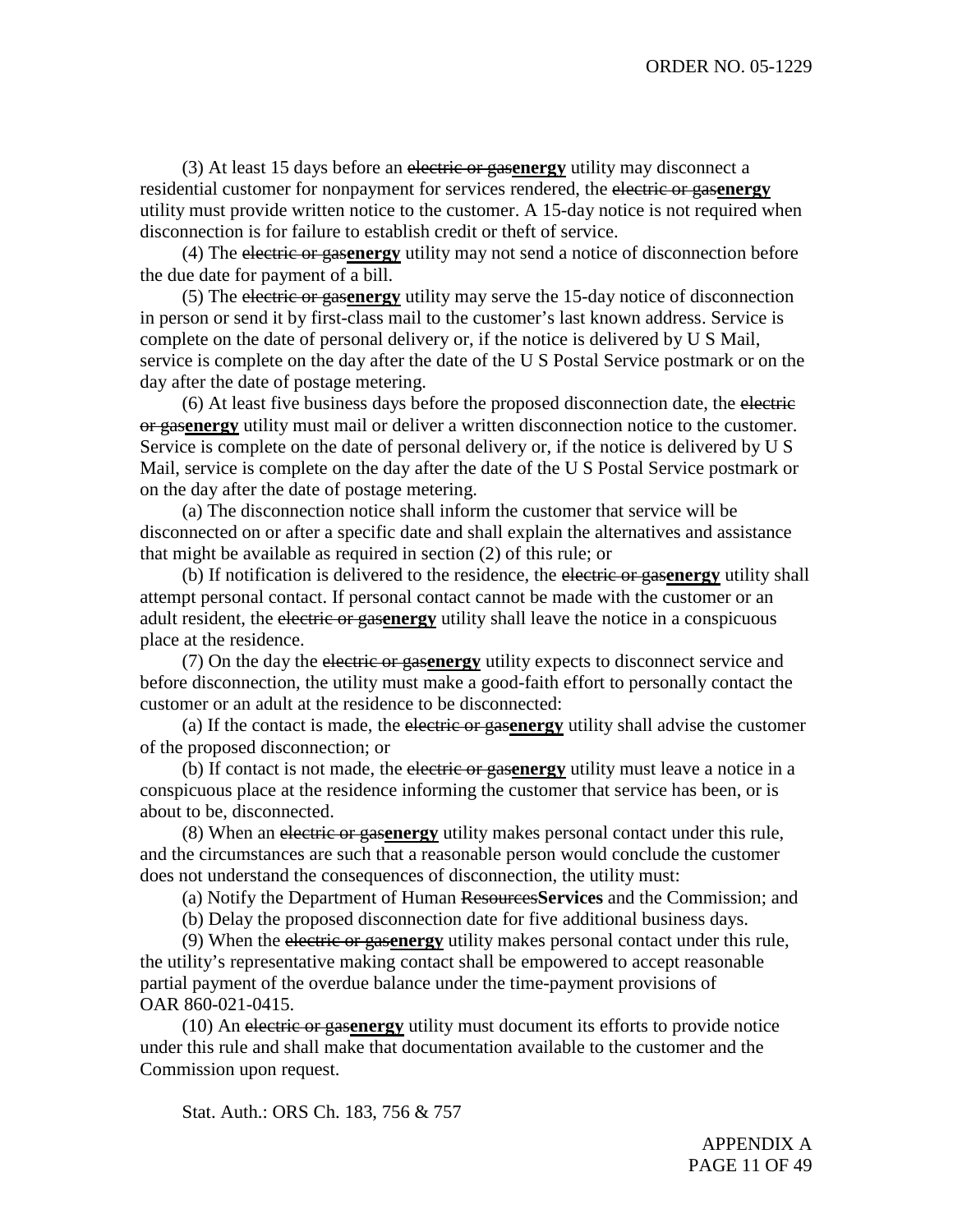(3) At least 15 days before an ~~electric or gas~~**energy** utility may disconnect a residential customer for nonpayment for services rendered, the ~~electric or gas~~**energy** utility must provide written notice to the customer. A 15-day notice is not required when disconnection is for failure to establish credit or theft of service.

(4) The ~~electric or gas~~**energy** utility may not send a notice of disconnection before the due date for payment of a bill.

(5) The ~~electric or gas~~**energy** utility may serve the 15-day notice of disconnection in person or send it by first-class mail to the customer's last known address. Service is complete on the date of personal delivery or, if the notice is delivered by U S Mail, service is complete on the day after the date of the U S Postal Service postmark or on the day after the date of postage metering.

(6) At least five business days before the proposed disconnection date, the ~~electric or gas~~**energy** utility must mail or deliver a written disconnection notice to the customer. Service is complete on the date of personal delivery or, if the notice is delivered by U S Mail, service is complete on the day after the date of the U S Postal Service postmark or on the day after the date of postage metering.

(a) The disconnection notice shall inform the customer that service will be disconnected on or after a specific date and shall explain the alternatives and assistance that might be available as required in section (2) of this rule; or

(b) If notification is delivered to the residence, the ~~electric or gas~~**energy** utility shall attempt personal contact. If personal contact cannot be made with the customer or an adult resident, the ~~electric or gas~~**energy** utility shall leave the notice in a conspicuous place at the residence.

(7) On the day the ~~electric or gas~~**energy** utility expects to disconnect service and before disconnection, the utility must make a good-faith effort to personally contact the customer or an adult at the residence to be disconnected:

(a) If the contact is made, the ~~electric or gas~~**energy** utility shall advise the customer of the proposed disconnection; or

(b) If contact is not made, the ~~electric or gas~~**energy** utility must leave a notice in a conspicuous place at the residence informing the customer that service has been, or is about to be, disconnected.

(8) When an ~~electric or gas~~**energy** utility makes personal contact under this rule, and the circumstances are such that a reasonable person would conclude the customer does not understand the consequences of disconnection, the utility must:

(a) Notify the Department of Human ~~Resources~~**Services** and the Commission; and

(b) Delay the proposed disconnection date for five additional business days.

(9) When the ~~electric or gas~~**energy** utility makes personal contact under this rule, the utility's representative making contact shall be empowered to accept reasonable partial payment of the overdue balance under the time-payment provisions of OAR 860-021-0415.

(10) An ~~electric or gas~~**energy** utility must document its efforts to provide notice under this rule and shall make that documentation available to the customer and the Commission upon request.

Stat. Auth.: ORS Ch. 183, 756 & 757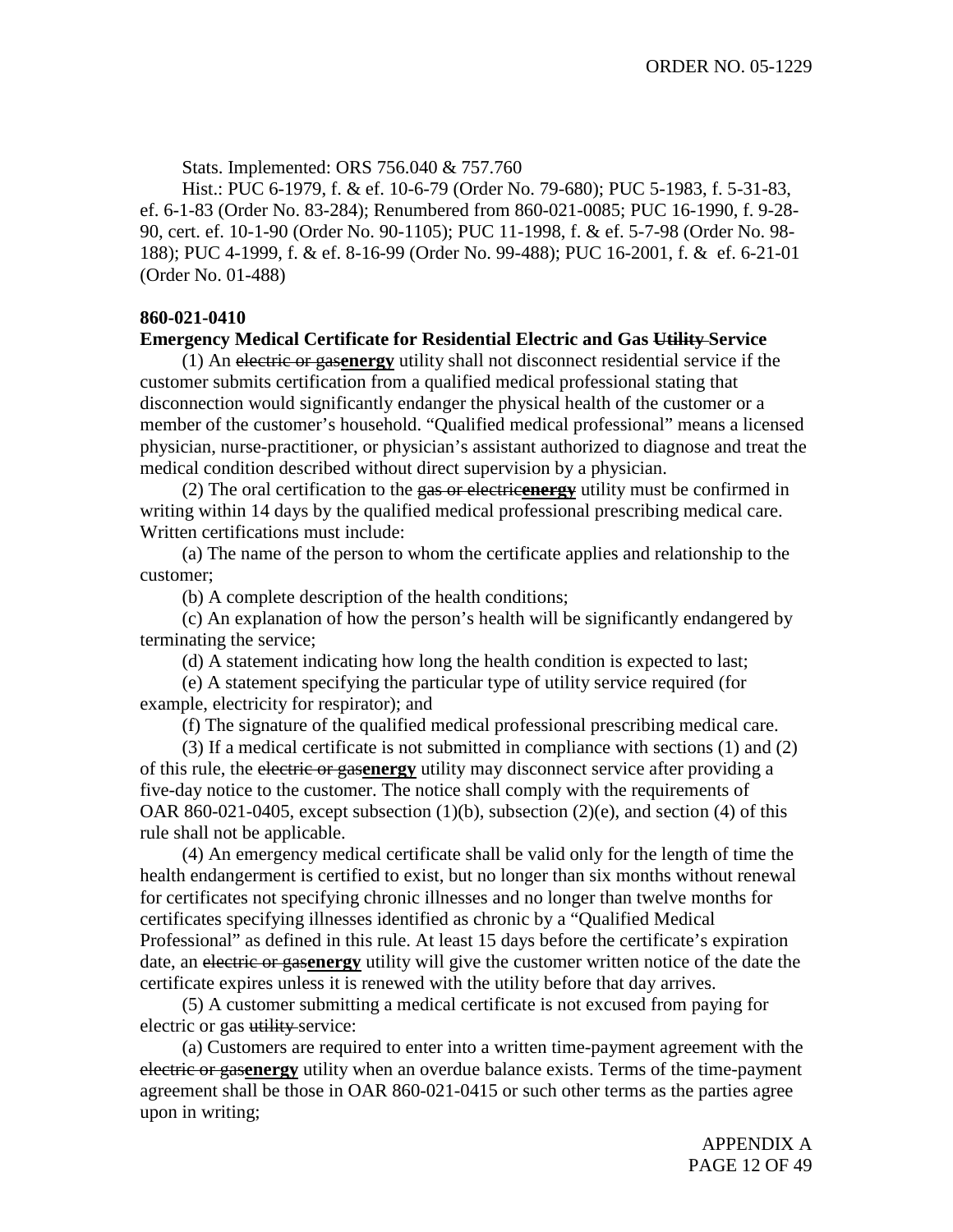Stats. Implemented: ORS 756.040 & 757.760

Hist.: PUC 6-1979, f. & ef. 10-6-79 (Order No. 79-680); PUC 5-1983, f. 5-31-83, ef. 6-1-83 (Order No. 83-284); Renumbered from 860-021-0085; PUC 16-1990, f. 9-28-90, cert. ef. 10-1-90 (Order No. 90-1105); PUC 11-1998, f. & ef. 5-7-98 (Order No. 98-188); PUC 4-1999, f. & ef. 8-16-99 (Order No. 99-488); PUC 16-2001, f. & ef. 6-21-01 (Order No. 01-488)

**860-021-0410**

**Emergency Medical Certificate for Residential Electric and Gas ~~Utility~~ Service**

(1) An ~~electric or gas~~**energy** utility shall not disconnect residential service if the customer submits certification from a qualified medical professional stating that disconnection would significantly endanger the physical health of the customer or a member of the customer's household. "Qualified medical professional" means a licensed physician, nurse-practitioner, or physician's assistant authorized to diagnose and treat the medical condition described without direct supervision by a physician.

(2) The oral certification to the ~~gas or electric~~**energy** utility must be confirmed in writing within 14 days by the qualified medical professional prescribing medical care. Written certifications must include:

(a) The name of the person to whom the certificate applies and relationship to the customer;

(b) A complete description of the health conditions;

(c) An explanation of how the person's health will be significantly endangered by terminating the service;

(d) A statement indicating how long the health condition is expected to last;

(e) A statement specifying the particular type of utility service required (for example, electricity for respirator); and

(f) The signature of the qualified medical professional prescribing medical care.

(3) If a medical certificate is not submitted in compliance with sections (1) and (2) of this rule, the ~~electric or gas~~**energy** utility may disconnect service after providing a five-day notice to the customer. The notice shall comply with the requirements of OAR 860-021-0405, except subsection (1)(b), subsection (2)(e), and section (4) of this rule shall not be applicable.

(4) An emergency medical certificate shall be valid only for the length of time the health endangerment is certified to exist, but no longer than six months without renewal for certificates not specifying chronic illnesses and no longer than twelve months for certificates specifying illnesses identified as chronic by a "Qualified Medical Professional" as defined in this rule. At least 15 days before the certificate's expiration date, an ~~electric or gas~~**energy** utility will give the customer written notice of the date the certificate expires unless it is renewed with the utility before that day arrives.

(5) A customer submitting a medical certificate is not excused from paying for electric or gas ~~utility~~ service:

(a) Customers are required to enter into a written time-payment agreement with the ~~electric or gas~~**energy** utility when an overdue balance exists. Terms of the time-payment agreement shall be those in OAR 860-021-0415 or such other terms as the parties agree upon in writing;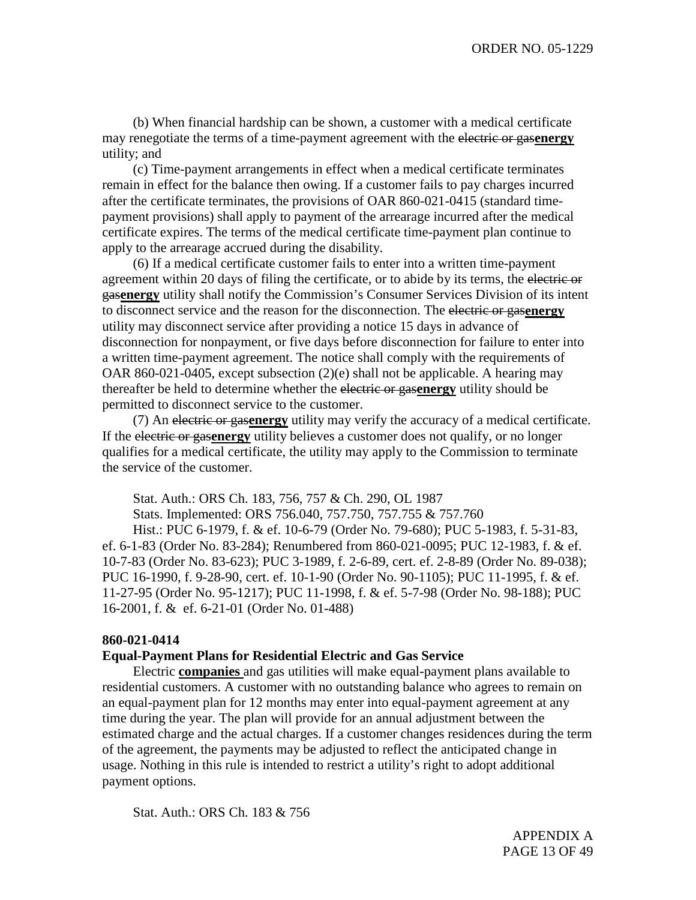(b) When financial hardship can be shown, a customer with a medical certificate may renegotiate the terms of a time-payment agreement with the ~~electric or gas~~**energy** utility; and

(c) Time-payment arrangements in effect when a medical certificate terminates remain in effect for the balance then owing. If a customer fails to pay charges incurred after the certificate terminates, the provisions of OAR 860-021-0415 (standard time-payment provisions) shall apply to payment of the arrearage incurred after the medical certificate expires. The terms of the medical certificate time-payment plan continue to apply to the arrearage accrued during the disability.

(6) If a medical certificate customer fails to enter into a written time-payment agreement within 20 days of filing the certificate, or to abide by its terms, the ~~electric or gas~~**energy** utility shall notify the Commission's Consumer Services Division of its intent to disconnect service and the reason for the disconnection. The ~~electric or gas~~**energy** utility may disconnect service after providing a notice 15 days in advance of disconnection for nonpayment, or five days before disconnection for failure to enter into a written time-payment agreement. The notice shall comply with the requirements of OAR 860-021-0405, except subsection (2)(e) shall not be applicable. A hearing may thereafter be held to determine whether the ~~electric or gas~~**energy** utility should be permitted to disconnect service to the customer.

(7) An ~~electric or gas~~**energy** utility may verify the accuracy of a medical certificate. If the ~~electric or gas~~**energy** utility believes a customer does not qualify, or no longer qualifies for a medical certificate, the utility may apply to the Commission to terminate the service of the customer.

Stat. Auth.: ORS Ch. 183, 756, 757 & Ch. 290, OL 1987

Stats. Implemented: ORS 756.040, 757.750, 757.755 & 757.760

Hist.: PUC 6-1979, f. & ef. 10-6-79 (Order No. 79-680); PUC 5-1983, f. 5-31-83, ef. 6-1-83 (Order No. 83-284); Renumbered from 860-021-0095; PUC 12-1983, f. & ef. 10-7-83 (Order No. 83-623); PUC 3-1989, f. 2-6-89, cert. ef. 2-8-89 (Order No. 89-038); PUC 16-1990, f. 9-28-90, cert. ef. 10-1-90 (Order No. 90-1105); PUC 11-1995, f. & ef. 11-27-95 (Order No. 95-1217); PUC 11-1998, f. & ef. 5-7-98 (Order No. 98-188); PUC 16-2001, f. & ef. 6-21-01 (Order No. 01-488)

**860-021-0414**

**Equal-Payment Plans for Residential Electric and Gas Service**

Electric **companies** and gas utilities will make equal-payment plans available to residential customers. A customer with no outstanding balance who agrees to remain on an equal-payment plan for 12 months may enter into equal-payment agreement at any time during the year. The plan will provide for an annual adjustment between the estimated charge and the actual charges. If a customer changes residences during the term of the agreement, the payments may be adjusted to reflect the anticipated change in usage. Nothing in this rule is intended to restrict a utility's right to adopt additional payment options.

Stat. Auth.: ORS Ch. 183 & 756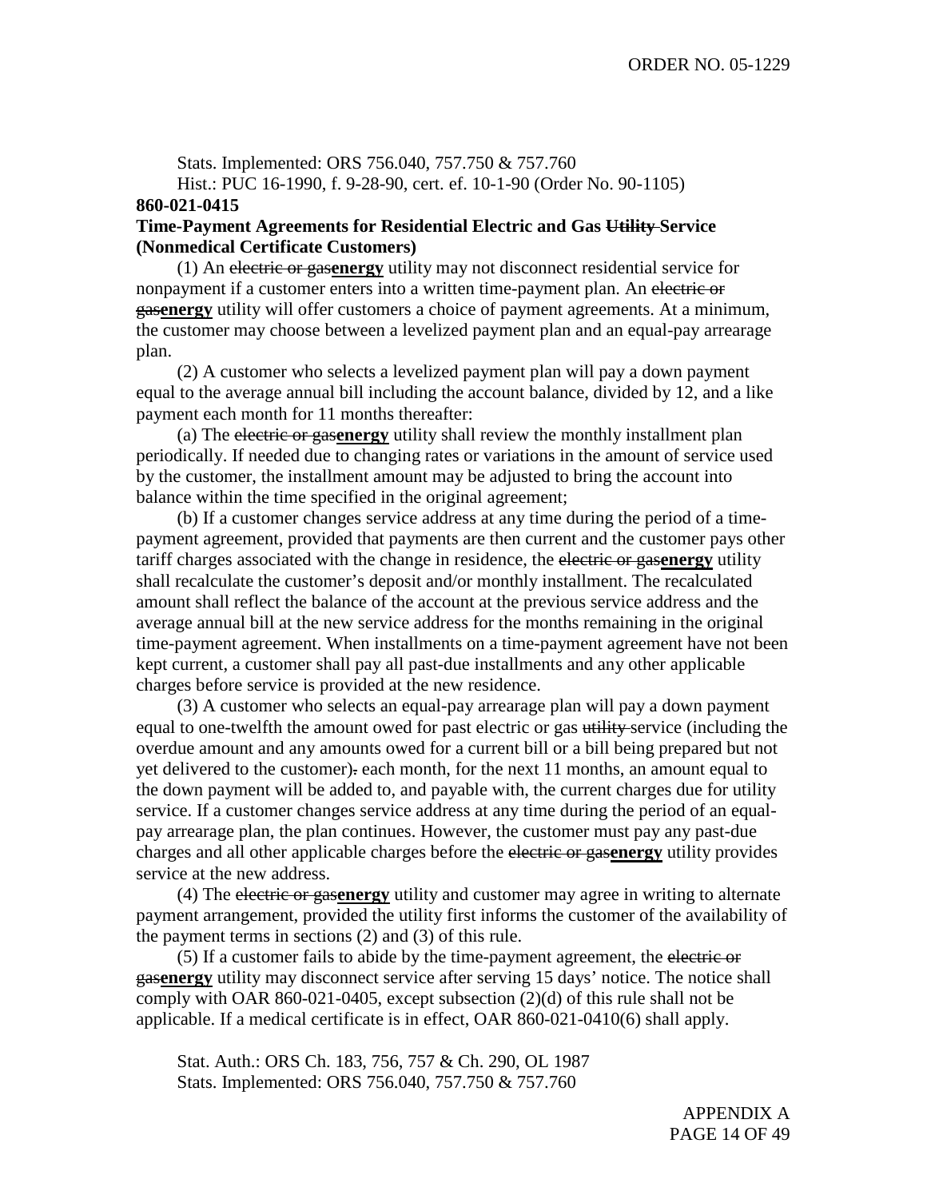Stats. Implemented: ORS 756.040, 757.750 & 757.760

Hist.: PUC 16-1990, f. 9-28-90, cert. ef. 10-1-90 (Order No. 90-1105)

**860-021-0415**

**Time-Payment Agreements for Residential Electric and Gas ~~Utility~~ Service (Nonmedical Certificate Customers)**

(1) An ~~electric or gas~~**energy** utility may not disconnect residential service for nonpayment if a customer enters into a written time-payment plan. An ~~electric or gas~~**energy** utility will offer customers a choice of payment agreements. At a minimum, the customer may choose between a levelized payment plan and an equal-pay arrearage plan.

(2) A customer who selects a levelized payment plan will pay a down payment equal to the average annual bill including the account balance, divided by 12, and a like payment each month for 11 months thereafter:

(a) The ~~electric or gas~~**energy** utility shall review the monthly installment plan periodically. If needed due to changing rates or variations in the amount of service used by the customer, the installment amount may be adjusted to bring the account into balance within the time specified in the original agreement;

(b) If a customer changes service address at any time during the period of a time-payment agreement, provided that payments are then current and the customer pays other tariff charges associated with the change in residence, the ~~electric or gas~~**energy** utility shall recalculate the customer's deposit and/or monthly installment. The recalculated amount shall reflect the balance of the account at the previous service address and the average annual bill at the new service address for the months remaining in the original time-payment agreement. When installments on a time-payment agreement have not been kept current, a customer shall pay all past-due installments and any other applicable charges before service is provided at the new residence.

(3) A customer who selects an equal-pay arrearage plan will pay a down payment equal to one-twelfth the amount owed for past electric or gas ~~utility~~ service (including the overdue amount and any amounts owed for a current bill or a bill being prepared but not yet delivered to the customer)~~.~~ each month, for the next 11 months, an amount equal to the down payment will be added to, and payable with, the current charges due for utility service. If a customer changes service address at any time during the period of an equal-pay arrearage plan, the plan continues. However, the customer must pay any past-due charges and all other applicable charges before the ~~electric or gas~~**energy** utility provides service at the new address.

(4) The ~~electric or gas~~**energy** utility and customer may agree in writing to alternate payment arrangement, provided the utility first informs the customer of the availability of the payment terms in sections (2) and (3) of this rule.

(5) If a customer fails to abide by the time-payment agreement, the ~~electric or gas~~**energy** utility may disconnect service after serving 15 days' notice. The notice shall comply with OAR 860-021-0405, except subsection (2)(d) of this rule shall not be applicable. If a medical certificate is in effect, OAR 860-021-0410(6) shall apply.

Stat. Auth.: ORS Ch. 183, 756, 757 & Ch. 290, OL 1987

Stats. Implemented: ORS 756.040, 757.750 & 757.760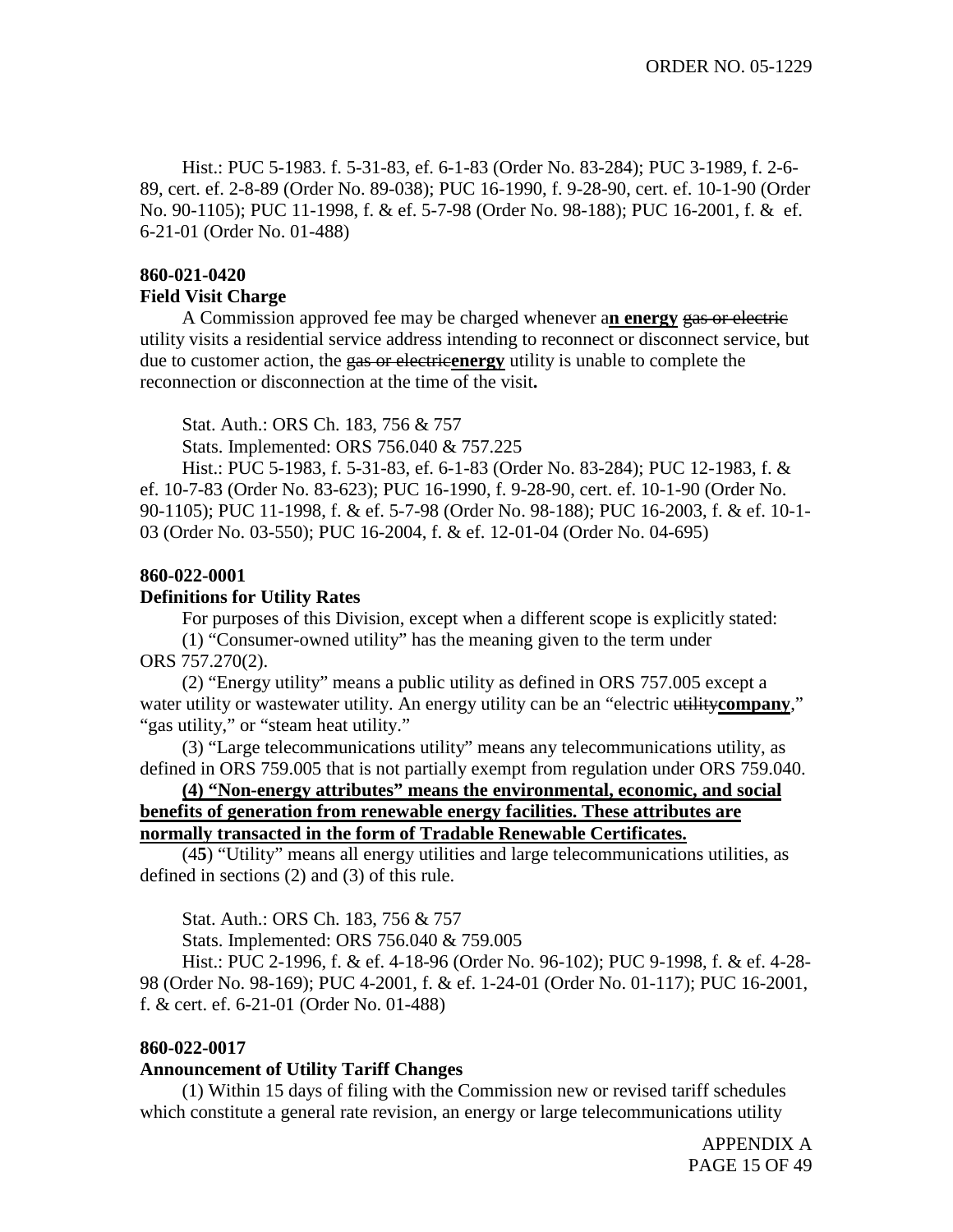Hist.: PUC 5-1983. f. 5-31-83, ef. 6-1-83 (Order No. 83-284); PUC 3-1989, f. 2-6-89, cert. ef. 2-8-89 (Order No. 89-038); PUC 16-1990, f. 9-28-90, cert. ef. 10-1-90 (Order No. 90-1105); PUC 11-1998, f. & ef. 5-7-98 (Order No. 98-188); PUC 16-2001, f. & ef. 6-21-01 (Order No. 01-488)

**860-021-0420**
**Field Visit Charge**

A Commission approved fee may be charged whenever a<u>**n energy**</u> ~~gas or electric~~ utility visits a residential service address intending to reconnect or disconnect service, but due to customer action, the ~~gas or electric~~<u>**energy**</u> utility is unable to complete the reconnection or disconnection at the time of the visit**.**

Stat. Auth.: ORS Ch. 183, 756 & 757

Stats. Implemented: ORS 756.040 & 757.225

Hist.: PUC 5-1983, f. 5-31-83, ef. 6-1-83 (Order No. 83-284); PUC 12-1983, f. & ef. 10-7-83 (Order No. 83-623); PUC 16-1990, f. 9-28-90, cert. ef. 10-1-90 (Order No. 90-1105); PUC 11-1998, f. & ef. 5-7-98 (Order No. 98-188); PUC 16-2003, f. & ef. 10-1-03 (Order No. 03-550); PUC 16-2004, f. & ef. 12-01-04 (Order No. 04-695)

**860-022-0001**
**Definitions for Utility Rates**

For purposes of this Division, except when a different scope is explicitly stated:

(1) "Consumer-owned utility" has the meaning given to the term under ORS 757.270(2).

(2) "Energy utility" means a public utility as defined in ORS 757.005 except a water utility or wastewater utility. An energy utility can be an "electric ~~utility~~<u>**company**</u>," "gas utility," or "steam heat utility."

(3) "Large telecommunications utility" means any telecommunications utility, as defined in ORS 759.005 that is not partially exempt from regulation under ORS 759.040.

<u>**(4) "Non-energy attributes" means the environmental, economic, and social benefits of generation from renewable energy facilities. These attributes are normally transacted in the form of Tradable Renewable Certificates.**</u>

(4**5**) "Utility" means all energy utilities and large telecommunications utilities, as defined in sections (2) and (3) of this rule.

Stat. Auth.: ORS Ch. 183, 756 & 757

Stats. Implemented: ORS 756.040 & 759.005

Hist.: PUC 2-1996, f. & ef. 4-18-96 (Order No. 96-102); PUC 9-1998, f. & ef. 4-28-98 (Order No. 98-169); PUC 4-2001, f. & ef. 1-24-01 (Order No. 01-117); PUC 16-2001, f. & cert. ef. 6-21-01 (Order No. 01-488)

**860-022-0017**
**Announcement of Utility Tariff Changes**

(1) Within 15 days of filing with the Commission new or revised tariff schedules which constitute a general rate revision, an energy or large telecommunications utility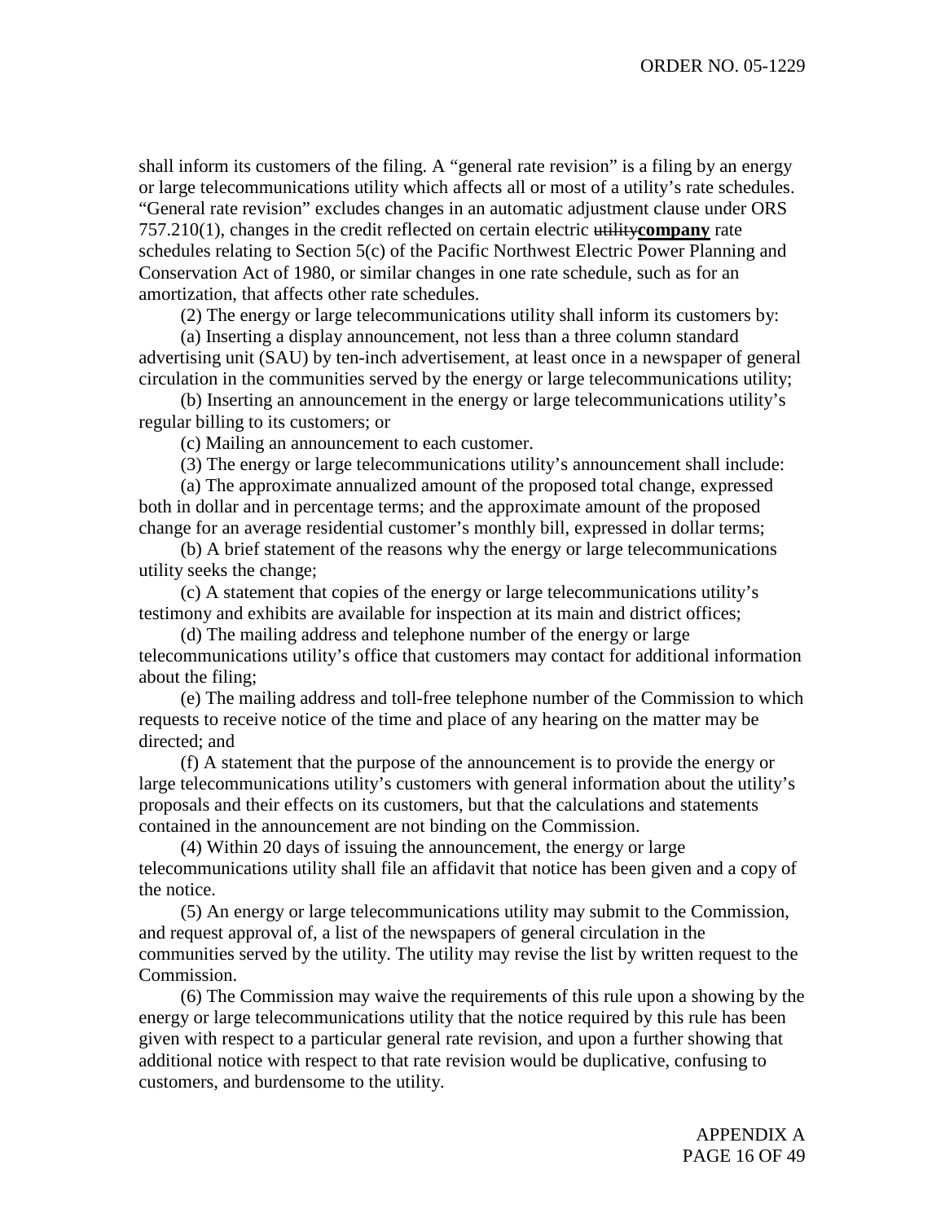shall inform its customers of the filing. A "general rate revision" is a filing by an energy or large telecommunications utility which affects all or most of a utility's rate schedules. "General rate revision" excludes changes in an automatic adjustment clause under ORS 757.210(1), changes in the credit reflected on certain electric ~~utility~~**company** rate schedules relating to Section 5(c) of the Pacific Northwest Electric Power Planning and Conservation Act of 1980, or similar changes in one rate schedule, such as for an amortization, that affects other rate schedules.

(2) The energy or large telecommunications utility shall inform its customers by:

(a) Inserting a display announcement, not less than a three column standard advertising unit (SAU) by ten-inch advertisement, at least once in a newspaper of general circulation in the communities served by the energy or large telecommunications utility;

(b) Inserting an announcement in the energy or large telecommunications utility's regular billing to its customers; or

(c) Mailing an announcement to each customer.

(3) The energy or large telecommunications utility's announcement shall include:

(a) The approximate annualized amount of the proposed total change, expressed both in dollar and in percentage terms; and the approximate amount of the proposed change for an average residential customer's monthly bill, expressed in dollar terms;

(b) A brief statement of the reasons why the energy or large telecommunications utility seeks the change;

(c) A statement that copies of the energy or large telecommunications utility's testimony and exhibits are available for inspection at its main and district offices;

(d) The mailing address and telephone number of the energy or large telecommunications utility's office that customers may contact for additional information about the filing;

(e) The mailing address and toll-free telephone number of the Commission to which requests to receive notice of the time and place of any hearing on the matter may be directed; and

(f) A statement that the purpose of the announcement is to provide the energy or large telecommunications utility's customers with general information about the utility's proposals and their effects on its customers, but that the calculations and statements contained in the announcement are not binding on the Commission.

(4) Within 20 days of issuing the announcement, the energy or large telecommunications utility shall file an affidavit that notice has been given and a copy of the notice.

(5) An energy or large telecommunications utility may submit to the Commission, and request approval of, a list of the newspapers of general circulation in the communities served by the utility. The utility may revise the list by written request to the Commission.

(6) The Commission may waive the requirements of this rule upon a showing by the energy or large telecommunications utility that the notice required by this rule has been given with respect to a particular general rate revision, and upon a further showing that additional notice with respect to that rate revision would be duplicative, confusing to customers, and burdensome to the utility.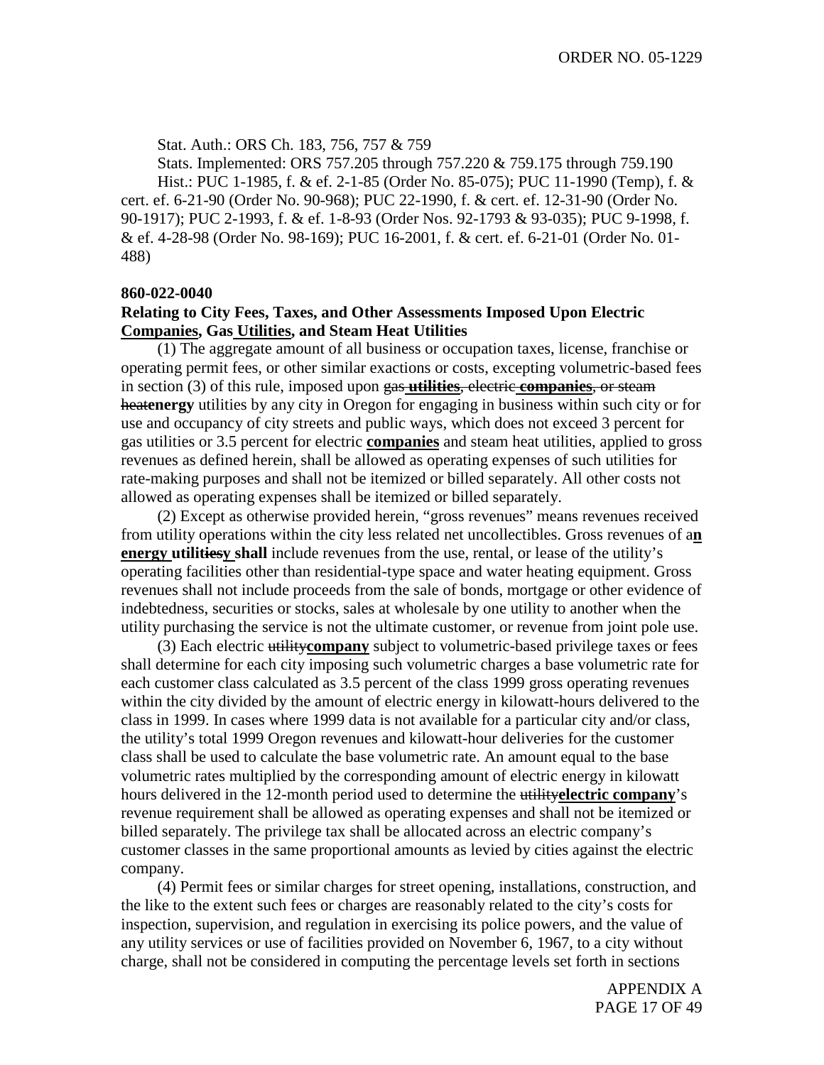Stat. Auth.: ORS Ch. 183, 756, 757 & 759

Stats. Implemented: ORS 757.205 through 757.220 & 759.175 through 759.190

Hist.: PUC 1-1985, f. & ef. 2-1-85 (Order No. 85-075); PUC 11-1990 (Temp), f. & cert. ef. 6-21-90 (Order No. 90-968); PUC 22-1990, f. & cert. ef. 12-31-90 (Order No. 90-1917); PUC 2-1993, f. & ef. 1-8-93 (Order Nos. 92-1793 & 93-035); PUC 9-1998, f. & ef. 4-28-98 (Order No. 98-169); PUC 16-2001, f. & cert. ef. 6-21-01 (Order No. 01-488)

**860-022-0040**

**Relating to City Fees, Taxes, and Other Assessments Imposed Upon Electric Companies, Gas Utilities, and Steam Heat Utilities**

(1) The aggregate amount of all business or occupation taxes, license, franchise or operating permit fees, or other similar exactions or costs, excepting volumetric-based fees in section (3) of this rule, imposed upon ~~gas~~ **utilities**, ~~electric~~ **companies**, ~~or steam heat~~**energy** utilities by any city in Oregon for engaging in business within such city or for use and occupancy of city streets and public ways, which does not exceed 3 percent for gas utilities or 3.5 percent for electric **companies** and steam heat utilities, applied to gross revenues as defined herein, shall be allowed as operating expenses of such utilities for rate-making purposes and shall not be itemized or billed separately. All other costs not allowed as operating expenses shall be itemized or billed separately.

(2) Except as otherwise provided herein, "gross revenues" means revenues received from utility operations within the city less related net uncollectibles. Gross revenues of a**n energy** utilit~~ies~~**y** **shall** include revenues from the use, rental, or lease of the utility's operating facilities other than residential-type space and water heating equipment. Gross revenues shall not include proceeds from the sale of bonds, mortgage or other evidence of indebtedness, securities or stocks, sales at wholesale by one utility to another when the utility purchasing the service is not the ultimate customer, or revenue from joint pole use.

(3) Each electric ~~utility~~**company** subject to volumetric-based privilege taxes or fees shall determine for each city imposing such volumetric charges a base volumetric rate for each customer class calculated as 3.5 percent of the class 1999 gross operating revenues within the city divided by the amount of electric energy in kilowatt-hours delivered to the class in 1999. In cases where 1999 data is not available for a particular city and/or class, the utility's total 1999 Oregon revenues and kilowatt-hour deliveries for the customer class shall be used to calculate the base volumetric rate. An amount equal to the base volumetric rates multiplied by the corresponding amount of electric energy in kilowatt hours delivered in the 12-month period used to determine the ~~utility~~**electric company**'s revenue requirement shall be allowed as operating expenses and shall not be itemized or billed separately. The privilege tax shall be allocated across an electric company's customer classes in the same proportional amounts as levied by cities against the electric company.

(4) Permit fees or similar charges for street opening, installations, construction, and the like to the extent such fees or charges are reasonably related to the city's costs for inspection, supervision, and regulation in exercising its police powers, and the value of any utility services or use of facilities provided on November 6, 1967, to a city without charge, shall not be considered in computing the percentage levels set forth in sections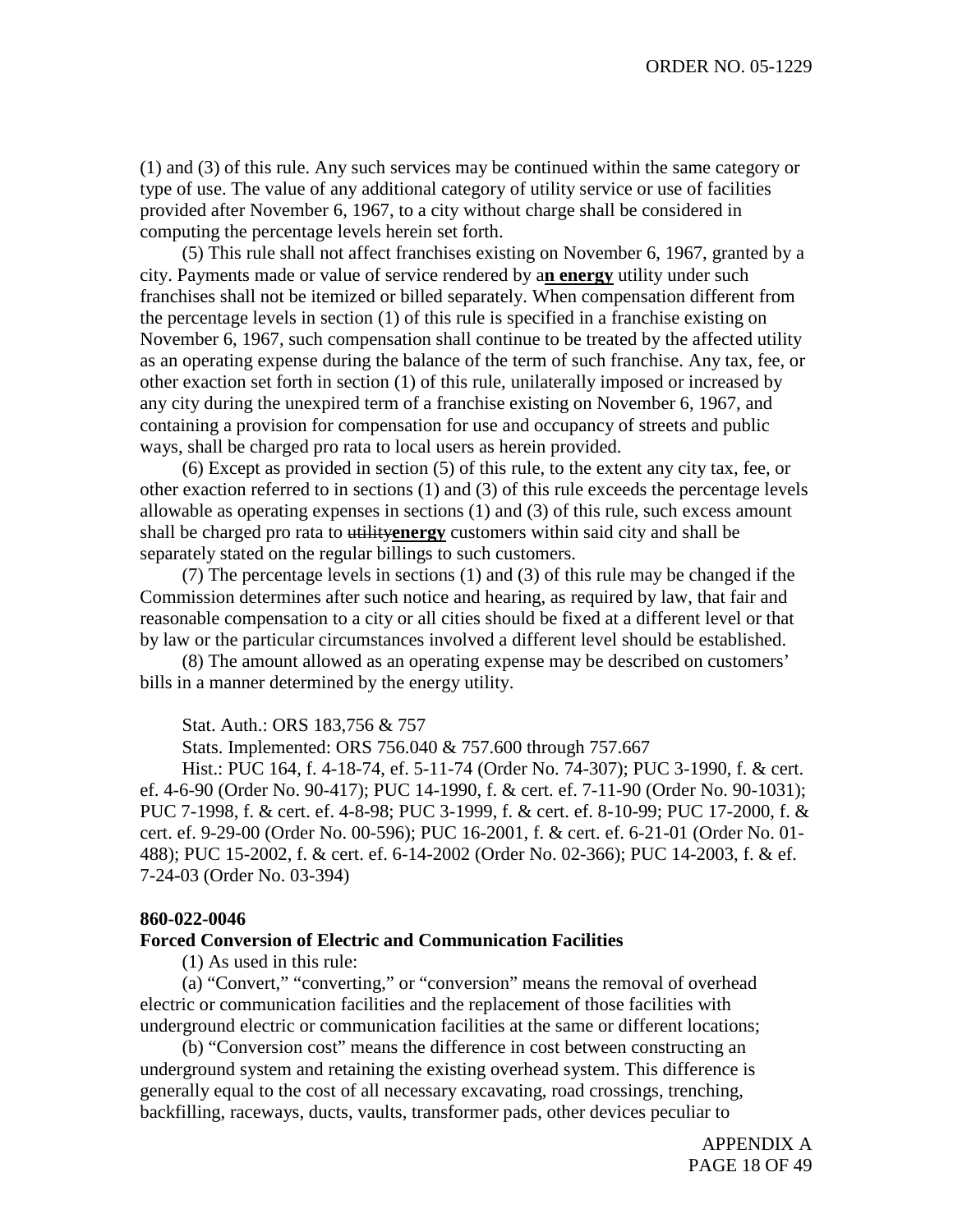(1) and (3) of this rule. Any such services may be continued within the same category or type of use. The value of any additional category of utility service or use of facilities provided after November 6, 1967, to a city without charge shall be considered in computing the percentage levels herein set forth.

(5) This rule shall not affect franchises existing on November 6, 1967, granted by a city. Payments made or value of service rendered by a**n energy** utility under such franchises shall not be itemized or billed separately. When compensation different from the percentage levels in section (1) of this rule is specified in a franchise existing on November 6, 1967, such compensation shall continue to be treated by the affected utility as an operating expense during the balance of the term of such franchise. Any tax, fee, or other exaction set forth in section (1) of this rule, unilaterally imposed or increased by any city during the unexpired term of a franchise existing on November 6, 1967, and containing a provision for compensation for use and occupancy of streets and public ways, shall be charged pro rata to local users as herein provided.

(6) Except as provided in section (5) of this rule, to the extent any city tax, fee, or other exaction referred to in sections (1) and (3) of this rule exceeds the percentage levels allowable as operating expenses in sections (1) and (3) of this rule, such excess amount shall be charged pro rata to ~~utility~~**energy** customers within said city and shall be separately stated on the regular billings to such customers.

(7) The percentage levels in sections (1) and (3) of this rule may be changed if the Commission determines after such notice and hearing, as required by law, that fair and reasonable compensation to a city or all cities should be fixed at a different level or that by law or the particular circumstances involved a different level should be established.

(8) The amount allowed as an operating expense may be described on customers' bills in a manner determined by the energy utility.

Stat. Auth.: ORS 183,756 & 757

Stats. Implemented: ORS 756.040 & 757.600 through 757.667

Hist.: PUC 164, f. 4-18-74, ef. 5-11-74 (Order No. 74-307); PUC 3-1990, f. & cert. ef. 4-6-90 (Order No. 90-417); PUC 14-1990, f. & cert. ef. 7-11-90 (Order No. 90-1031); PUC 7-1998, f. & cert. ef. 4-8-98; PUC 3-1999, f. & cert. ef. 8-10-99; PUC 17-2000, f. & cert. ef. 9-29-00 (Order No. 00-596); PUC 16-2001, f. & cert. ef. 6-21-01 (Order No. 01-488); PUC 15-2002, f. & cert. ef. 6-14-2002 (Order No. 02-366); PUC 14-2003, f. & ef. 7-24-03 (Order No. 03-394)

**860-022-0046**

**Forced Conversion of Electric and Communication Facilities**

(1) As used in this rule:

(a) "Convert," "converting," or "conversion" means the removal of overhead electric or communication facilities and the replacement of those facilities with underground electric or communication facilities at the same or different locations;

(b) "Conversion cost" means the difference in cost between constructing an underground system and retaining the existing overhead system. This difference is generally equal to the cost of all necessary excavating, road crossings, trenching, backfilling, raceways, ducts, vaults, transformer pads, other devices peculiar to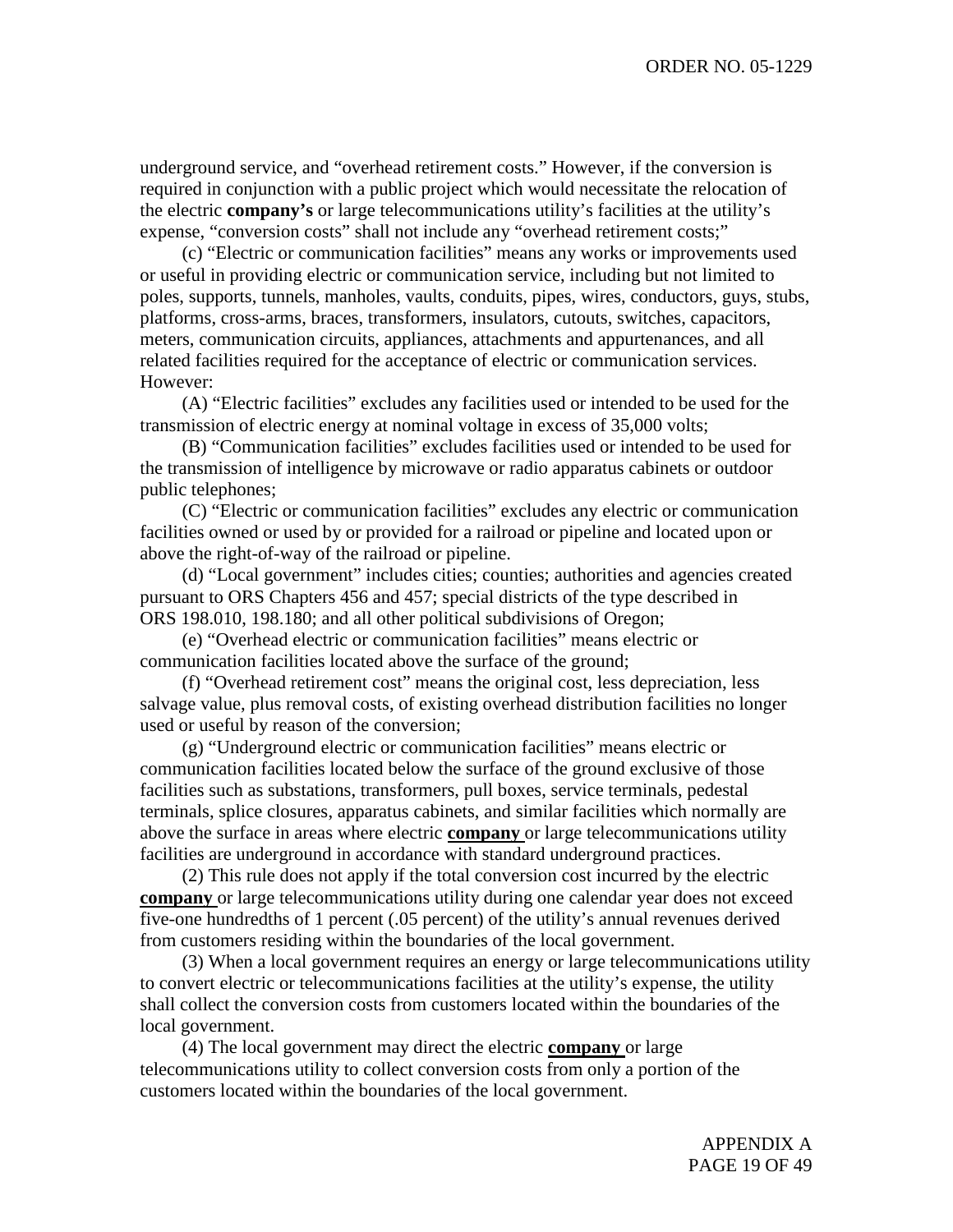underground service, and "overhead retirement costs." However, if the conversion is required in conjunction with a public project which would necessitate the relocation of the electric **company's** or large telecommunications utility's facilities at the utility's expense, "conversion costs" shall not include any "overhead retirement costs;"

(c) "Electric or communication facilities" means any works or improvements used or useful in providing electric or communication service, including but not limited to poles, supports, tunnels, manholes, vaults, conduits, pipes, wires, conductors, guys, stubs, platforms, cross-arms, braces, transformers, insulators, cutouts, switches, capacitors, meters, communication circuits, appliances, attachments and appurtenances, and all related facilities required for the acceptance of electric or communication services. However:

(A) "Electric facilities" excludes any facilities used or intended to be used for the transmission of electric energy at nominal voltage in excess of 35,000 volts;

(B) "Communication facilities" excludes facilities used or intended to be used for the transmission of intelligence by microwave or radio apparatus cabinets or outdoor public telephones;

(C) "Electric or communication facilities" excludes any electric or communication facilities owned or used by or provided for a railroad or pipeline and located upon or above the right-of-way of the railroad or pipeline.

(d) "Local government" includes cities; counties; authorities and agencies created pursuant to ORS Chapters 456 and 457; special districts of the type described in ORS 198.010, 198.180; and all other political subdivisions of Oregon;

(e) "Overhead electric or communication facilities" means electric or communication facilities located above the surface of the ground;

(f) "Overhead retirement cost" means the original cost, less depreciation, less salvage value, plus removal costs, of existing overhead distribution facilities no longer used or useful by reason of the conversion;

(g) "Underground electric or communication facilities" means electric or communication facilities located below the surface of the ground exclusive of those facilities such as substations, transformers, pull boxes, service terminals, pedestal terminals, splice closures, apparatus cabinets, and similar facilities which normally are above the surface in areas where electric **company** or large telecommunications utility facilities are underground in accordance with standard underground practices.

(2) This rule does not apply if the total conversion cost incurred by the electric **company** or large telecommunications utility during one calendar year does not exceed five-one hundredths of 1 percent (.05 percent) of the utility's annual revenues derived from customers residing within the boundaries of the local government.

(3) When a local government requires an energy or large telecommunications utility to convert electric or telecommunications facilities at the utility's expense, the utility shall collect the conversion costs from customers located within the boundaries of the local government.

(4) The local government may direct the electric **company** or large telecommunications utility to collect conversion costs from only a portion of the customers located within the boundaries of the local government.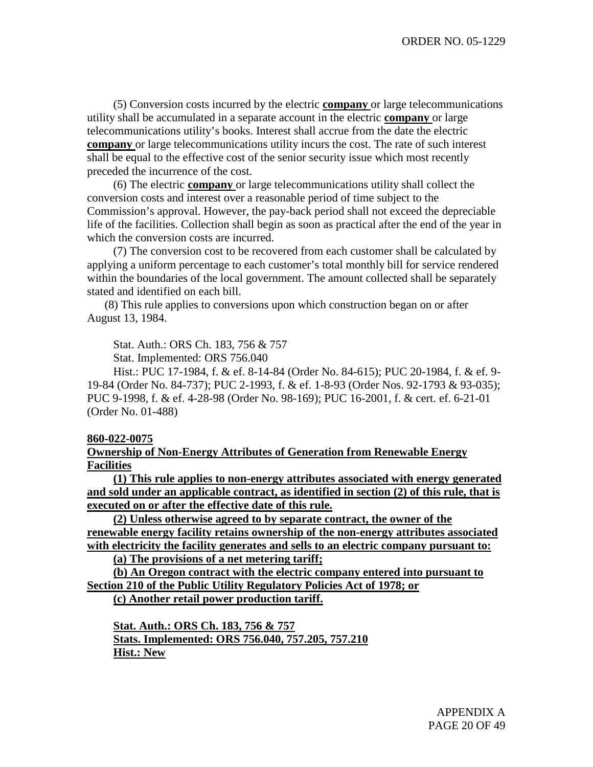(5) Conversion costs incurred by the electric **company** or large telecommunications utility shall be accumulated in a separate account in the electric **company** or large telecommunications utility's books. Interest shall accrue from the date the electric **company** or large telecommunications utility incurs the cost. The rate of such interest shall be equal to the effective cost of the senior security issue which most recently preceded the incurrence of the cost.

(6) The electric **company** or large telecommunications utility shall collect the conversion costs and interest over a reasonable period of time subject to the Commission's approval. However, the pay-back period shall not exceed the depreciable life of the facilities. Collection shall begin as soon as practical after the end of the year in which the conversion costs are incurred.

(7) The conversion cost to be recovered from each customer shall be calculated by applying a uniform percentage to each customer's total monthly bill for service rendered within the boundaries of the local government. The amount collected shall be separately stated and identified on each bill.

(8) This rule applies to conversions upon which construction began on or after August 13, 1984.

Stat. Auth.: ORS Ch. 183, 756 & 757

Stat. Implemented: ORS 756.040

Hist.: PUC 17-1984, f. & ef. 8-14-84 (Order No. 84-615); PUC 20-1984, f. & ef. 9-19-84 (Order No. 84-737); PUC 2-1993, f. & ef. 1-8-93 (Order Nos. 92-1793 & 93-035); PUC 9-1998, f. & ef. 4-28-98 (Order No. 98-169); PUC 16-2001, f. & cert. ef. 6-21-01 (Order No. 01-488)

**860-022-0075**

**Ownership of Non-Energy Attributes of Generation from Renewable Energy Facilities**

**(1) This rule applies to non-energy attributes associated with energy generated and sold under an applicable contract, as identified in section (2) of this rule, that is executed on or after the effective date of this rule.**

**(2) Unless otherwise agreed to by separate contract, the owner of the renewable energy facility retains ownership of the non-energy attributes associated with electricity the facility generates and sells to an electric company pursuant to:**

**(a) The provisions of a net metering tariff;**

**(b) An Oregon contract with the electric company entered into pursuant to Section 210 of the Public Utility Regulatory Policies Act of 1978; or**

**(c) Another retail power production tariff.**

**Stat. Auth.: ORS Ch. 183, 756 & 757**

**Stats. Implemented: ORS 756.040, 757.205, 757.210**

**Hist.: New**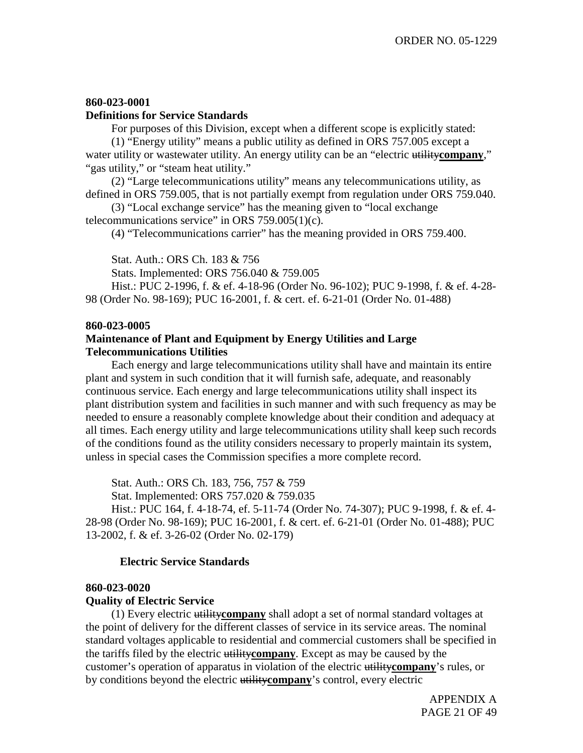**860-023-0001**
**Definitions for Service Standards**

For purposes of this Division, except when a different scope is explicitly stated:

(1) "Energy utility" means a public utility as defined in ORS 757.005 except a water utility or wastewater utility. An energy utility can be an "electric ~~utility~~**company**," "gas utility," or "steam heat utility."

(2) "Large telecommunications utility" means any telecommunications utility, as defined in ORS 759.005, that is not partially exempt from regulation under ORS 759.040.

(3) "Local exchange service" has the meaning given to "local exchange telecommunications service" in ORS 759.005(1)(c).

(4) "Telecommunications carrier" has the meaning provided in ORS 759.400.

Stat. Auth.: ORS Ch. 183 & 756

Stats. Implemented: ORS 756.040 & 759.005

Hist.: PUC 2-1996, f. & ef. 4-18-96 (Order No. 96-102); PUC 9-1998, f. & ef. 4-28-98 (Order No. 98-169); PUC 16-2001, f. & cert. ef. 6-21-01 (Order No. 01-488)

**860-023-0005**
**Maintenance of Plant and Equipment by Energy Utilities and Large Telecommunications Utilities**

Each energy and large telecommunications utility shall have and maintain its entire plant and system in such condition that it will furnish safe, adequate, and reasonably continuous service. Each energy and large telecommunications utility shall inspect its plant distribution system and facilities in such manner and with such frequency as may be needed to ensure a reasonably complete knowledge about their condition and adequacy at all times. Each energy utility and large telecommunications utility shall keep such records of the conditions found as the utility considers necessary to properly maintain its system, unless in special cases the Commission specifies a more complete record.

Stat. Auth.: ORS Ch. 183, 756, 757 & 759

Stat. Implemented: ORS 757.020 & 759.035

Hist.: PUC 164, f. 4-18-74, ef. 5-11-74 (Order No. 74-307); PUC 9-1998, f. & ef. 4-28-98 (Order No. 98-169); PUC 16-2001, f. & cert. ef. 6-21-01 (Order No. 01-488); PUC 13-2002, f. & ef. 3-26-02 (Order No. 02-179)

**Electric Service Standards**

**860-023-0020**
**Quality of Electric Service**

(1) Every electric ~~utility~~**company** shall adopt a set of normal standard voltages at the point of delivery for the different classes of service in its service areas. The nominal standard voltages applicable to residential and commercial customers shall be specified in the tariffs filed by the electric ~~utility~~**company**. Except as may be caused by the customer's operation of apparatus in violation of the electric ~~utility~~**company**'s rules, or by conditions beyond the electric ~~utility~~**company**'s control, every electric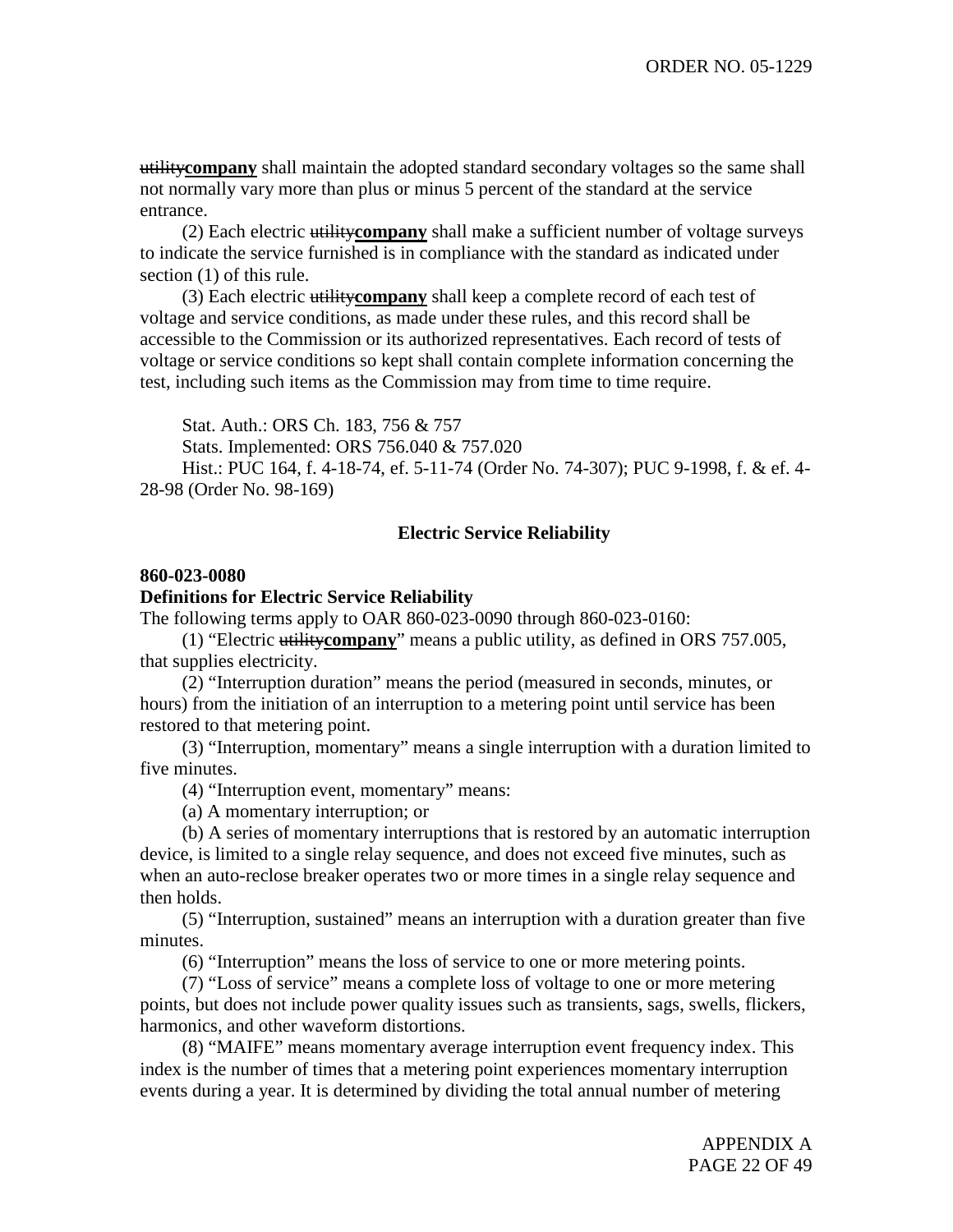~~utility~~**<u>company</u>** shall maintain the adopted standard secondary voltages so the same shall not normally vary more than plus or minus 5 percent of the standard at the service entrance.

(2) Each electric ~~utility~~**<u>company</u>** shall make a sufficient number of voltage surveys to indicate the service furnished is in compliance with the standard as indicated under section (1) of this rule.

(3) Each electric ~~utility~~**<u>company</u>** shall keep a complete record of each test of voltage and service conditions, as made under these rules, and this record shall be accessible to the Commission or its authorized representatives. Each record of tests of voltage or service conditions so kept shall contain complete information concerning the test, including such items as the Commission may from time to time require.

Stat. Auth.: ORS Ch. 183, 756 & 757

Stats. Implemented: ORS 756.040 & 757.020

Hist.: PUC 164, f. 4-18-74, ef. 5-11-74 (Order No. 74-307); PUC 9-1998, f. & ef. 4-28-98 (Order No. 98-169)

## Electric Service Reliability

**860-023-0080**

**Definitions for Electric Service Reliability**

The following terms apply to OAR 860-023-0090 through 860-023-0160:

(1) "Electric ~~utility~~**<u>company</u>**" means a public utility, as defined in ORS 757.005, that supplies electricity.

(2) "Interruption duration" means the period (measured in seconds, minutes, or hours) from the initiation of an interruption to a metering point until service has been restored to that metering point.

(3) "Interruption, momentary" means a single interruption with a duration limited to five minutes.

(4) "Interruption event, momentary" means:

(a) A momentary interruption; or

(b) A series of momentary interruptions that is restored by an automatic interruption device, is limited to a single relay sequence, and does not exceed five minutes, such as when an auto-reclose breaker operates two or more times in a single relay sequence and then holds.

(5) "Interruption, sustained" means an interruption with a duration greater than five minutes.

(6) "Interruption" means the loss of service to one or more metering points.

(7) "Loss of service" means a complete loss of voltage to one or more metering points, but does not include power quality issues such as transients, sags, swells, flickers, harmonics, and other waveform distortions.

(8) "MAIFE" means momentary average interruption event frequency index. This index is the number of times that a metering point experiences momentary interruption events during a year. It is determined by dividing the total annual number of metering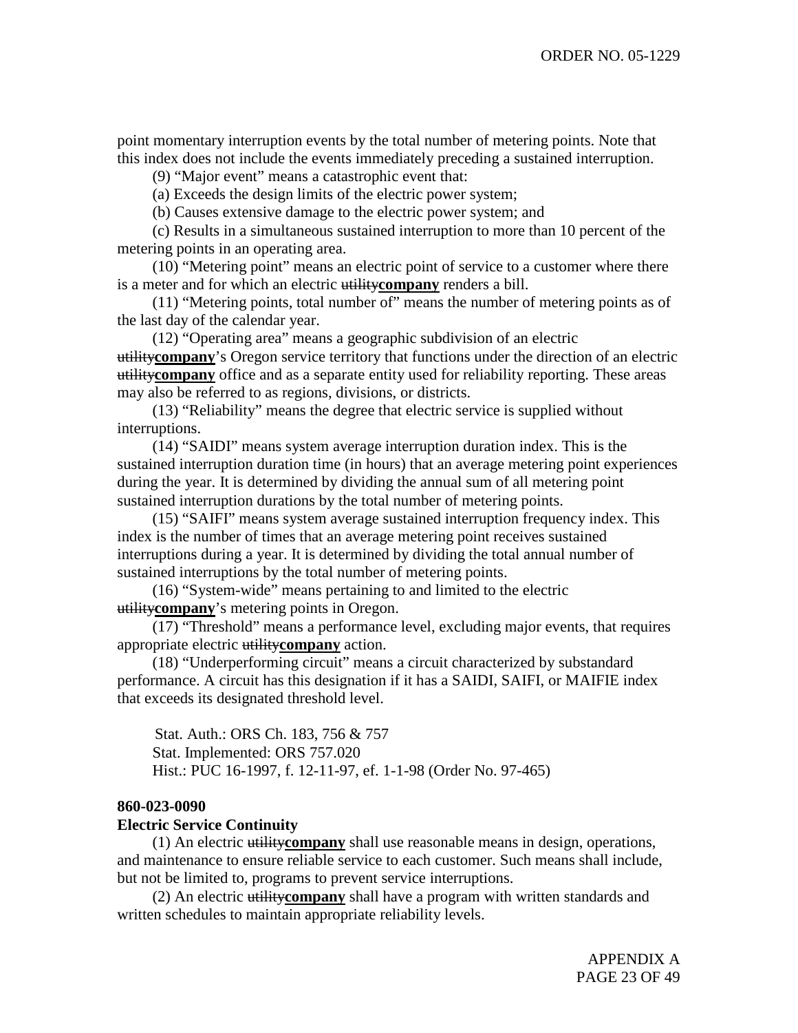point momentary interruption events by the total number of metering points. Note that this index does not include the events immediately preceding a sustained interruption.

(9) "Major event" means a catastrophic event that:

(a) Exceeds the design limits of the electric power system;

(b) Causes extensive damage to the electric power system; and

(c) Results in a simultaneous sustained interruption to more than 10 percent of the metering points in an operating area.

(10) "Metering point" means an electric point of service to a customer where there is a meter and for which an electric ~~utility~~**company** renders a bill.

(11) "Metering points, total number of" means the number of metering points as of the last day of the calendar year.

(12) "Operating area" means a geographic subdivision of an electric ~~utility~~**company**'s Oregon service territory that functions under the direction of an electric ~~utility~~**company** office and as a separate entity used for reliability reporting. These areas may also be referred to as regions, divisions, or districts.

(13) "Reliability" means the degree that electric service is supplied without interruptions.

(14) "SAIDI" means system average interruption duration index. This is the sustained interruption duration time (in hours) that an average metering point experiences during the year. It is determined by dividing the annual sum of all metering point sustained interruption durations by the total number of metering points.

(15) "SAIFI" means system average sustained interruption frequency index. This index is the number of times that an average metering point receives sustained interruptions during a year. It is determined by dividing the total annual number of sustained interruptions by the total number of metering points.

(16) "System-wide" means pertaining to and limited to the electric ~~utility~~**company**'s metering points in Oregon.

(17) "Threshold" means a performance level, excluding major events, that requires appropriate electric ~~utility~~**company** action.

(18) "Underperforming circuit" means a circuit characterized by substandard performance. A circuit has this designation if it has a SAIDI, SAIFI, or MAIFIE index that exceeds its designated threshold level.

Stat. Auth.: ORS Ch. 183, 756 & 757
Stat. Implemented: ORS 757.020
Hist.: PUC 16-1997, f. 12-11-97, ef. 1-1-98 (Order No. 97-465)

**860-023-0090**

**Electric Service Continuity**

(1) An electric ~~utility~~**company** shall use reasonable means in design, operations, and maintenance to ensure reliable service to each customer. Such means shall include, but not be limited to, programs to prevent service interruptions.

(2) An electric ~~utility~~**company** shall have a program with written standards and written schedules to maintain appropriate reliability levels.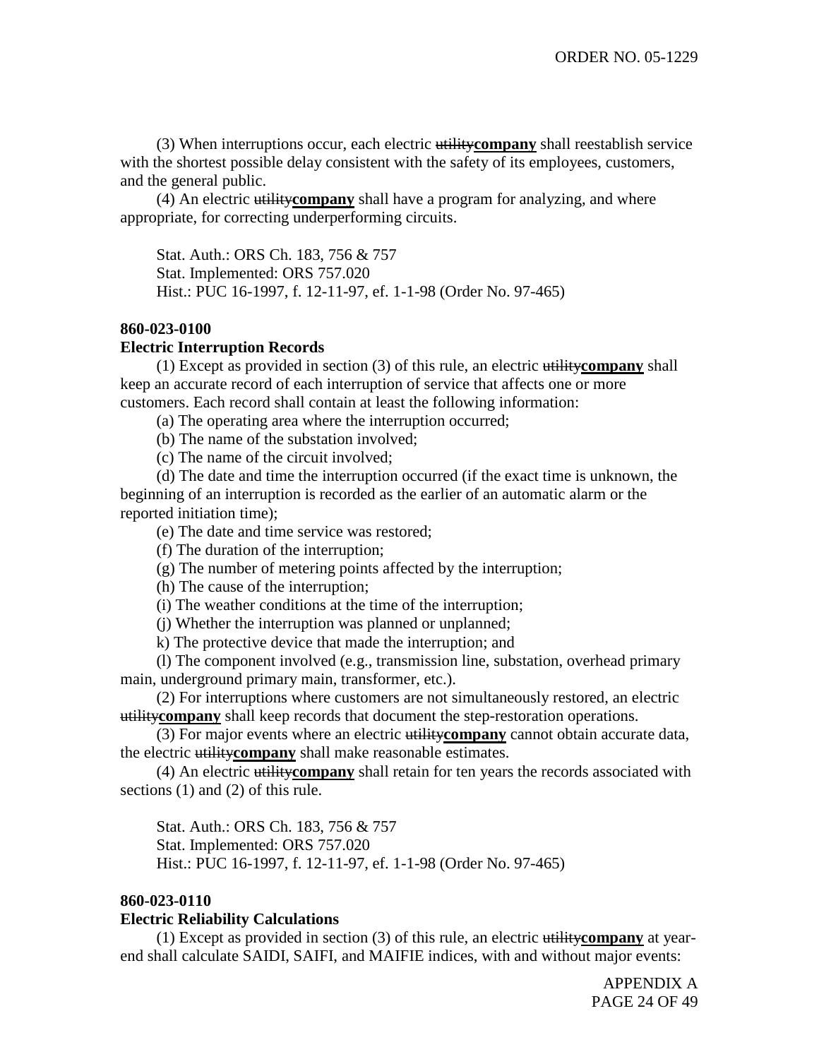(3) When interruptions occur, each electric ~~utility~~**company** shall reestablish service with the shortest possible delay consistent with the safety of its employees, customers, and the general public.

(4) An electric ~~utility~~**company** shall have a program for analyzing, and where appropriate, for correcting underperforming circuits.

Stat. Auth.: ORS Ch. 183, 756 & 757
Stat. Implemented: ORS 757.020
Hist.: PUC 16-1997, f. 12-11-97, ef. 1-1-98 (Order No. 97-465)

**860-023-0100**

**Electric Interruption Records**

(1) Except as provided in section (3) of this rule, an electric ~~utility~~**company** shall keep an accurate record of each interruption of service that affects one or more customers. Each record shall contain at least the following information:

(a) The operating area where the interruption occurred;

(b) The name of the substation involved;

(c) The name of the circuit involved;

(d) The date and time the interruption occurred (if the exact time is unknown, the beginning of an interruption is recorded as the earlier of an automatic alarm or the reported initiation time);

(e) The date and time service was restored;

(f) The duration of the interruption;

(g) The number of metering points affected by the interruption;

(h) The cause of the interruption;

(i) The weather conditions at the time of the interruption;

(j) Whether the interruption was planned or unplanned;

k) The protective device that made the interruption; and

(l) The component involved (e.g., transmission line, substation, overhead primary main, underground primary main, transformer, etc.).

(2) For interruptions where customers are not simultaneously restored, an electric ~~utility~~**company** shall keep records that document the step-restoration operations.

(3) For major events where an electric ~~utility~~**company** cannot obtain accurate data, the electric ~~utility~~**company** shall make reasonable estimates.

(4) An electric ~~utility~~**company** shall retain for ten years the records associated with sections (1) and (2) of this rule.

Stat. Auth.: ORS Ch. 183, 756 & 757
Stat. Implemented: ORS 757.020
Hist.: PUC 16-1997, f. 12-11-97, ef. 1-1-98 (Order No. 97-465)

**860-023-0110**

**Electric Reliability Calculations**

(1) Except as provided in section (3) of this rule, an electric ~~utility~~**company** at year-end shall calculate SAIDI, SAIFI, and MAIFIE indices, with and without major events: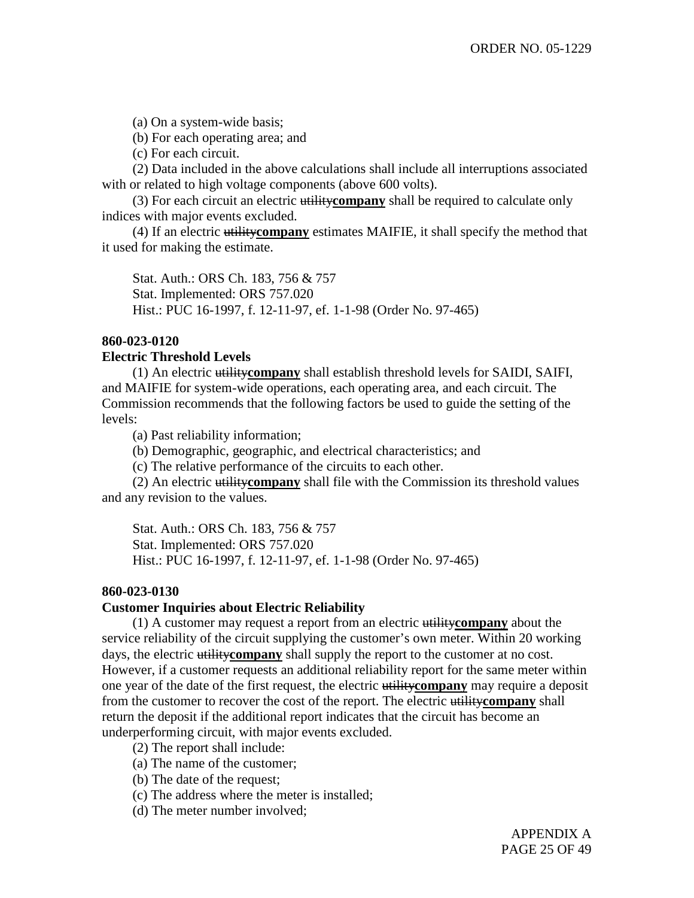(a) On a system-wide basis;

(b) For each operating area; and

(c) For each circuit.

(2) Data included in the above calculations shall include all interruptions associated with or related to high voltage components (above 600 volts).

(3) For each circuit an electric ~~utility~~**company** shall be required to calculate only indices with major events excluded.

(4) If an electric ~~utility~~**company** estimates MAIFIE, it shall specify the method that it used for making the estimate.

Stat. Auth.: ORS Ch. 183, 756 & 757
Stat. Implemented: ORS 757.020
Hist.: PUC 16-1997, f. 12-11-97, ef. 1-1-98 (Order No. 97-465)

**860-023-0120**

**Electric Threshold Levels**

(1) An electric ~~utility~~**company** shall establish threshold levels for SAIDI, SAIFI, and MAIFIE for system-wide operations, each operating area, and each circuit. The Commission recommends that the following factors be used to guide the setting of the levels:

(a) Past reliability information;

(b) Demographic, geographic, and electrical characteristics; and

(c) The relative performance of the circuits to each other.

(2) An electric ~~utility~~**company** shall file with the Commission its threshold values and any revision to the values.

Stat. Auth.: ORS Ch. 183, 756 & 757
Stat. Implemented: ORS 757.020
Hist.: PUC 16-1997, f. 12-11-97, ef. 1-1-98 (Order No. 97-465)

**860-023-0130**

**Customer Inquiries about Electric Reliability**

(1) A customer may request a report from an electric ~~utility~~**company** about the service reliability of the circuit supplying the customer's own meter. Within 20 working days, the electric ~~utility~~**company** shall supply the report to the customer at no cost. However, if a customer requests an additional reliability report for the same meter within one year of the date of the first request, the electric ~~utility~~**company** may require a deposit from the customer to recover the cost of the report. The electric ~~utility~~**company** shall return the deposit if the additional report indicates that the circuit has become an underperforming circuit, with major events excluded.

(2) The report shall include:

(a) The name of the customer;

(b) The date of the request;

(c) The address where the meter is installed;

(d) The meter number involved;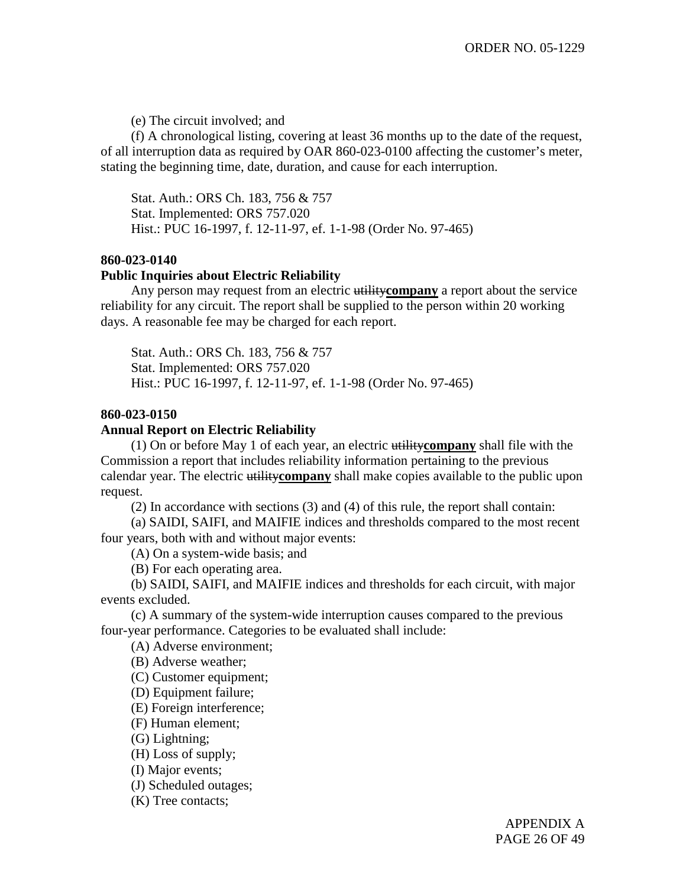(e) The circuit involved; and

(f) A chronological listing, covering at least 36 months up to the date of the request, of all interruption data as required by OAR 860-023-0100 affecting the customer's meter, stating the beginning time, date, duration, and cause for each interruption.

Stat. Auth.: ORS Ch. 183, 756 & 757
Stat. Implemented: ORS 757.020
Hist.: PUC 16-1997, f. 12-11-97, ef. 1-1-98 (Order No. 97-465)

**860-023-0140**

**Public Inquiries about Electric Reliability**

Any person may request from an electric ~~utility~~**company** a report about the service reliability for any circuit. The report shall be supplied to the person within 20 working days. A reasonable fee may be charged for each report.

Stat. Auth.: ORS Ch. 183, 756 & 757
Stat. Implemented: ORS 757.020
Hist.: PUC 16-1997, f. 12-11-97, ef. 1-1-98 (Order No. 97-465)

**860-023-0150**

**Annual Report on Electric Reliability**

(1) On or before May 1 of each year, an electric ~~utility~~**company** shall file with the Commission a report that includes reliability information pertaining to the previous calendar year. The electric ~~utility~~**company** shall make copies available to the public upon request.

(2) In accordance with sections (3) and (4) of this rule, the report shall contain:

(a) SAIDI, SAIFI, and MAIFIE indices and thresholds compared to the most recent four years, both with and without major events:

(A) On a system-wide basis; and

(B) For each operating area.

(b) SAIDI, SAIFI, and MAIFIE indices and thresholds for each circuit, with major events excluded.

(c) A summary of the system-wide interruption causes compared to the previous four-year performance. Categories to be evaluated shall include:

(A) Adverse environment;

(B) Adverse weather;

(C) Customer equipment;

(D) Equipment failure;

(E) Foreign interference;

(F) Human element;

(G) Lightning;

(H) Loss of supply;

(I) Major events;

(J) Scheduled outages;

(K) Tree contacts;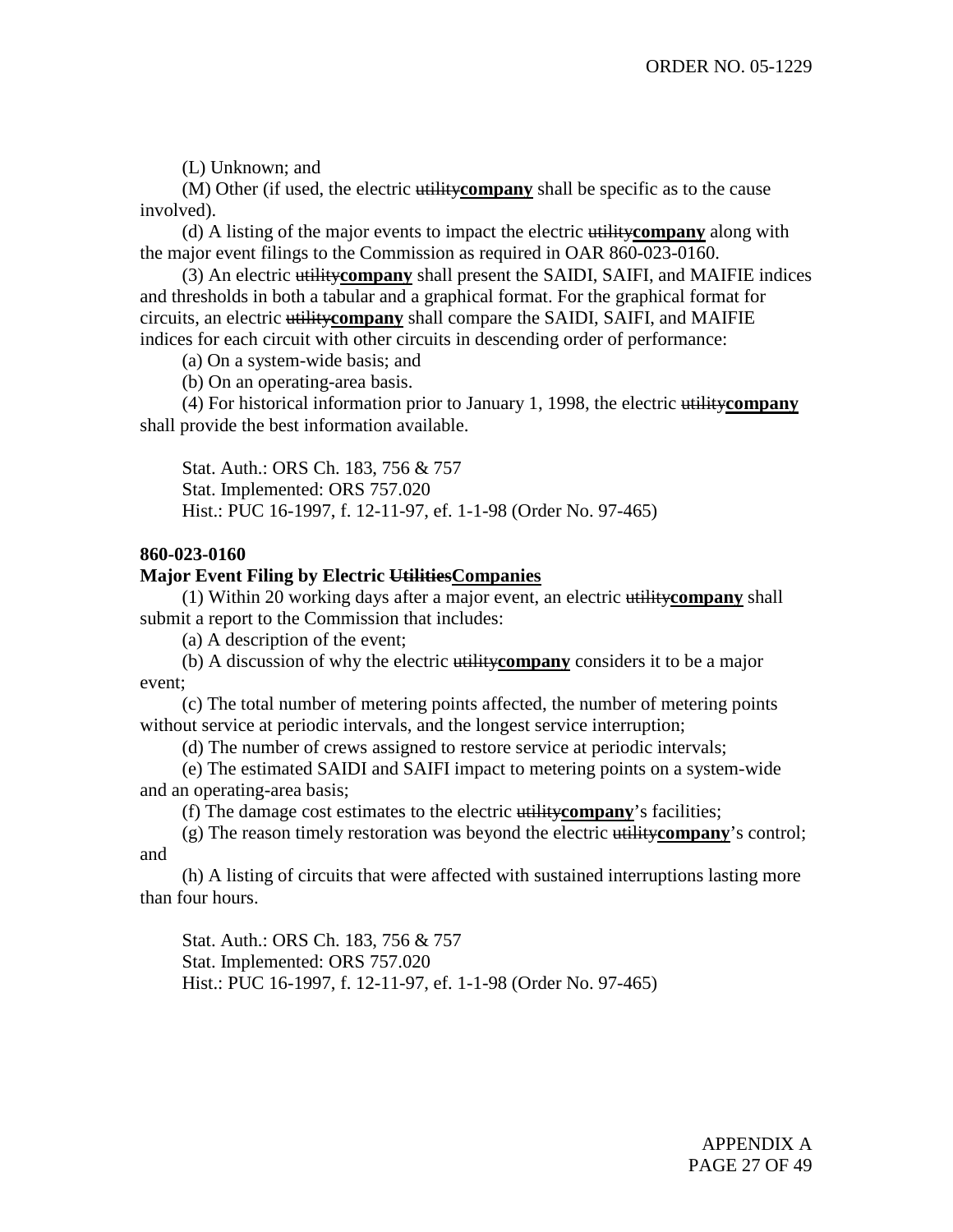(L) Unknown; and

(M) Other (if used, the electric ~~utility~~**company** shall be specific as to the cause involved).

(d) A listing of the major events to impact the electric ~~utility~~**company** along with the major event filings to the Commission as required in OAR 860-023-0160.

(3) An electric ~~utility~~**company** shall present the SAIDI, SAIFI, and MAIFIE indices and thresholds in both a tabular and a graphical format. For the graphical format for circuits, an electric ~~utility~~**company** shall compare the SAIDI, SAIFI, and MAIFIE indices for each circuit with other circuits in descending order of performance:

(a) On a system-wide basis; and

(b) On an operating-area basis.

(4) For historical information prior to January 1, 1998, the electric ~~utility~~**company** shall provide the best information available.

Stat. Auth.: ORS Ch. 183, 756 & 757
Stat. Implemented: ORS 757.020
Hist.: PUC 16-1997, f. 12-11-97, ef. 1-1-98 (Order No. 97-465)

**860-023-0160**

**Major Event Filing by Electric ~~Utilities~~Companies**

(1) Within 20 working days after a major event, an electric ~~utility~~**company** shall submit a report to the Commission that includes:

(a) A description of the event;

(b) A discussion of why the electric ~~utility~~**company** considers it to be a major event;

(c) The total number of metering points affected, the number of metering points without service at periodic intervals, and the longest service interruption;

(d) The number of crews assigned to restore service at periodic intervals;

(e) The estimated SAIDI and SAIFI impact to metering points on a system-wide and an operating-area basis;

(f) The damage cost estimates to the electric ~~utility~~**company**'s facilities;

(g) The reason timely restoration was beyond the electric ~~utility~~**company**'s control; and

(h) A listing of circuits that were affected with sustained interruptions lasting more than four hours.

Stat. Auth.: ORS Ch. 183, 756 & 757
Stat. Implemented: ORS 757.020
Hist.: PUC 16-1997, f. 12-11-97, ef. 1-1-98 (Order No. 97-465)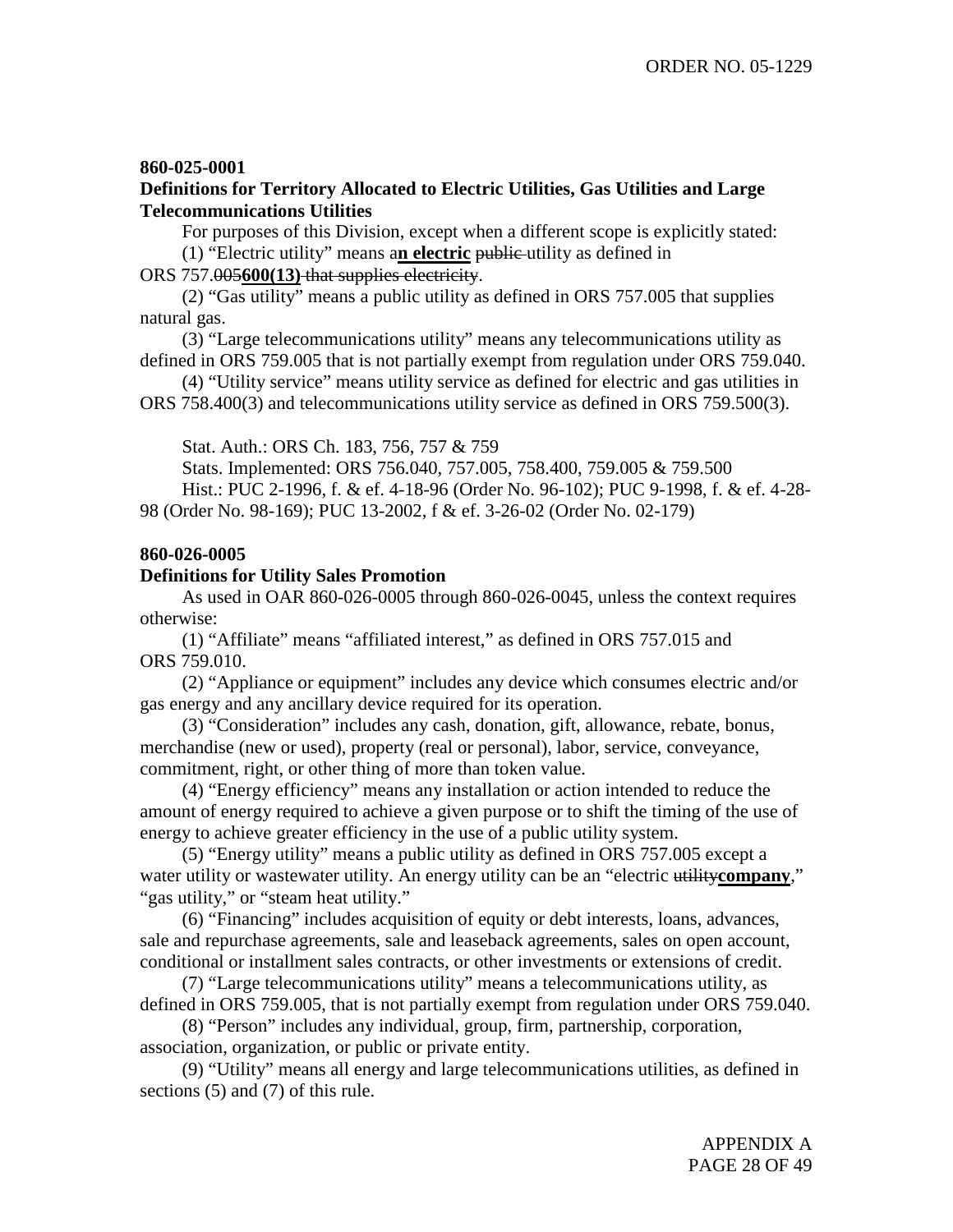**860-025-0001**

**Definitions for Territory Allocated to Electric Utilities, Gas Utilities and Large Telecommunications Utilities**

For purposes of this Division, except when a different scope is explicitly stated:

(1) "Electric utility" means a**n electric** ~~public~~ utility as defined in ORS 757.~~005~~**600(13)** ~~that supplies electricity~~.

(2) "Gas utility" means a public utility as defined in ORS 757.005 that supplies natural gas.

(3) "Large telecommunications utility" means any telecommunications utility as defined in ORS 759.005 that is not partially exempt from regulation under ORS 759.040.

(4) "Utility service" means utility service as defined for electric and gas utilities in ORS 758.400(3) and telecommunications utility service as defined in ORS 759.500(3).

Stat. Auth.: ORS Ch. 183, 756, 757 & 759

Stats. Implemented: ORS 756.040, 757.005, 758.400, 759.005 & 759.500

Hist.: PUC 2-1996, f. & ef. 4-18-96 (Order No. 96-102); PUC 9-1998, f. & ef. 4-28-98 (Order No. 98-169); PUC 13-2002, f & ef. 3-26-02 (Order No. 02-179)

**860-026-0005**

**Definitions for Utility Sales Promotion**

As used in OAR 860-026-0005 through 860-026-0045, unless the context requires otherwise:

(1) "Affiliate" means "affiliated interest," as defined in ORS 757.015 and ORS 759.010.

(2) "Appliance or equipment" includes any device which consumes electric and/or gas energy and any ancillary device required for its operation.

(3) "Consideration" includes any cash, donation, gift, allowance, rebate, bonus, merchandise (new or used), property (real or personal), labor, service, conveyance, commitment, right, or other thing of more than token value.

(4) "Energy efficiency" means any installation or action intended to reduce the amount of energy required to achieve a given purpose or to shift the timing of the use of energy to achieve greater efficiency in the use of a public utility system.

(5) "Energy utility" means a public utility as defined in ORS 757.005 except a water utility or wastewater utility. An energy utility can be an "electric ~~utility~~**company**," "gas utility," or "steam heat utility."

(6) "Financing" includes acquisition of equity or debt interests, loans, advances, sale and repurchase agreements, sale and leaseback agreements, sales on open account, conditional or installment sales contracts, or other investments or extensions of credit.

(7) "Large telecommunications utility" means a telecommunications utility, as defined in ORS 759.005, that is not partially exempt from regulation under ORS 759.040.

(8) "Person" includes any individual, group, firm, partnership, corporation, association, organization, or public or private entity.

(9) "Utility" means all energy and large telecommunications utilities, as defined in sections (5) and (7) of this rule.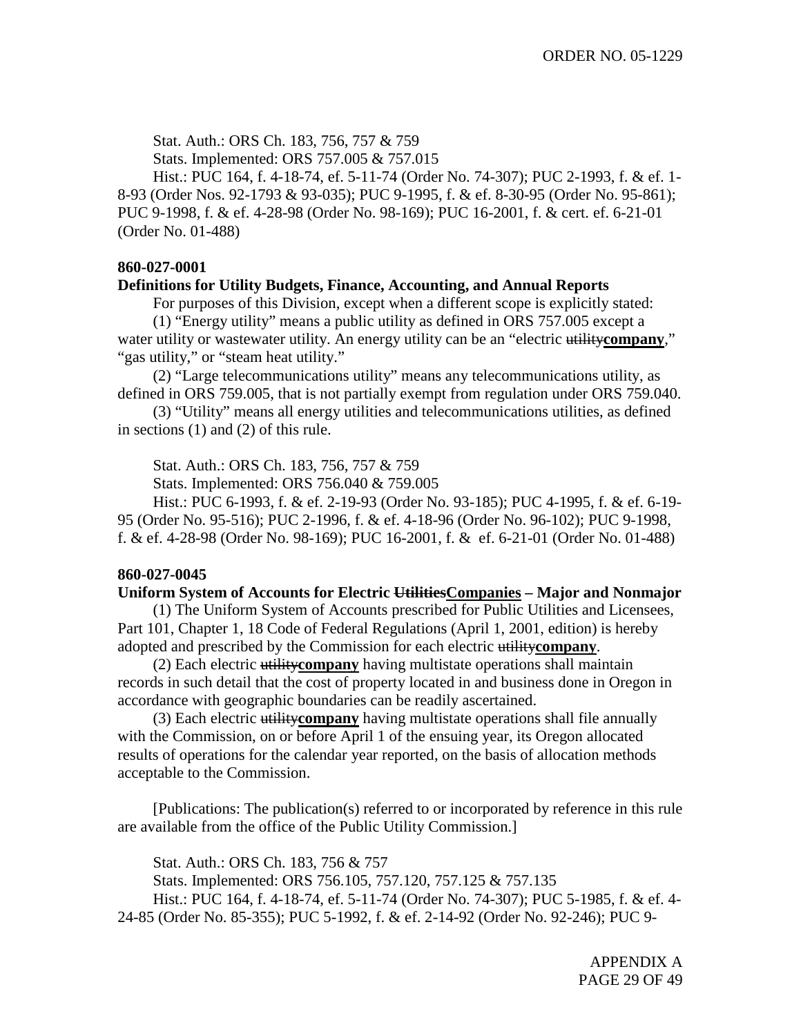Stat. Auth.: ORS Ch. 183, 756, 757 & 759

Stats. Implemented: ORS 757.005 & 757.015

Hist.: PUC 164, f. 4-18-74, ef. 5-11-74 (Order No. 74-307); PUC 2-1993, f. & ef. 1-8-93 (Order Nos. 92-1793 & 93-035); PUC 9-1995, f. & ef. 8-30-95 (Order No. 95-861); PUC 9-1998, f. & ef. 4-28-98 (Order No. 98-169); PUC 16-2001, f. & cert. ef. 6-21-01 (Order No. 01-488)

**860-027-0001**

**Definitions for Utility Budgets, Finance, Accounting, and Annual Reports**

For purposes of this Division, except when a different scope is explicitly stated:

(1) "Energy utility" means a public utility as defined in ORS 757.005 except a water utility or wastewater utility. An energy utility can be an "electric ~~utility~~**company**," "gas utility," or "steam heat utility."

(2) "Large telecommunications utility" means any telecommunications utility, as defined in ORS 759.005, that is not partially exempt from regulation under ORS 759.040.

(3) "Utility" means all energy utilities and telecommunications utilities, as defined in sections (1) and (2) of this rule.

Stat. Auth.: ORS Ch. 183, 756, 757 & 759

Stats. Implemented: ORS 756.040 & 759.005

Hist.: PUC 6-1993, f. & ef. 2-19-93 (Order No. 93-185); PUC 4-1995, f. & ef. 6-19-95 (Order No. 95-516); PUC 2-1996, f. & ef. 4-18-96 (Order No. 96-102); PUC 9-1998, f. & ef. 4-28-98 (Order No. 98-169); PUC 16-2001, f. & ef. 6-21-01 (Order No. 01-488)

**860-027-0045**

**Uniform System of Accounts for Electric ~~Utilities~~<u>Companies</u> – Major and Nonmajor**

(1) The Uniform System of Accounts prescribed for Public Utilities and Licensees, Part 101, Chapter 1, 18 Code of Federal Regulations (April 1, 2001, edition) is hereby adopted and prescribed by the Commission for each electric ~~utility~~**company**.

(2) Each electric ~~utility~~**<u>company</u>** having multistate operations shall maintain records in such detail that the cost of property located in and business done in Oregon in accordance with geographic boundaries can be readily ascertained.

(3) Each electric ~~utility~~**<u>company</u>** having multistate operations shall file annually with the Commission, on or before April 1 of the ensuing year, its Oregon allocated results of operations for the calendar year reported, on the basis of allocation methods acceptable to the Commission.

[Publications: The publication(s) referred to or incorporated by reference in this rule are available from the office of the Public Utility Commission.]

Stat. Auth.: ORS Ch. 183, 756 & 757

Stats. Implemented: ORS 756.105, 757.120, 757.125 & 757.135

Hist.: PUC 164, f. 4-18-74, ef. 5-11-74 (Order No. 74-307); PUC 5-1985, f. & ef. 4-24-85 (Order No. 85-355); PUC 5-1992, f. & ef. 2-14-92 (Order No. 92-246); PUC 9-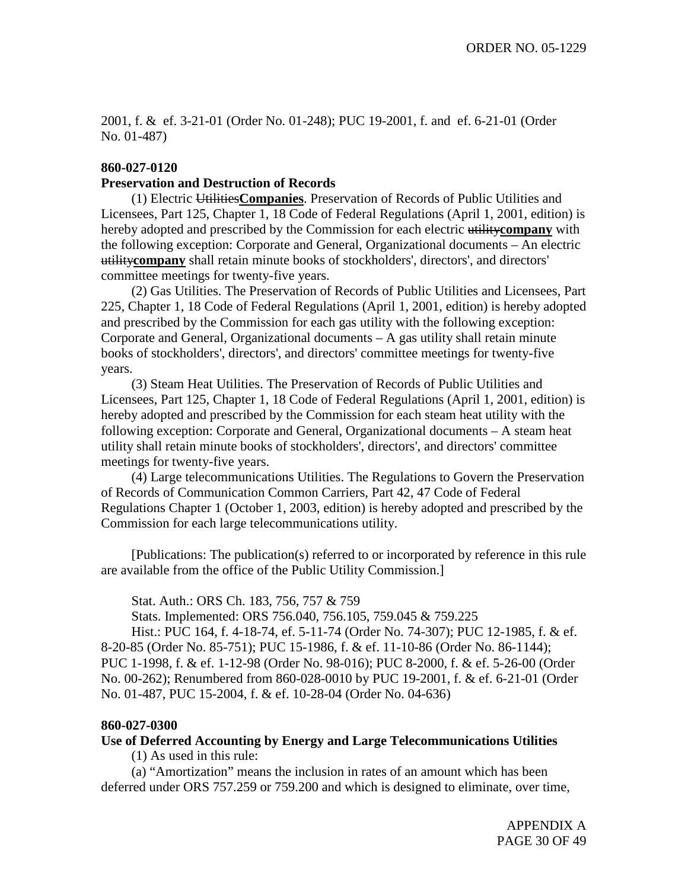2001, f. & ef. 3-21-01 (Order No. 01-248); PUC 19-2001, f. and ef. 6-21-01 (Order No. 01-487)

**860-027-0120**

**Preservation and Destruction of Records**

(1) Electric ~~Utilities~~**Companies**. Preservation of Records of Public Utilities and Licensees, Part 125, Chapter 1, 18 Code of Federal Regulations (April 1, 2001, edition) is hereby adopted and prescribed by the Commission for each electric ~~utility~~**company** with the following exception: Corporate and General, Organizational documents – An electric ~~utility~~**company** shall retain minute books of stockholders', directors', and directors' committee meetings for twenty-five years.

(2) Gas Utilities. The Preservation of Records of Public Utilities and Licensees, Part 225, Chapter 1, 18 Code of Federal Regulations (April 1, 2001, edition) is hereby adopted and prescribed by the Commission for each gas utility with the following exception: Corporate and General, Organizational documents – A gas utility shall retain minute books of stockholders', directors', and directors' committee meetings for twenty-five years.

(3) Steam Heat Utilities. The Preservation of Records of Public Utilities and Licensees, Part 125, Chapter 1, 18 Code of Federal Regulations (April 1, 2001, edition) is hereby adopted and prescribed by the Commission for each steam heat utility with the following exception: Corporate and General, Organizational documents – A steam heat utility shall retain minute books of stockholders', directors', and directors' committee meetings for twenty-five years.

(4) Large telecommunications Utilities. The Regulations to Govern the Preservation of Records of Communication Common Carriers, Part 42, 47 Code of Federal Regulations Chapter 1 (October 1, 2003, edition) is hereby adopted and prescribed by the Commission for each large telecommunications utility.

[Publications: The publication(s) referred to or incorporated by reference in this rule are available from the office of the Public Utility Commission.]

Stat. Auth.: ORS Ch. 183, 756, 757 & 759

Stats. Implemented: ORS 756.040, 756.105, 759.045 & 759.225

Hist.: PUC 164, f. 4-18-74, ef. 5-11-74 (Order No. 74-307); PUC 12-1985, f. & ef. 8-20-85 (Order No. 85-751); PUC 15-1986, f. & ef. 11-10-86 (Order No. 86-1144); PUC 1-1998, f. & ef. 1-12-98 (Order No. 98-016); PUC 8-2000, f. & ef. 5-26-00 (Order No. 00-262); Renumbered from 860-028-0010 by PUC 19-2001, f. & ef. 6-21-01 (Order No. 01-487, PUC 15-2004, f. & ef. 10-28-04 (Order No. 04-636)

**860-027-0300**

**Use of Deferred Accounting by Energy and Large Telecommunications Utilities**

(1) As used in this rule:

(a) "Amortization" means the inclusion in rates of an amount which has been deferred under ORS 757.259 or 759.200 and which is designed to eliminate, over time,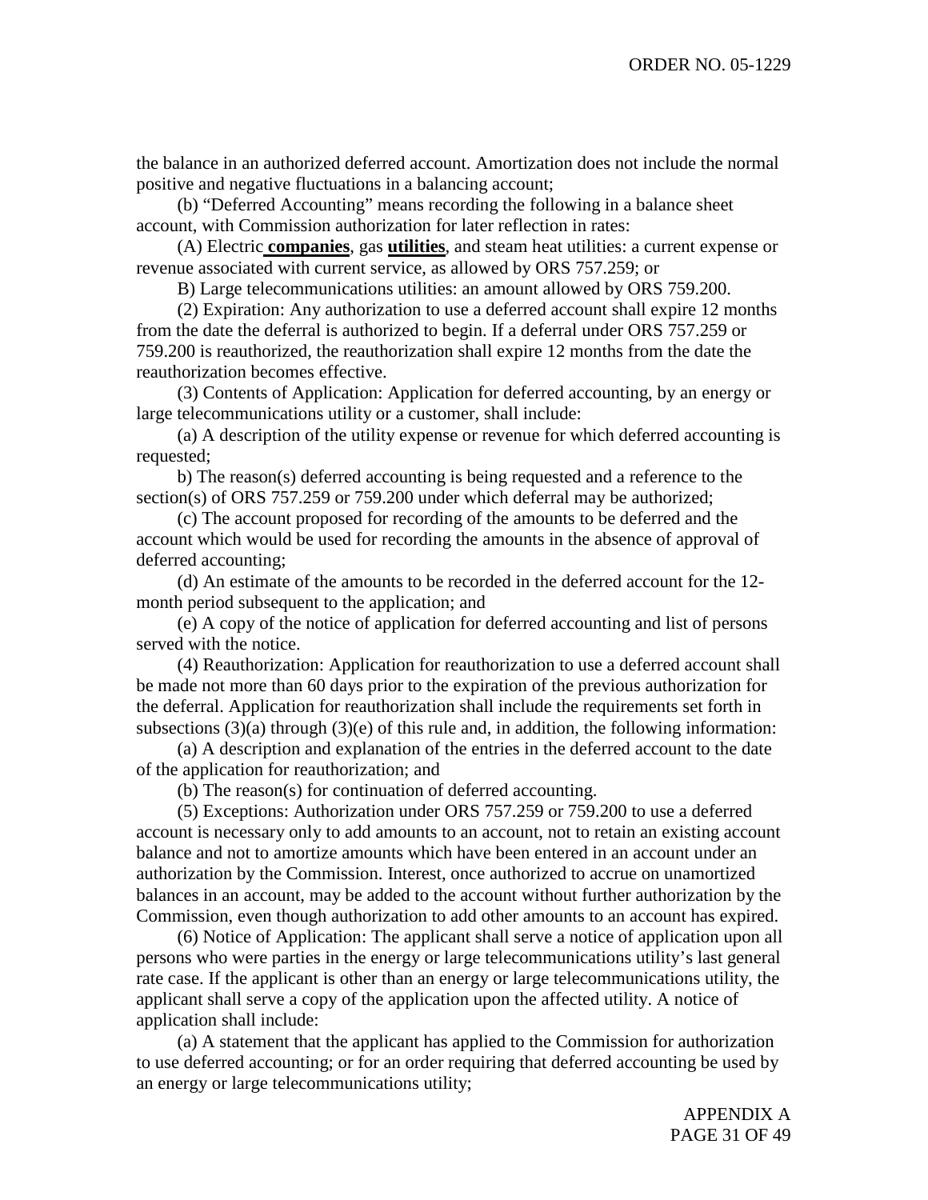the balance in an authorized deferred account. Amortization does not include the normal positive and negative fluctuations in a balancing account;

(b) “Deferred Accounting” means recording the following in a balance sheet account, with Commission authorization for later reflection in rates:

(A) Electric **companies**, gas **utilities**, and steam heat utilities: a current expense or revenue associated with current service, as allowed by ORS 757.259; or

B) Large telecommunications utilities: an amount allowed by ORS 759.200.

(2) Expiration: Any authorization to use a deferred account shall expire 12 months from the date the deferral is authorized to begin. If a deferral under ORS 757.259 or 759.200 is reauthorized, the reauthorization shall expire 12 months from the date the reauthorization becomes effective.

(3) Contents of Application: Application for deferred accounting, by an energy or large telecommunications utility or a customer, shall include:

(a) A description of the utility expense or revenue for which deferred accounting is requested;

b) The reason(s) deferred accounting is being requested and a reference to the section(s) of ORS 757.259 or 759.200 under which deferral may be authorized;

(c) The account proposed for recording of the amounts to be deferred and the account which would be used for recording the amounts in the absence of approval of deferred accounting;

(d) An estimate of the amounts to be recorded in the deferred account for the 12-month period subsequent to the application; and

(e) A copy of the notice of application for deferred accounting and list of persons served with the notice.

(4) Reauthorization: Application for reauthorization to use a deferred account shall be made not more than 60 days prior to the expiration of the previous authorization for the deferral. Application for reauthorization shall include the requirements set forth in subsections (3)(a) through (3)(e) of this rule and, in addition, the following information:

(a) A description and explanation of the entries in the deferred account to the date of the application for reauthorization; and

(b) The reason(s) for continuation of deferred accounting.

(5) Exceptions: Authorization under ORS 757.259 or 759.200 to use a deferred account is necessary only to add amounts to an account, not to retain an existing account balance and not to amortize amounts which have been entered in an account under an authorization by the Commission. Interest, once authorized to accrue on unamortized balances in an account, may be added to the account without further authorization by the Commission, even though authorization to add other amounts to an account has expired.

(6) Notice of Application: The applicant shall serve a notice of application upon all persons who were parties in the energy or large telecommunications utility’s last general rate case. If the applicant is other than an energy or large telecommunications utility, the applicant shall serve a copy of the application upon the affected utility. A notice of application shall include:

(a) A statement that the applicant has applied to the Commission for authorization to use deferred accounting; or for an order requiring that deferred accounting be used by an energy or large telecommunications utility;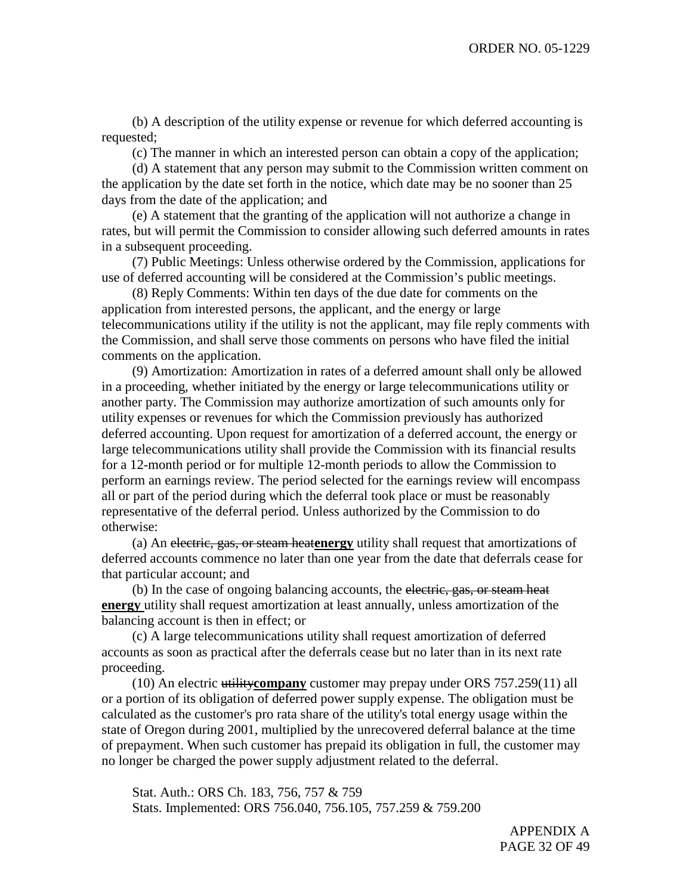(b) A description of the utility expense or revenue for which deferred accounting is requested;

(c) The manner in which an interested person can obtain a copy of the application;

(d) A statement that any person may submit to the Commission written comment on the application by the date set forth in the notice, which date may be no sooner than 25 days from the date of the application; and

(e) A statement that the granting of the application will not authorize a change in rates, but will permit the Commission to consider allowing such deferred amounts in rates in a subsequent proceeding.

(7) Public Meetings: Unless otherwise ordered by the Commission, applications for use of deferred accounting will be considered at the Commission's public meetings.

(8) Reply Comments: Within ten days of the due date for comments on the application from interested persons, the applicant, and the energy or large telecommunications utility if the utility is not the applicant, may file reply comments with the Commission, and shall serve those comments on persons who have filed the initial comments on the application.

(9) Amortization: Amortization in rates of a deferred amount shall only be allowed in a proceeding, whether initiated by the energy or large telecommunications utility or another party. The Commission may authorize amortization of such amounts only for utility expenses or revenues for which the Commission previously has authorized deferred accounting. Upon request for amortization of a deferred account, the energy or large telecommunications utility shall provide the Commission with its financial results for a 12-month period or for multiple 12-month periods to allow the Commission to perform an earnings review. The period selected for the earnings review will encompass all or part of the period during which the deferral took place or must be reasonably representative of the deferral period. Unless authorized by the Commission to do otherwise:

(a) An ~~electric, gas, or steam heat~~**energy** utility shall request that amortizations of deferred accounts commence no later than one year from the date that deferrals cease for that particular account; and

(b) In the case of ongoing balancing accounts, the ~~electric, gas, or steam heat~~ **energy** utility shall request amortization at least annually, unless amortization of the balancing account is then in effect; or

(c) A large telecommunications utility shall request amortization of deferred accounts as soon as practical after the deferrals cease but no later than in its next rate proceeding.

(10) An electric ~~utility~~**company** customer may prepay under ORS 757.259(11) all or a portion of its obligation of deferred power supply expense. The obligation must be calculated as the customer's pro rata share of the utility's total energy usage within the state of Oregon during 2001, multiplied by the unrecovered deferral balance at the time of prepayment. When such customer has prepaid its obligation in full, the customer may no longer be charged the power supply adjustment related to the deferral.

Stat. Auth.: ORS Ch. 183, 756, 757 & 759
Stats. Implemented: ORS 756.040, 756.105, 757.259 & 759.200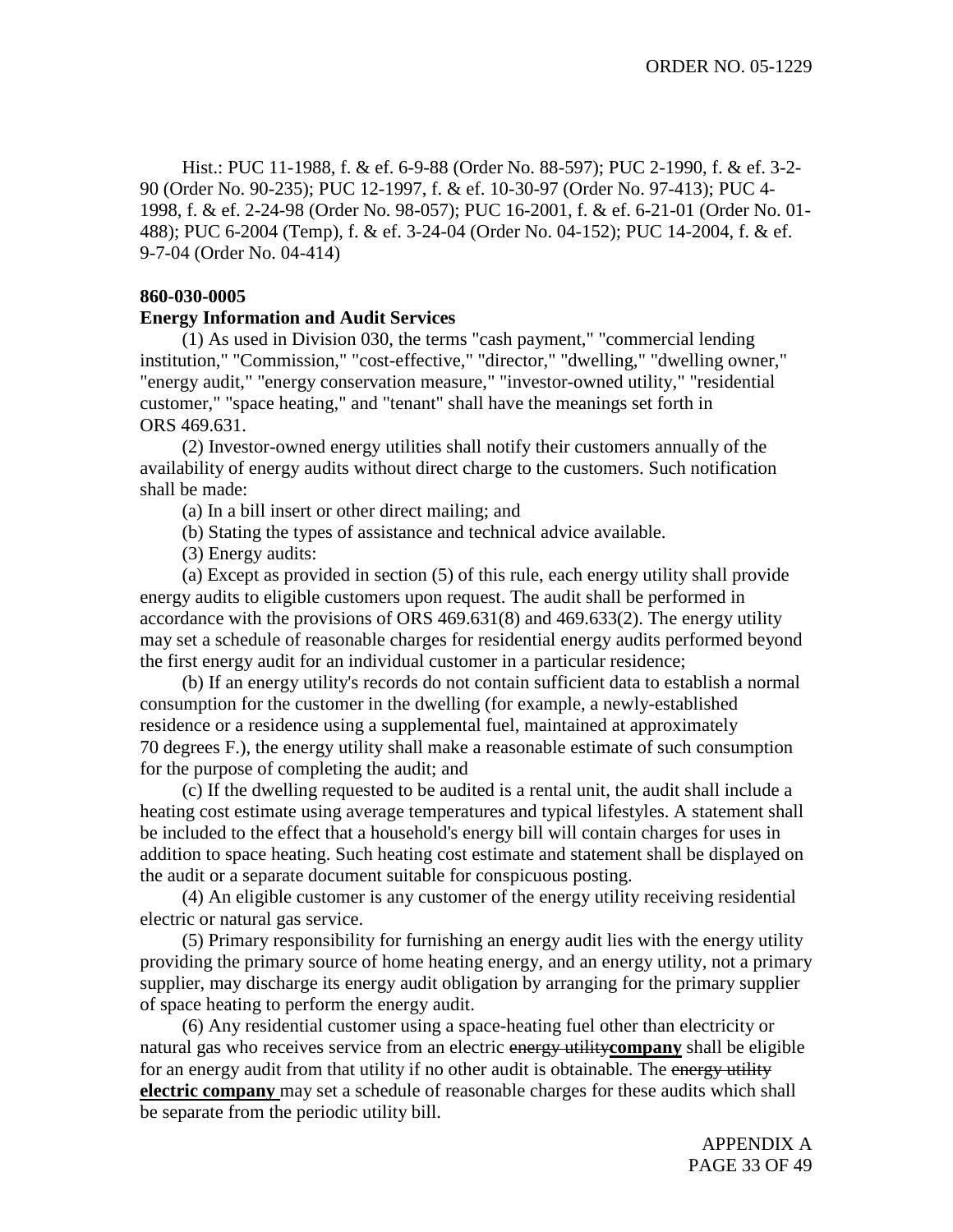Hist.: PUC 11-1988, f. & ef. 6-9-88 (Order No. 88-597); PUC 2-1990, f. & ef. 3-2-90 (Order No. 90-235); PUC 12-1997, f. & ef. 10-30-97 (Order No. 97-413); PUC 4-1998, f. & ef. 2-24-98 (Order No. 98-057); PUC 16-2001, f. & ef. 6-21-01 (Order No. 01-488); PUC 6-2004 (Temp), f. & ef. 3-24-04 (Order No. 04-152); PUC 14-2004, f. & ef. 9-7-04 (Order No. 04-414)

**860-030-0005**

**Energy Information and Audit Services**

(1) As used in Division 030, the terms "cash payment," "commercial lending institution," "Commission," "cost-effective," "director," "dwelling," "dwelling owner," "energy audit," "energy conservation measure," "investor-owned utility," "residential customer," "space heating," and "tenant" shall have the meanings set forth in ORS 469.631.

(2) Investor-owned energy utilities shall notify their customers annually of the availability of energy audits without direct charge to the customers. Such notification shall be made:

(a) In a bill insert or other direct mailing; and

(b) Stating the types of assistance and technical advice available.

(3) Energy audits:

(a) Except as provided in section (5) of this rule, each energy utility shall provide energy audits to eligible customers upon request. The audit shall be performed in accordance with the provisions of ORS 469.631(8) and 469.633(2). The energy utility may set a schedule of reasonable charges for residential energy audits performed beyond the first energy audit for an individual customer in a particular residence;

(b) If an energy utility's records do not contain sufficient data to establish a normal consumption for the customer in the dwelling (for example, a newly-established residence or a residence using a supplemental fuel, maintained at approximately 70 degrees F.), the energy utility shall make a reasonable estimate of such consumption for the purpose of completing the audit; and

(c) If the dwelling requested to be audited is a rental unit, the audit shall include a heating cost estimate using average temperatures and typical lifestyles. A statement shall be included to the effect that a household's energy bill will contain charges for uses in addition to space heating. Such heating cost estimate and statement shall be displayed on the audit or a separate document suitable for conspicuous posting.

(4) An eligible customer is any customer of the energy utility receiving residential electric or natural gas service.

(5) Primary responsibility for furnishing an energy audit lies with the energy utility providing the primary source of home heating energy, and an energy utility, not a primary supplier, may discharge its energy audit obligation by arranging for the primary supplier of space heating to perform the energy audit.

(6) Any residential customer using a space-heating fuel other than electricity or natural gas who receives service from an electric ~~energy utility~~**company** shall be eligible for an energy audit from that utility if no other audit is obtainable. The ~~energy utility~~ **electric company** may set a schedule of reasonable charges for these audits which shall be separate from the periodic utility bill.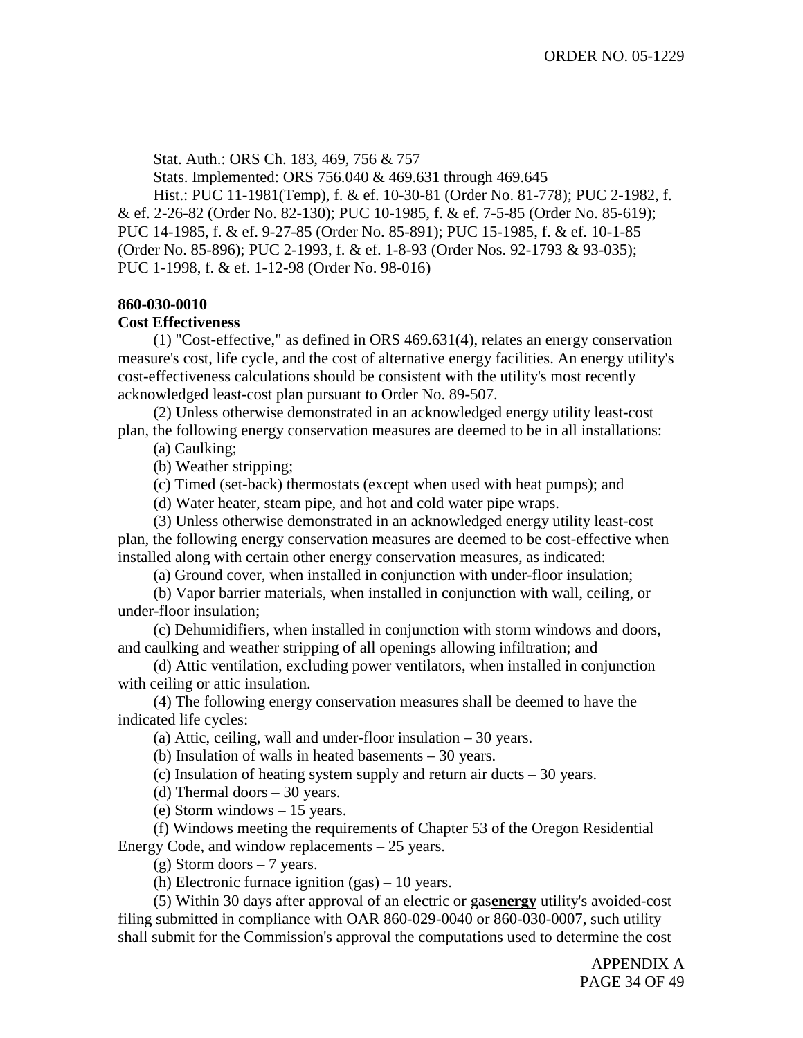Stat. Auth.: ORS Ch. 183, 469, 756 & 757

Stats. Implemented: ORS 756.040 & 469.631 through 469.645

Hist.: PUC 11-1981(Temp), f. & ef. 10-30-81 (Order No. 81-778); PUC 2-1982, f. & ef. 2-26-82 (Order No. 82-130); PUC 10-1985, f. & ef. 7-5-85 (Order No. 85-619); PUC 14-1985, f. & ef. 9-27-85 (Order No. 85-891); PUC 15-1985, f. & ef. 10-1-85 (Order No. 85-896); PUC 2-1993, f. & ef. 1-8-93 (Order Nos. 92-1793 & 93-035); PUC 1-1998, f. & ef. 1-12-98 (Order No. 98-016)

**860-030-0010**

**Cost Effectiveness**

(1) "Cost-effective," as defined in ORS 469.631(4), relates an energy conservation measure's cost, life cycle, and the cost of alternative energy facilities. An energy utility's cost-effectiveness calculations should be consistent with the utility's most recently acknowledged least-cost plan pursuant to Order No. 89-507.

(2) Unless otherwise demonstrated in an acknowledged energy utility least-cost plan, the following energy conservation measures are deemed to be in all installations:

(a) Caulking;

(b) Weather stripping;

(c) Timed (set-back) thermostats (except when used with heat pumps); and

(d) Water heater, steam pipe, and hot and cold water pipe wraps.

(3) Unless otherwise demonstrated in an acknowledged energy utility least-cost plan, the following energy conservation measures are deemed to be cost-effective when installed along with certain other energy conservation measures, as indicated:

(a) Ground cover, when installed in conjunction with under-floor insulation;

(b) Vapor barrier materials, when installed in conjunction with wall, ceiling, or under-floor insulation;

(c) Dehumidifiers, when installed in conjunction with storm windows and doors, and caulking and weather stripping of all openings allowing infiltration; and

(d) Attic ventilation, excluding power ventilators, when installed in conjunction with ceiling or attic insulation.

(4) The following energy conservation measures shall be deemed to have the indicated life cycles:

(a) Attic, ceiling, wall and under-floor insulation – 30 years.

(b) Insulation of walls in heated basements – 30 years.

(c) Insulation of heating system supply and return air ducts – 30 years.

(d) Thermal doors – 30 years.

(e) Storm windows – 15 years.

(f) Windows meeting the requirements of Chapter 53 of the Oregon Residential Energy Code, and window replacements – 25 years.

(g) Storm doors – 7 years.

(h) Electronic furnace ignition (gas) – 10 years.

(5) Within 30 days after approval of an ~~electric or gas~~**energy** utility's avoided-cost filing submitted in compliance with OAR 860-029-0040 or 860-030-0007, such utility shall submit for the Commission's approval the computations used to determine the cost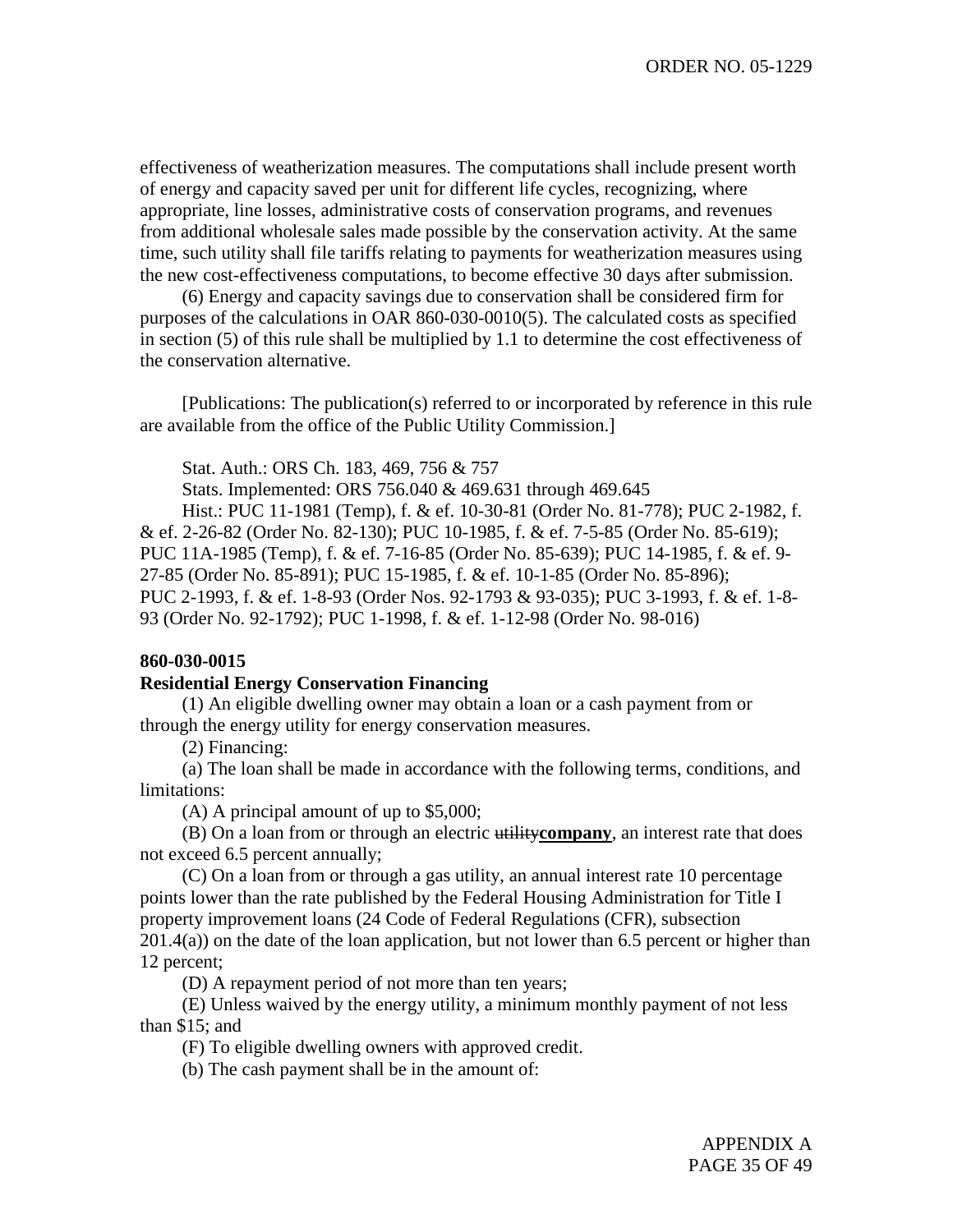effectiveness of weatherization measures. The computations shall include present worth of energy and capacity saved per unit for different life cycles, recognizing, where appropriate, line losses, administrative costs of conservation programs, and revenues from additional wholesale sales made possible by the conservation activity. At the same time, such utility shall file tariffs relating to payments for weatherization measures using the new cost-effectiveness computations, to become effective 30 days after submission.

(6) Energy and capacity savings due to conservation shall be considered firm for purposes of the calculations in OAR 860-030-0010(5). The calculated costs as specified in section (5) of this rule shall be multiplied by 1.1 to determine the cost effectiveness of the conservation alternative.

[Publications: The publication(s) referred to or incorporated by reference in this rule are available from the office of the Public Utility Commission.]

Stat. Auth.: ORS Ch. 183, 469, 756 & 757

Stats. Implemented: ORS 756.040 & 469.631 through 469.645

Hist.: PUC 11-1981 (Temp), f. & ef. 10-30-81 (Order No. 81-778); PUC 2-1982, f. & ef. 2-26-82 (Order No. 82-130); PUC 10-1985, f. & ef. 7-5-85 (Order No. 85-619); PUC 11A-1985 (Temp), f. & ef. 7-16-85 (Order No. 85-639); PUC 14-1985, f. & ef. 9-27-85 (Order No. 85-891); PUC 15-1985, f. & ef. 10-1-85 (Order No. 85-896); PUC 2-1993, f. & ef. 1-8-93 (Order Nos. 92-1793 & 93-035); PUC 3-1993, f. & ef. 1-8-93 (Order No. 92-1792); PUC 1-1998, f. & ef. 1-12-98 (Order No. 98-016)

**860-030-0015**

**Residential Energy Conservation Financing**

(1) An eligible dwelling owner may obtain a loan or a cash payment from or through the energy utility for energy conservation measures.

(2) Financing:

(a) The loan shall be made in accordance with the following terms, conditions, and limitations:

(A) A principal amount of up to $5,000;

(B) On a loan from or through an electric ~~utility~~**company**, an interest rate that does not exceed 6.5 percent annually;

(C) On a loan from or through a gas utility, an annual interest rate 10 percentage points lower than the rate published by the Federal Housing Administration for Title I property improvement loans (24 Code of Federal Regulations (CFR), subsection 201.4(a)) on the date of the loan application, but not lower than 6.5 percent or higher than 12 percent;

(D) A repayment period of not more than ten years;

(E) Unless waived by the energy utility, a minimum monthly payment of not less than $15; and

(F) To eligible dwelling owners with approved credit.

(b) The cash payment shall be in the amount of: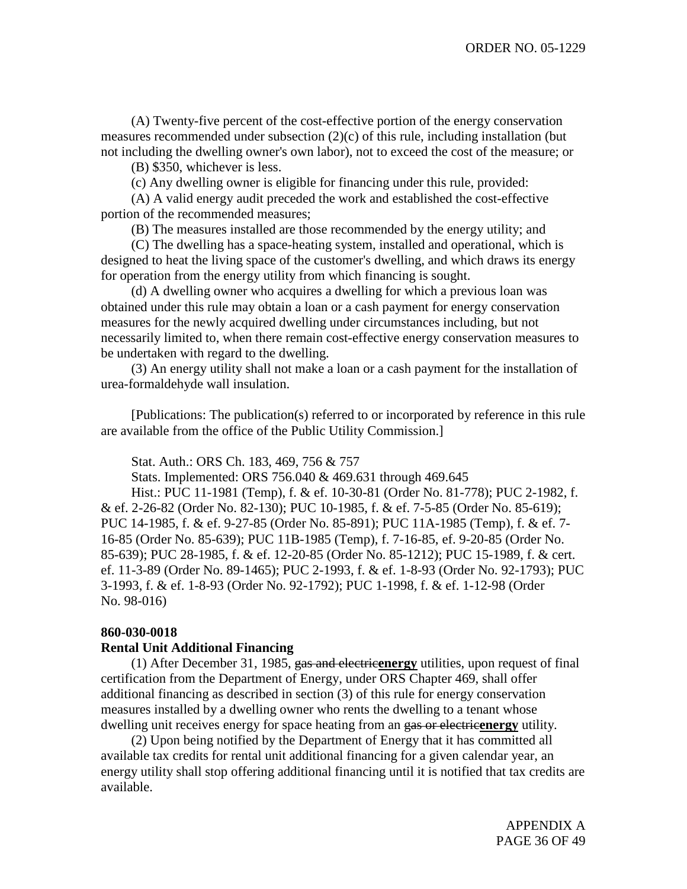(A) Twenty-five percent of the cost-effective portion of the energy conservation measures recommended under subsection (2)(c) of this rule, including installation (but not including the dwelling owner's own labor), not to exceed the cost of the measure; or

(B) $350, whichever is less.

(c) Any dwelling owner is eligible for financing under this rule, provided:

(A) A valid energy audit preceded the work and established the cost-effective portion of the recommended measures;

(B) The measures installed are those recommended by the energy utility; and

(C) The dwelling has a space-heating system, installed and operational, which is designed to heat the living space of the customer's dwelling, and which draws its energy for operation from the energy utility from which financing is sought.

(d) A dwelling owner who acquires a dwelling for which a previous loan was obtained under this rule may obtain a loan or a cash payment for energy conservation measures for the newly acquired dwelling under circumstances including, but not necessarily limited to, when there remain cost-effective energy conservation measures to be undertaken with regard to the dwelling.

(3) An energy utility shall not make a loan or a cash payment for the installation of urea-formaldehyde wall insulation.

[Publications: The publication(s) referred to or incorporated by reference in this rule are available from the office of the Public Utility Commission.]

Stat. Auth.: ORS Ch. 183, 469, 756 & 757

Stats. Implemented: ORS 756.040 & 469.631 through 469.645

Hist.: PUC 11-1981 (Temp), f. & ef. 10-30-81 (Order No. 81-778); PUC 2-1982, f. & ef. 2-26-82 (Order No. 82-130); PUC 10-1985, f. & ef. 7-5-85 (Order No. 85-619); PUC 14-1985, f. & ef. 9-27-85 (Order No. 85-891); PUC 11A-1985 (Temp), f. & ef. 7-16-85 (Order No. 85-639); PUC 11B-1985 (Temp), f. 7-16-85, ef. 9-20-85 (Order No. 85-639); PUC 28-1985, f. & ef. 12-20-85 (Order No. 85-1212); PUC 15-1989, f. & cert. ef. 11-3-89 (Order No. 89-1465); PUC 2-1993, f. & ef. 1-8-93 (Order No. 92-1793); PUC 3-1993, f. & ef. 1-8-93 (Order No. 92-1792); PUC 1-1998, f. & ef. 1-12-98 (Order No. 98-016)

**860-030-0018**

**Rental Unit Additional Financing**

(1) After December 31, 1985, ~~gas and electric~~**energy** utilities, upon request of final certification from the Department of Energy, under ORS Chapter 469, shall offer additional financing as described in section (3) of this rule for energy conservation measures installed by a dwelling owner who rents the dwelling to a tenant whose dwelling unit receives energy for space heating from an ~~gas or electric~~**energy** utility.

(2) Upon being notified by the Department of Energy that it has committed all available tax credits for rental unit additional financing for a given calendar year, an energy utility shall stop offering additional financing until it is notified that tax credits are available.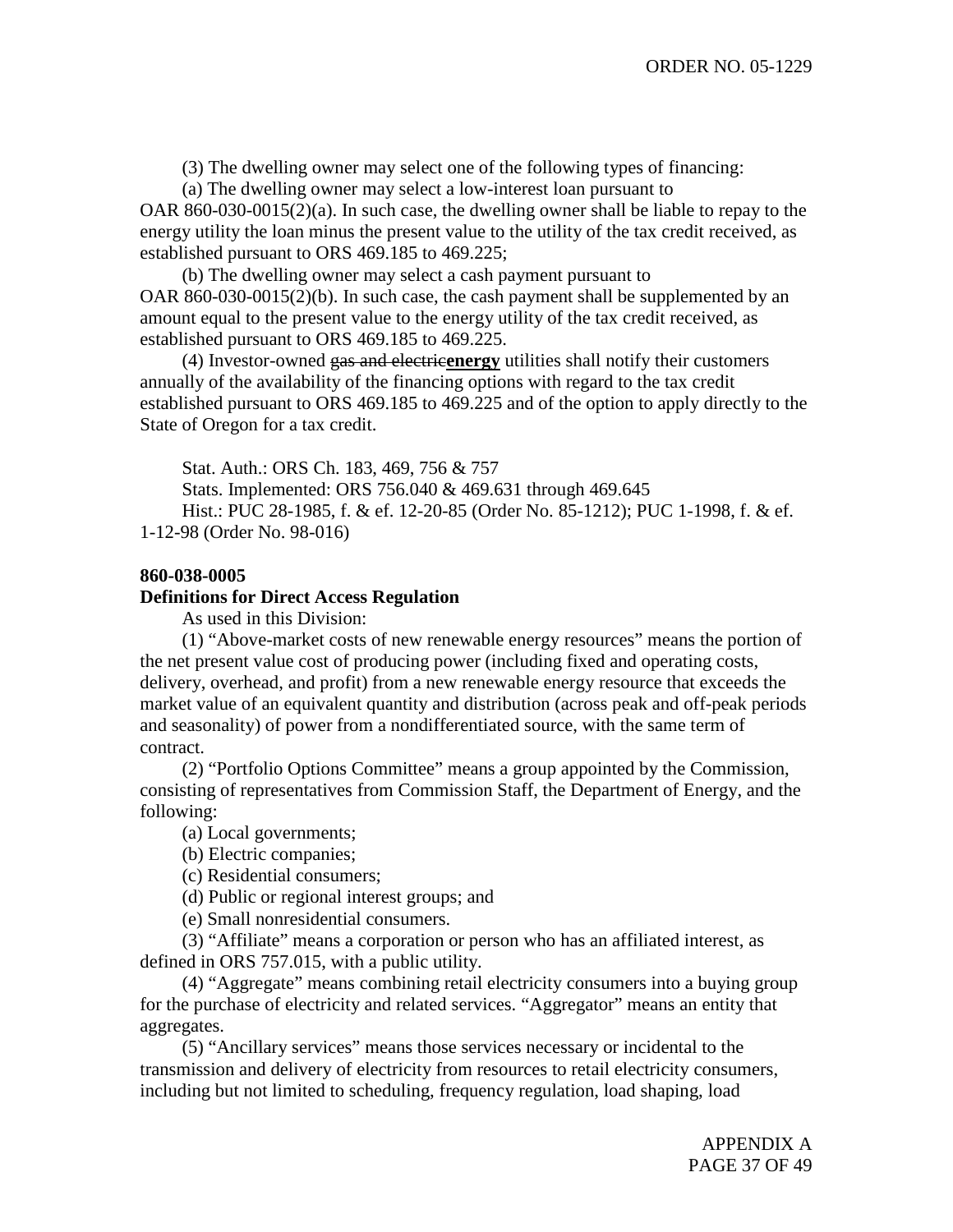(3) The dwelling owner may select one of the following types of financing:

(a) The dwelling owner may select a low-interest loan pursuant to OAR 860-030-0015(2)(a). In such case, the dwelling owner shall be liable to repay to the energy utility the loan minus the present value to the utility of the tax credit received, as established pursuant to ORS 469.185 to 469.225;

(b) The dwelling owner may select a cash payment pursuant to OAR 860-030-0015(2)(b). In such case, the cash payment shall be supplemented by an amount equal to the present value to the energy utility of the tax credit received, as established pursuant to ORS 469.185 to 469.225.

(4) Investor-owned ~~gas and electric~~**energy** utilities shall notify their customers annually of the availability of the financing options with regard to the tax credit established pursuant to ORS 469.185 to 469.225 and of the option to apply directly to the State of Oregon for a tax credit.

Stat. Auth.: ORS Ch. 183, 469, 756 & 757

Stats. Implemented: ORS 756.040 & 469.631 through 469.645

Hist.: PUC 28-1985, f. & ef. 12-20-85 (Order No. 85-1212); PUC 1-1998, f. & ef. 1-12-98 (Order No. 98-016)

**860-038-0005**

**Definitions for Direct Access Regulation**

As used in this Division:

(1) "Above-market costs of new renewable energy resources" means the portion of the net present value cost of producing power (including fixed and operating costs, delivery, overhead, and profit) from a new renewable energy resource that exceeds the market value of an equivalent quantity and distribution (across peak and off-peak periods and seasonality) of power from a nondifferentiated source, with the same term of contract.

(2) "Portfolio Options Committee" means a group appointed by the Commission, consisting of representatives from Commission Staff, the Department of Energy, and the following:

(a) Local governments;

(b) Electric companies;

(c) Residential consumers;

(d) Public or regional interest groups; and

(e) Small nonresidential consumers.

(3) "Affiliate" means a corporation or person who has an affiliated interest, as defined in ORS 757.015, with a public utility.

(4) "Aggregate" means combining retail electricity consumers into a buying group for the purchase of electricity and related services. "Aggregator" means an entity that aggregates.

(5) "Ancillary services" means those services necessary or incidental to the transmission and delivery of electricity from resources to retail electricity consumers, including but not limited to scheduling, frequency regulation, load shaping, load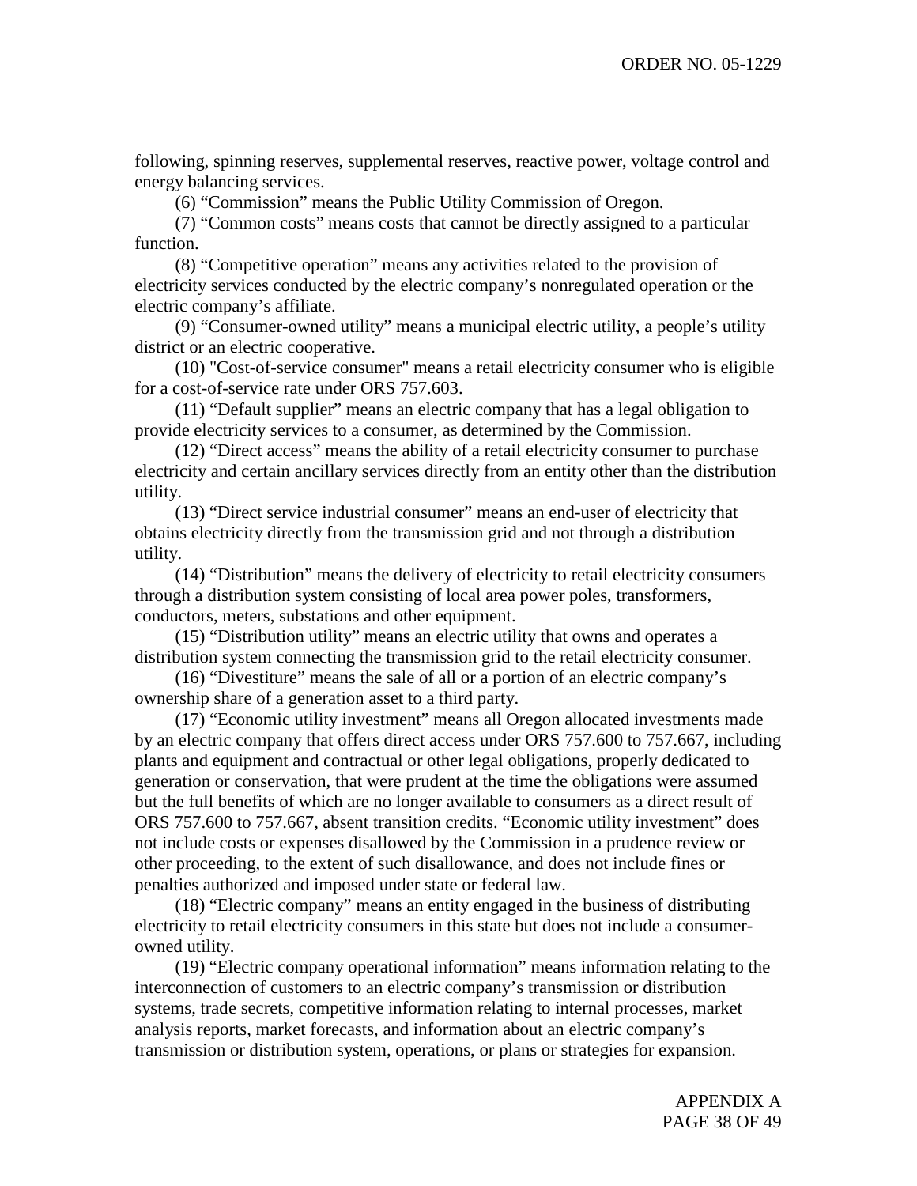following, spinning reserves, supplemental reserves, reactive power, voltage control and energy balancing services.

(6) “Commission” means the Public Utility Commission of Oregon.

(7) “Common costs” means costs that cannot be directly assigned to a particular function.

(8) “Competitive operation” means any activities related to the provision of electricity services conducted by the electric company’s nonregulated operation or the electric company’s affiliate.

(9) “Consumer-owned utility” means a municipal electric utility, a people’s utility district or an electric cooperative.

(10) "Cost-of-service consumer" means a retail electricity consumer who is eligible for a cost-of-service rate under ORS 757.603.

(11) “Default supplier” means an electric company that has a legal obligation to provide electricity services to a consumer, as determined by the Commission.

(12) “Direct access” means the ability of a retail electricity consumer to purchase electricity and certain ancillary services directly from an entity other than the distribution utility.

(13) “Direct service industrial consumer” means an end-user of electricity that obtains electricity directly from the transmission grid and not through a distribution utility.

(14) “Distribution” means the delivery of electricity to retail electricity consumers through a distribution system consisting of local area power poles, transformers, conductors, meters, substations and other equipment.

(15) “Distribution utility” means an electric utility that owns and operates a distribution system connecting the transmission grid to the retail electricity consumer.

(16) “Divestiture” means the sale of all or a portion of an electric company’s ownership share of a generation asset to a third party.

(17) “Economic utility investment” means all Oregon allocated investments made by an electric company that offers direct access under ORS 757.600 to 757.667, including plants and equipment and contractual or other legal obligations, properly dedicated to generation or conservation, that were prudent at the time the obligations were assumed but the full benefits of which are no longer available to consumers as a direct result of ORS 757.600 to 757.667, absent transition credits. “Economic utility investment” does not include costs or expenses disallowed by the Commission in a prudence review or other proceeding, to the extent of such disallowance, and does not include fines or penalties authorized and imposed under state or federal law.

(18) “Electric company” means an entity engaged in the business of distributing electricity to retail electricity consumers in this state but does not include a consumer-owned utility.

(19) “Electric company operational information” means information relating to the interconnection of customers to an electric company’s transmission or distribution systems, trade secrets, competitive information relating to internal processes, market analysis reports, market forecasts, and information about an electric company’s transmission or distribution system, operations, or plans or strategies for expansion.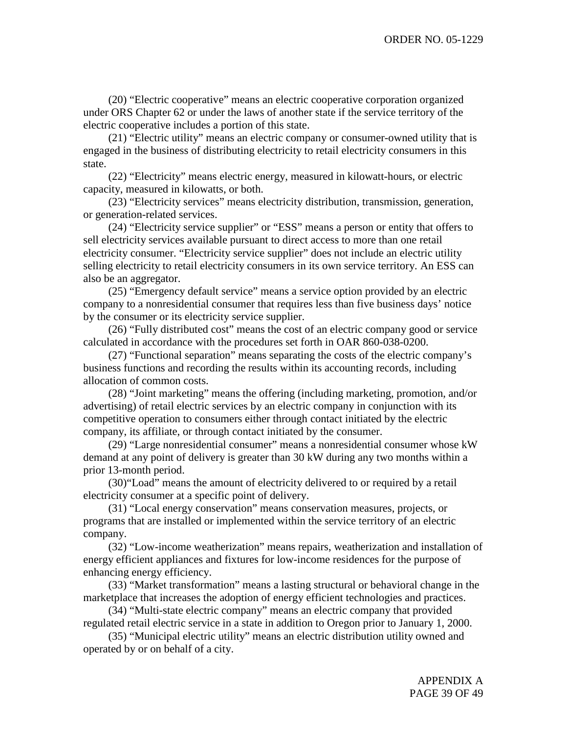(20) “Electric cooperative” means an electric cooperative corporation organized under ORS Chapter 62 or under the laws of another state if the service territory of the electric cooperative includes a portion of this state.

(21) “Electric utility” means an electric company or consumer-owned utility that is engaged in the business of distributing electricity to retail electricity consumers in this state.

(22) “Electricity” means electric energy, measured in kilowatt-hours, or electric capacity, measured in kilowatts, or both.

(23) “Electricity services” means electricity distribution, transmission, generation, or generation-related services.

(24) “Electricity service supplier” or “ESS” means a person or entity that offers to sell electricity services available pursuant to direct access to more than one retail electricity consumer. “Electricity service supplier” does not include an electric utility selling electricity to retail electricity consumers in its own service territory. An ESS can also be an aggregator.

(25) “Emergency default service” means a service option provided by an electric company to a nonresidential consumer that requires less than five business days’ notice by the consumer or its electricity service supplier.

(26) “Fully distributed cost” means the cost of an electric company good or service calculated in accordance with the procedures set forth in OAR 860-038-0200.

(27) “Functional separation” means separating the costs of the electric company’s business functions and recording the results within its accounting records, including allocation of common costs.

(28) “Joint marketing” means the offering (including marketing, promotion, and/or advertising) of retail electric services by an electric company in conjunction with its competitive operation to consumers either through contact initiated by the electric company, its affiliate, or through contact initiated by the consumer.

(29) “Large nonresidential consumer” means a nonresidential consumer whose kW demand at any point of delivery is greater than 30 kW during any two months within a prior 13-month period.

(30)“Load” means the amount of electricity delivered to or required by a retail electricity consumer at a specific point of delivery.

(31) “Local energy conservation” means conservation measures, projects, or programs that are installed or implemented within the service territory of an electric company.

(32) “Low-income weatherization” means repairs, weatherization and installation of energy efficient appliances and fixtures for low-income residences for the purpose of enhancing energy efficiency.

(33) “Market transformation” means a lasting structural or behavioral change in the marketplace that increases the adoption of energy efficient technologies and practices.

(34) “Multi-state electric company” means an electric company that provided regulated retail electric service in a state in addition to Oregon prior to January 1, 2000.

(35) “Municipal electric utility” means an electric distribution utility owned and operated by or on behalf of a city.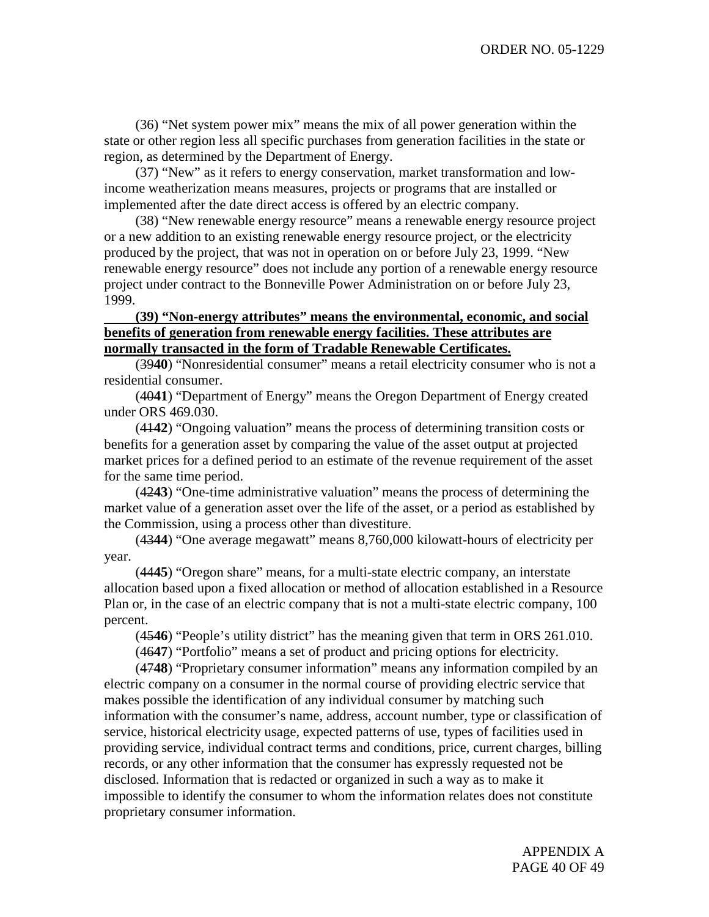(36) "Net system power mix" means the mix of all power generation within the state or other region less all specific purchases from generation facilities in the state or region, as determined by the Department of Energy.

(37) "New" as it refers to energy conservation, market transformation and low-income weatherization means measures, projects or programs that are installed or implemented after the date direct access is offered by an electric company.

(38) "New renewable energy resource" means a renewable energy resource project or a new addition to an existing renewable energy resource project, or the electricity produced by the project, that was not in operation on or before July 23, 1999. "New renewable energy resource" does not include any portion of a renewable energy resource project under contract to the Bonneville Power Administration on or before July 23, 1999.

**(39) "Non-energy attributes" means the environmental, economic, and social benefits of generation from renewable energy facilities. These attributes are normally transacted in the form of Tradable Renewable Certificates.**

(~~39~~**40**) "Nonresidential consumer" means a retail electricity consumer who is not a residential consumer.

(~~40~~**41**) "Department of Energy" means the Oregon Department of Energy created under ORS 469.030.

(~~41~~**42**) "Ongoing valuation" means the process of determining transition costs or benefits for a generation asset by comparing the value of the asset output at projected market prices for a defined period to an estimate of the revenue requirement of the asset for the same time period.

(~~42~~**43**) "One-time administrative valuation" means the process of determining the market value of a generation asset over the life of the asset, or a period as established by the Commission, using a process other than divestiture.

(~~43~~**44**) "One average megawatt" means 8,760,000 kilowatt-hours of electricity per year.

(~~44~~**45**) "Oregon share" means, for a multi-state electric company, an interstate allocation based upon a fixed allocation or method of allocation established in a Resource Plan or, in the case of an electric company that is not a multi-state electric company, 100 percent.

(~~45~~**46**) "People's utility district" has the meaning given that term in ORS 261.010.

(~~46~~**47**) "Portfolio" means a set of product and pricing options for electricity.

(~~47~~**48**) "Proprietary consumer information" means any information compiled by an electric company on a consumer in the normal course of providing electric service that makes possible the identification of any individual consumer by matching such information with the consumer's name, address, account number, type or classification of service, historical electricity usage, expected patterns of use, types of facilities used in providing service, individual contract terms and conditions, price, current charges, billing records, or any other information that the consumer has expressly requested not be disclosed. Information that is redacted or organized in such a way as to make it impossible to identify the consumer to whom the information relates does not constitute proprietary consumer information.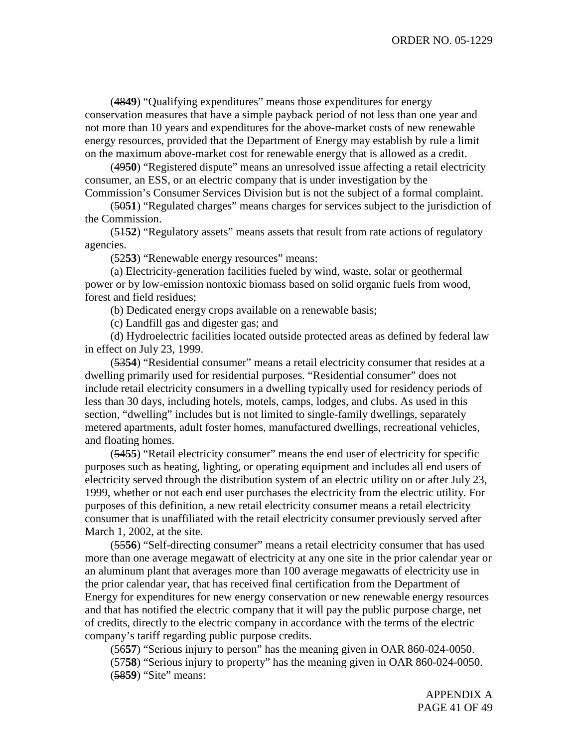(~~48~~**49**) "Qualifying expenditures" means those expenditures for energy conservation measures that have a simple payback period of not less than one year and not more than 10 years and expenditures for the above-market costs of new renewable energy resources, provided that the Department of Energy may establish by rule a limit on the maximum above-market cost for renewable energy that is allowed as a credit.

(~~49~~**50**) "Registered dispute" means an unresolved issue affecting a retail electricity consumer, an ESS, or an electric company that is under investigation by the Commission's Consumer Services Division but is not the subject of a formal complaint.

(~~50~~**51**) "Regulated charges" means charges for services subject to the jurisdiction of the Commission.

(~~51~~**52**) "Regulatory assets" means assets that result from rate actions of regulatory agencies.

(~~52~~**53**) "Renewable energy resources" means:

(a) Electricity-generation facilities fueled by wind, waste, solar or geothermal power or by low-emission nontoxic biomass based on solid organic fuels from wood, forest and field residues;

(b) Dedicated energy crops available on a renewable basis;

(c) Landfill gas and digester gas; and

(d) Hydroelectric facilities located outside protected areas as defined by federal law in effect on July 23, 1999.

(~~53~~**54**) "Residential consumer" means a retail electricity consumer that resides at a dwelling primarily used for residential purposes. "Residential consumer" does not include retail electricity consumers in a dwelling typically used for residency periods of less than 30 days, including hotels, motels, camps, lodges, and clubs. As used in this section, "dwelling" includes but is not limited to single-family dwellings, separately metered apartments, adult foster homes, manufactured dwellings, recreational vehicles, and floating homes.

(~~54~~**55**) "Retail electricity consumer" means the end user of electricity for specific purposes such as heating, lighting, or operating equipment and includes all end users of electricity served through the distribution system of an electric utility on or after July 23, 1999, whether or not each end user purchases the electricity from the electric utility. For purposes of this definition, a new retail electricity consumer means a retail electricity consumer that is unaffiliated with the retail electricity consumer previously served after March 1, 2002, at the site.

(~~55~~**56**) "Self-directing consumer" means a retail electricity consumer that has used more than one average megawatt of electricity at any one site in the prior calendar year or an aluminum plant that averages more than 100 average megawatts of electricity use in the prior calendar year, that has received final certification from the Department of Energy for expenditures for new energy conservation or new renewable energy resources and that has notified the electric company that it will pay the public purpose charge, net of credits, directly to the electric company in accordance with the terms of the electric company's tariff regarding public purpose credits.

(~~56~~**57**) "Serious injury to person" has the meaning given in OAR 860-024-0050.

(~~57~~**58**) "Serious injury to property" has the meaning given in OAR 860-024-0050.

(~~58~~**59**) "Site" means: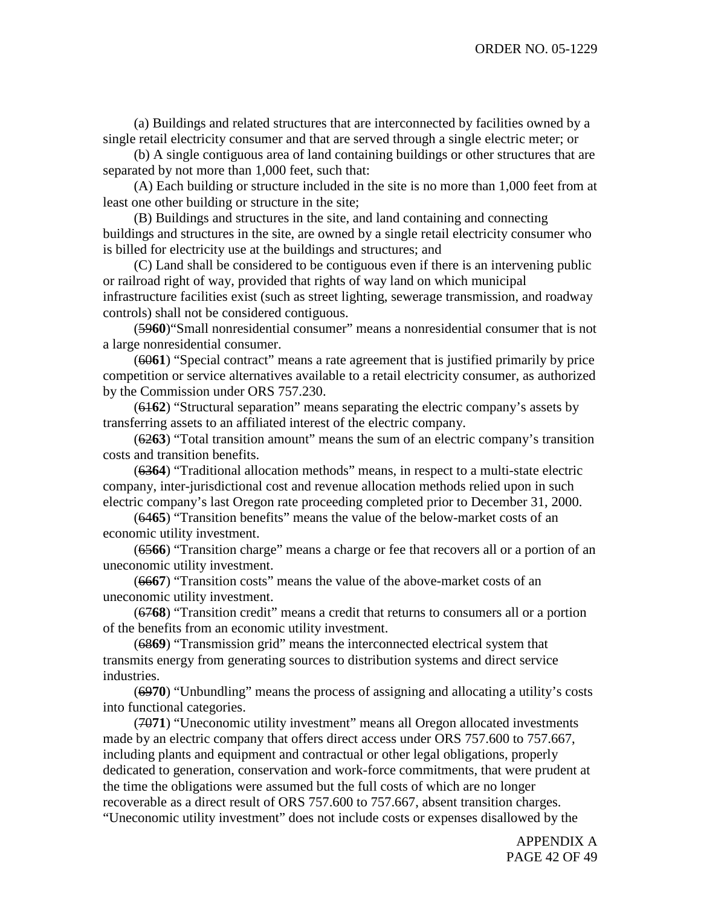(a) Buildings and related structures that are interconnected by facilities owned by a single retail electricity consumer and that are served through a single electric meter; or

(b) A single contiguous area of land containing buildings or other structures that are separated by not more than 1,000 feet, such that:

(A) Each building or structure included in the site is no more than 1,000 feet from at least one other building or structure in the site;

(B) Buildings and structures in the site, and land containing and connecting buildings and structures in the site, are owned by a single retail electricity consumer who is billed for electricity use at the buildings and structures; and

(C) Land shall be considered to be contiguous even if there is an intervening public or railroad right of way, provided that rights of way land on which municipal infrastructure facilities exist (such as street lighting, sewerage transmission, and roadway controls) shall not be considered contiguous.

(~~59~~**60**)"Small nonresidential consumer" means a nonresidential consumer that is not a large nonresidential consumer.

(~~60~~**61**) "Special contract" means a rate agreement that is justified primarily by price competition or service alternatives available to a retail electricity consumer, as authorized by the Commission under ORS 757.230.

(~~61~~**62**) "Structural separation" means separating the electric company's assets by transferring assets to an affiliated interest of the electric company.

(~~62~~**63**) "Total transition amount" means the sum of an electric company's transition costs and transition benefits.

(~~63~~**64**) "Traditional allocation methods" means, in respect to a multi-state electric company, inter-jurisdictional cost and revenue allocation methods relied upon in such electric company's last Oregon rate proceeding completed prior to December 31, 2000.

(~~64~~**65**) "Transition benefits" means the value of the below-market costs of an economic utility investment.

(~~65~~**66**) "Transition charge" means a charge or fee that recovers all or a portion of an uneconomic utility investment.

(~~66~~**67**) "Transition costs" means the value of the above-market costs of an uneconomic utility investment.

(~~67~~**68**) "Transition credit" means a credit that returns to consumers all or a portion of the benefits from an economic utility investment.

(~~68~~**69**) "Transmission grid" means the interconnected electrical system that transmits energy from generating sources to distribution systems and direct service industries.

(~~69~~**70**) "Unbundling" means the process of assigning and allocating a utility's costs into functional categories.

(~~70~~**71**) "Uneconomic utility investment" means all Oregon allocated investments made by an electric company that offers direct access under ORS 757.600 to 757.667, including plants and equipment and contractual or other legal obligations, properly dedicated to generation, conservation and work-force commitments, that were prudent at the time the obligations were assumed but the full costs of which are no longer recoverable as a direct result of ORS 757.600 to 757.667, absent transition charges. "Uneconomic utility investment" does not include costs or expenses disallowed by the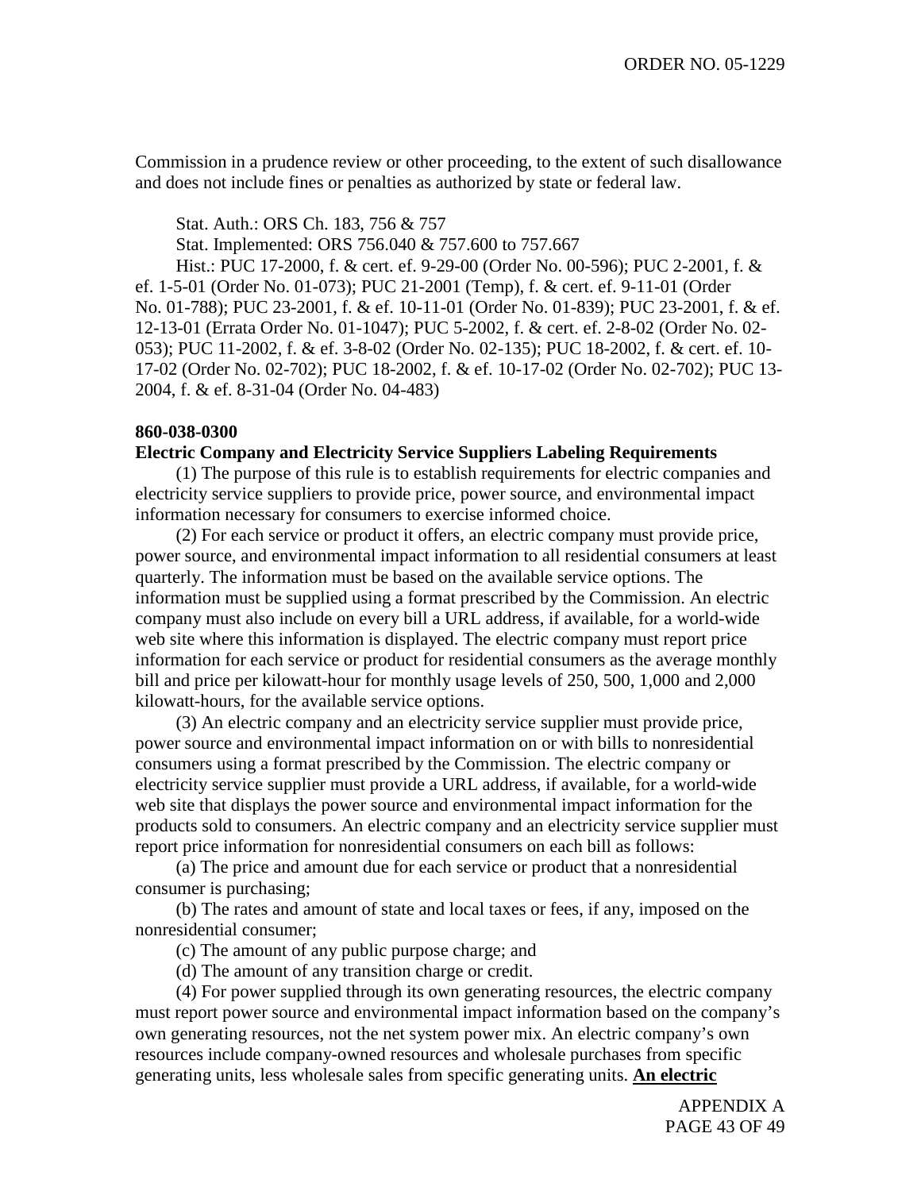Commission in a prudence review or other proceeding, to the extent of such disallowance and does not include fines or penalties as authorized by state or federal law.

Stat. Auth.: ORS Ch. 183, 756 & 757

Stat. Implemented: ORS 756.040 & 757.600 to 757.667

Hist.: PUC 17-2000, f. & cert. ef. 9-29-00 (Order No. 00-596); PUC 2-2001, f. & ef. 1-5-01 (Order No. 01-073); PUC 21-2001 (Temp), f. & cert. ef. 9-11-01 (Order No. 01-788); PUC 23-2001, f. & ef. 10-11-01 (Order No. 01-839); PUC 23-2001, f. & ef. 12-13-01 (Errata Order No. 01-1047); PUC 5-2002, f. & cert. ef. 2-8-02 (Order No. 02-053); PUC 11-2002, f. & ef. 3-8-02 (Order No. 02-135); PUC 18-2002, f. & cert. ef. 10-17-02 (Order No. 02-702); PUC 18-2002, f. & ef. 10-17-02 (Order No. 02-702); PUC 13-2004, f. & ef. 8-31-04 (Order No. 04-483)

**860-038-0300**

**Electric Company and Electricity Service Suppliers Labeling Requirements**

(1) The purpose of this rule is to establish requirements for electric companies and electricity service suppliers to provide price, power source, and environmental impact information necessary for consumers to exercise informed choice.

(2) For each service or product it offers, an electric company must provide price, power source, and environmental impact information to all residential consumers at least quarterly. The information must be based on the available service options. The information must be supplied using a format prescribed by the Commission. An electric company must also include on every bill a URL address, if available, for a world-wide web site where this information is displayed. The electric company must report price information for each service or product for residential consumers as the average monthly bill and price per kilowatt-hour for monthly usage levels of 250, 500, 1,000 and 2,000 kilowatt-hours, for the available service options.

(3) An electric company and an electricity service supplier must provide price, power source and environmental impact information on or with bills to nonresidential consumers using a format prescribed by the Commission. The electric company or electricity service supplier must provide a URL address, if available, for a world-wide web site that displays the power source and environmental impact information for the products sold to consumers. An electric company and an electricity service supplier must report price information for nonresidential consumers on each bill as follows:

(a) The price and amount due for each service or product that a nonresidential consumer is purchasing;

(b) The rates and amount of state and local taxes or fees, if any, imposed on the nonresidential consumer;

(c) The amount of any public purpose charge; and

(d) The amount of any transition charge or credit.

(4) For power supplied through its own generating resources, the electric company must report power source and environmental impact information based on the company's own generating resources, not the net system power mix. An electric company's own resources include company-owned resources and wholesale purchases from specific generating units, less wholesale sales from specific generating units. **An electric**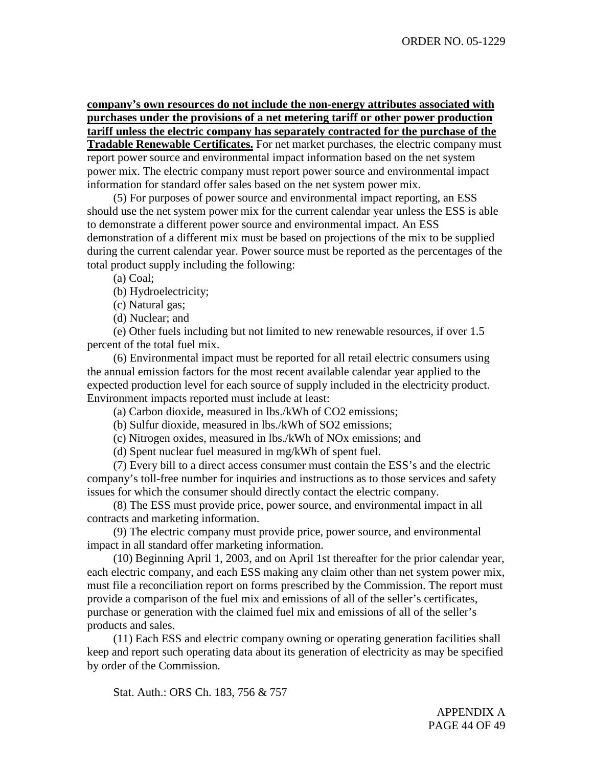**company's own resources do not include the non-energy attributes associated with purchases under the provisions of a net metering tariff or other power production tariff unless the electric company has separately contracted for the purchase of the Tradable Renewable Certificates.** For net market purchases, the electric company must report power source and environmental impact information based on the net system power mix. The electric company must report power source and environmental impact information for standard offer sales based on the net system power mix.

(5) For purposes of power source and environmental impact reporting, an ESS should use the net system power mix for the current calendar year unless the ESS is able to demonstrate a different power source and environmental impact. An ESS demonstration of a different mix must be based on projections of the mix to be supplied during the current calendar year. Power source must be reported as the percentages of the total product supply including the following:

(a) Coal;

(b) Hydroelectricity;

(c) Natural gas;

(d) Nuclear; and

(e) Other fuels including but not limited to new renewable resources, if over 1.5 percent of the total fuel mix.

(6) Environmental impact must be reported for all retail electric consumers using the annual emission factors for the most recent available calendar year applied to the expected production level for each source of supply included in the electricity product. Environment impacts reported must include at least:

(a) Carbon dioxide, measured in lbs./kWh of $CO_2$ emissions;

(b) Sulfur dioxide, measured in lbs./kWh of $SO_2$ emissions;

(c) Nitrogen oxides, measured in lbs./kWh of $NO_x$ emissions; and

(d) Spent nuclear fuel measured in mg/kWh of spent fuel.

(7) Every bill to a direct access consumer must contain the ESS's and the electric company's toll-free number for inquiries and instructions as to those services and safety issues for which the consumer should directly contact the electric company.

(8) The ESS must provide price, power source, and environmental impact in all contracts and marketing information.

(9) The electric company must provide price, power source, and environmental impact in all standard offer marketing information.

(10) Beginning April 1, 2003, and on April 1st thereafter for the prior calendar year, each electric company, and each ESS making any claim other than net system power mix, must file a reconciliation report on forms prescribed by the Commission. The report must provide a comparison of the fuel mix and emissions of all of the seller's certificates, purchase or generation with the claimed fuel mix and emissions of all of the seller's products and sales.

(11) Each ESS and electric company owning or operating generation facilities shall keep and report such operating data about its generation of electricity as may be specified by order of the Commission.

Stat. Auth.: ORS Ch. 183, 756 & 757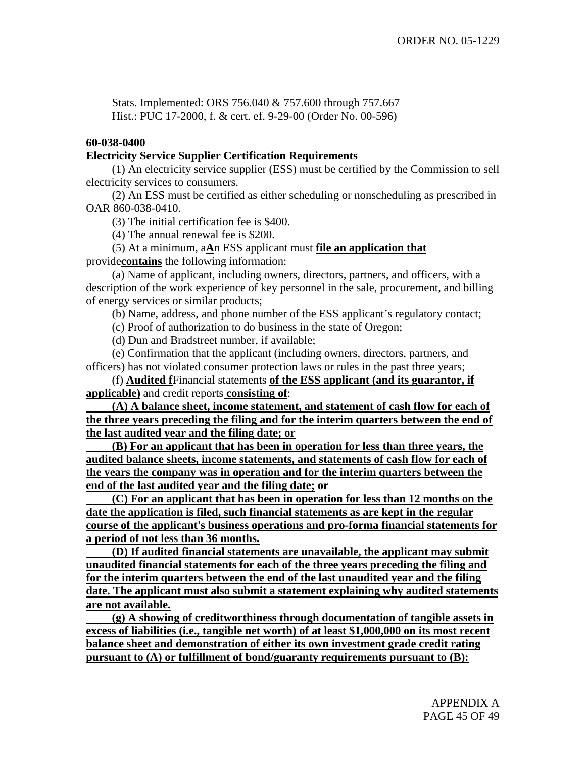Stats. Implemented: ORS 756.040 & 757.600 through 757.667
Hist.: PUC 17-2000, f. & cert. ef. 9-29-00 (Order No. 00-596)

**60-038-0400**

**Electricity Service Supplier Certification Requirements**

(1) An electricity service supplier (ESS) must be certified by the Commission to sell electricity services to consumers.

(2) An ESS must be certified as either scheduling or nonscheduling as prescribed in OAR 860-038-0410.

(3) The initial certification fee is $400.

(4) The annual renewal fee is $200.

(5) ~~At a minimum, a~~**An** ESS applicant must **file an application that** ~~provide~~**contains** the following information:

(a) Name of applicant, including owners, directors, partners, and officers, with a description of the work experience of key personnel in the sale, procurement, and billing of energy services or similar products;

(b) Name, address, and phone number of the ESS applicant's regulatory contact;

(c) Proof of authorization to do business in the state of Oregon;

(d) Dun and Bradstreet number, if available;

(e) Confirmation that the applicant (including owners, directors, partners, and officers) has not violated consumer protection laws or rules in the past three years;

(f) **Audited f**~~F~~inancial statements **of the ESS applicant (and its guarantor, if applicable)** and credit reports **consisting of**:

**(A) A balance sheet, income statement, and statement of cash flow for each of the three years preceding the filing and for the interim quarters between the end of the last audited year and the filing date; or**

**(B) For an applicant that has been in operation for less than three years, the audited balance sheets, income statements, and statements of cash flow for each of the years the company was in operation and for the interim quarters between the end of the last audited year and the filing date; or**

**(C) For an applicant that has been in operation for less than 12 months on the date the application is filed, such financial statements as are kept in the regular course of the applicant's business operations and pro-forma financial statements for a period of not less than 36 months.**

**(D) If audited financial statements are unavailable, the applicant may submit unaudited financial statements for each of the three years preceding the filing and for the interim quarters between the end of the last unaudited year and the filing date. The applicant must also submit a statement explaining why audited statements are not available.**

**(g) A showing of creditworthiness through documentation of tangible assets in excess of liabilities (i.e., tangible net worth) of at least $1,000,000 on its most recent balance sheet and demonstration of either its own investment grade credit rating pursuant to (A) or fulfillment of bond/guaranty requirements pursuant to (B):**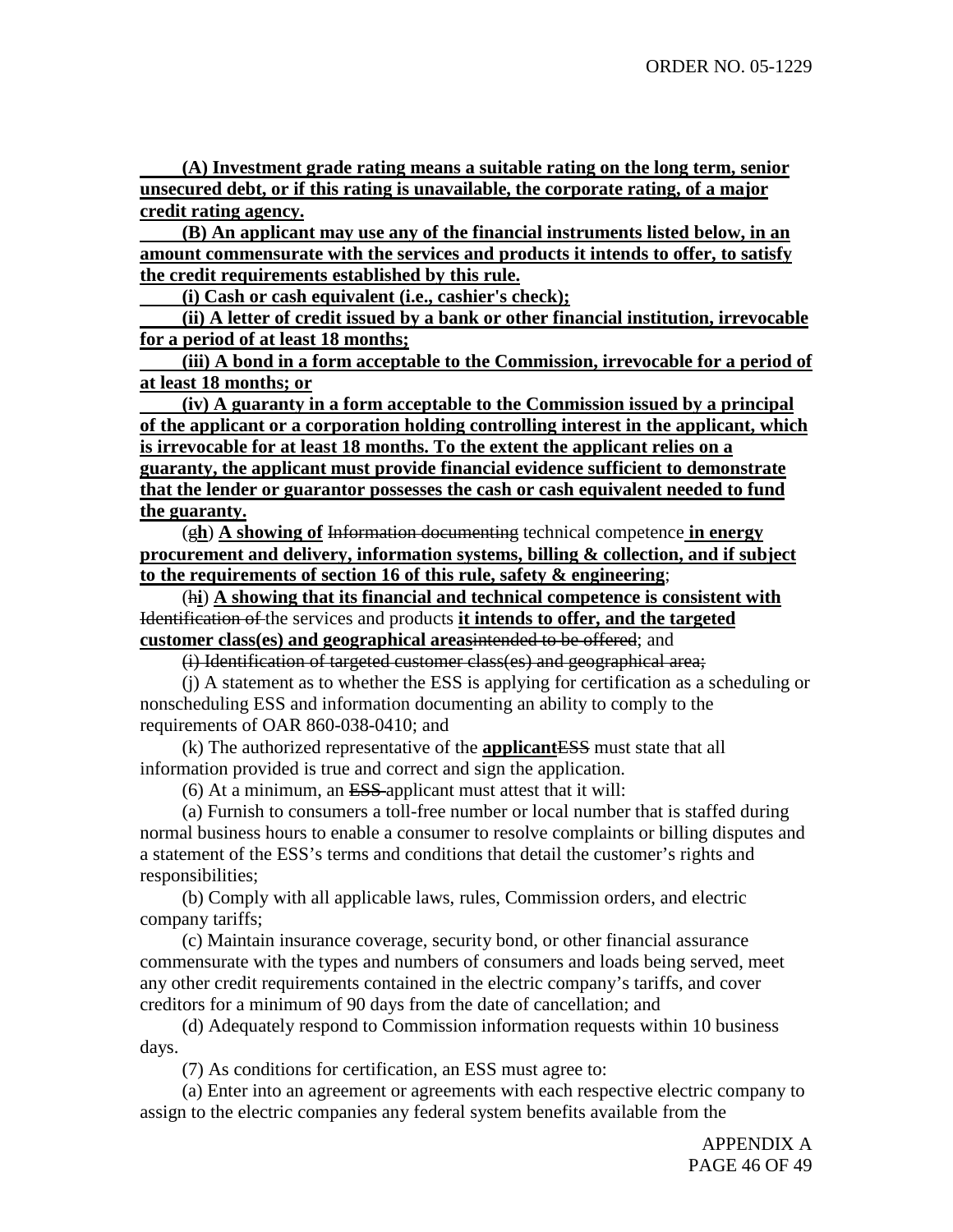**(A) Investment grade rating means a suitable rating on the long term, senior unsecured debt, or if this rating is unavailable, the corporate rating, of a major credit rating agency.**

**(B) An applicant may use any of the financial instruments listed below, in an amount commensurate with the services and products it intends to offer, to satisfy the credit requirements established by this rule.**

**(i) Cash or cash equivalent (i.e., cashier's check);**

**(ii) A letter of credit issued by a bank or other financial institution, irrevocable for a period of at least 18 months;**

**(iii) A bond in a form acceptable to the Commission, irrevocable for a period of at least 18 months; or**

**(iv) A guaranty in a form acceptable to the Commission issued by a principal of the applicant or a corporation holding controlling interest in the applicant, which is irrevocable for at least 18 months. To the extent the applicant relies on a guaranty, the applicant must provide financial evidence sufficient to demonstrate that the lender or guarantor possesses the cash or cash equivalent needed to fund the guaranty.**

(g**h**) **A showing of** ~~Information documenting~~ technical competence **in energy procurement and delivery, information systems, billing & collection, and if subject to the requirements of section 16 of this rule, safety & engineering**;

(h**i**) **A showing that its financial and technical competence is consistent with** ~~Identification of~~ the services and products **it intends to offer, and the targeted customer class(es) and geographical areas**~~intended to be offered~~; and

~~(i) Identification of targeted customer class(es) and geographical area;~~

(j) A statement as to whether the ESS is applying for certification as a scheduling or nonscheduling ESS and information documenting an ability to comply to the requirements of OAR 860-038-0410; and

(k) The authorized representative of the **applicant**~~ESS~~ must state that all information provided is true and correct and sign the application.

(6) At a minimum, an ~~ESS~~ applicant must attest that it will:

(a) Furnish to consumers a toll-free number or local number that is staffed during normal business hours to enable a consumer to resolve complaints or billing disputes and a statement of the ESS's terms and conditions that detail the customer's rights and responsibilities;

(b) Comply with all applicable laws, rules, Commission orders, and electric company tariffs;

(c) Maintain insurance coverage, security bond, or other financial assurance commensurate with the types and numbers of consumers and loads being served, meet any other credit requirements contained in the electric company's tariffs, and cover creditors for a minimum of 90 days from the date of cancellation; and

(d) Adequately respond to Commission information requests within 10 business days.

(7) As conditions for certification, an ESS must agree to:

(a) Enter into an agreement or agreements with each respective electric company to assign to the electric companies any federal system benefits available from the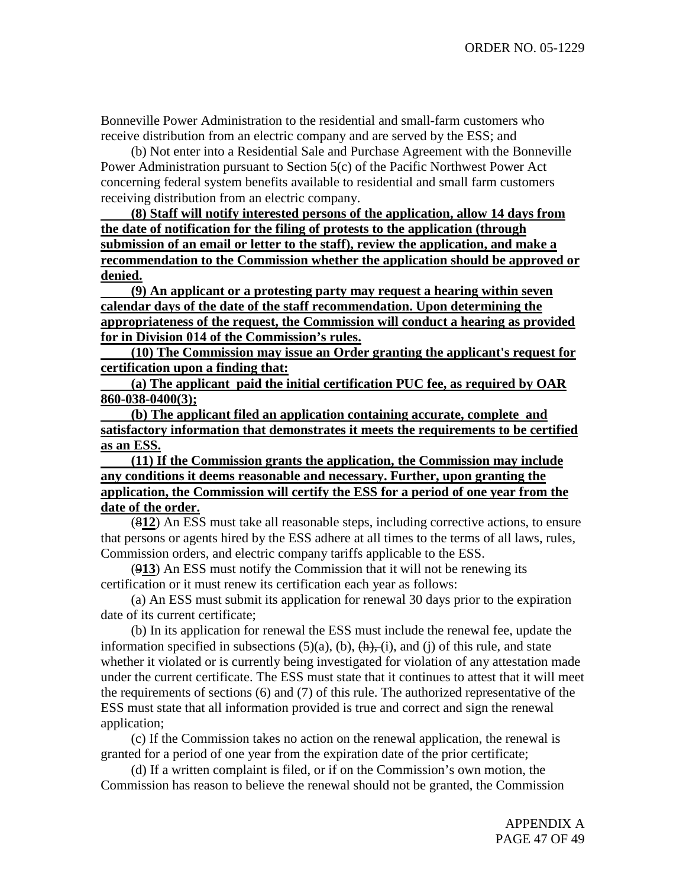Bonneville Power Administration to the residential and small-farm customers who receive distribution from an electric company and are served by the ESS; and

(b) Not enter into a Residential Sale and Purchase Agreement with the Bonneville Power Administration pursuant to Section 5(c) of the Pacific Northwest Power Act concerning federal system benefits available to residential and small farm customers receiving distribution from an electric company.

**(8) Staff will notify interested persons of the application, allow 14 days from the date of notification for the filing of protests to the application (through submission of an email or letter to the staff), review the application, and make a recommendation to the Commission whether the application should be approved or denied.**

**(9) An applicant or a protesting party may request a hearing within seven calendar days of the date of the staff recommendation. Upon determining the appropriateness of the request, the Commission will conduct a hearing as provided for in Division 014 of the Commission's rules.**

**(10) The Commission may issue an Order granting the applicant's request for certification upon a finding that:**

**(a) The applicant paid the initial certification PUC fee, as required by OAR 860-038-0400(3);**

**(b) The applicant filed an application containing accurate, complete and satisfactory information that demonstrates it meets the requirements to be certified as an ESS.**

**(11) If the Commission grants the application, the Commission may include any conditions it deems reasonable and necessary. Further, upon granting the application, the Commission will certify the ESS for a period of one year from the date of the order.**

(~~8~~**12**) An ESS must take all reasonable steps, including corrective actions, to ensure that persons or agents hired by the ESS adhere at all times to the terms of all laws, rules, Commission orders, and electric company tariffs applicable to the ESS.

(~~9~~**13**) An ESS must notify the Commission that it will not be renewing its certification or it must renew its certification each year as follows:

(a) An ESS must submit its application for renewal 30 days prior to the expiration date of its current certificate;

(b) In its application for renewal the ESS must include the renewal fee, update the information specified in subsections (5)(a), (b), ~~(h),~~ (i), and (j) of this rule, and state whether it violated or is currently being investigated for violation of any attestation made under the current certificate. The ESS must state that it continues to attest that it will meet the requirements of sections (6) and (7) of this rule. The authorized representative of the ESS must state that all information provided is true and correct and sign the renewal application;

(c) If the Commission takes no action on the renewal application, the renewal is granted for a period of one year from the expiration date of the prior certificate;

(d) If a written complaint is filed, or if on the Commission's own motion, the Commission has reason to believe the renewal should not be granted, the Commission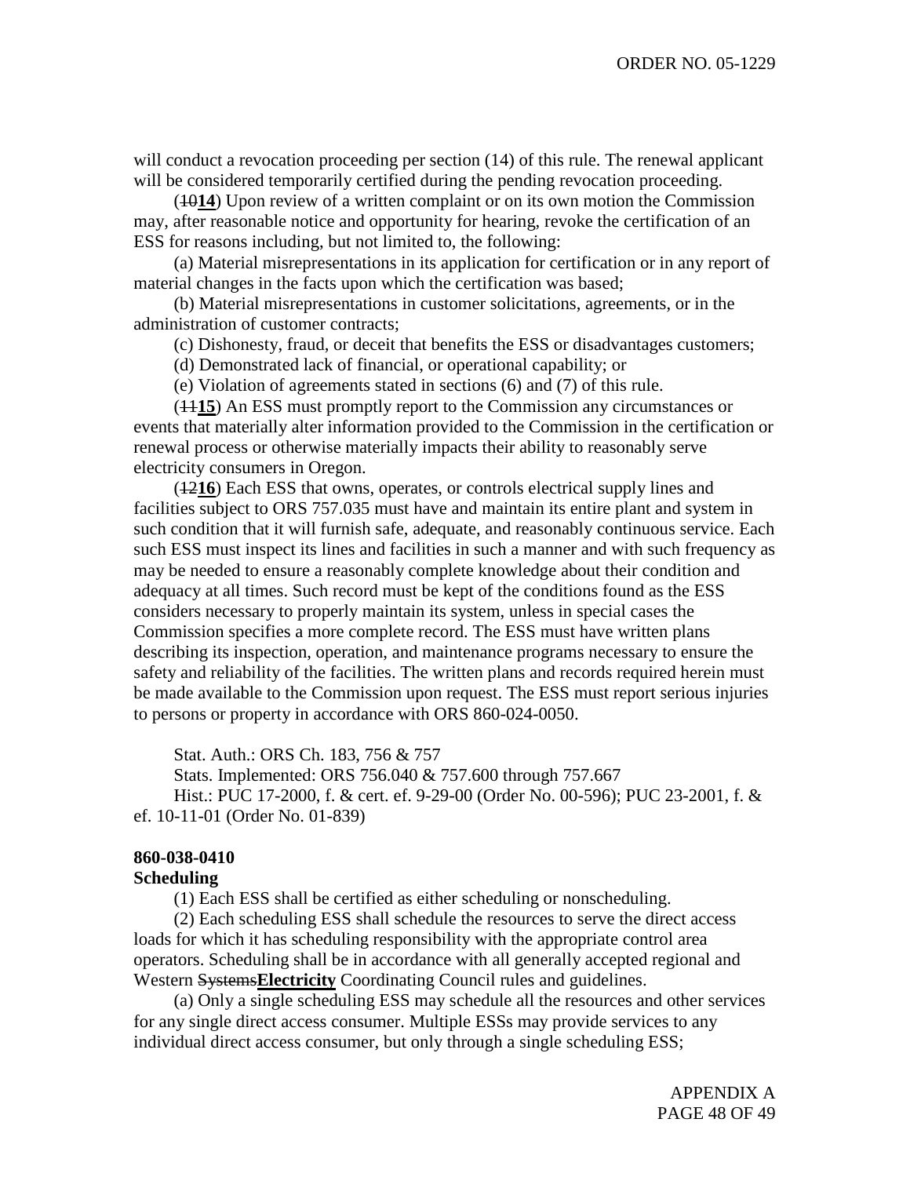will conduct a revocation proceeding per section (14) of this rule. The renewal applicant will be considered temporarily certified during the pending revocation proceeding.

(~~10~~**14**) Upon review of a written complaint or on its own motion the Commission may, after reasonable notice and opportunity for hearing, revoke the certification of an ESS for reasons including, but not limited to, the following:

(a) Material misrepresentations in its application for certification or in any report of material changes in the facts upon which the certification was based;

(b) Material misrepresentations in customer solicitations, agreements, or in the administration of customer contracts;

(c) Dishonesty, fraud, or deceit that benefits the ESS or disadvantages customers;

(d) Demonstrated lack of financial, or operational capability; or

(e) Violation of agreements stated in sections (6) and (7) of this rule.

(~~11~~**15**) An ESS must promptly report to the Commission any circumstances or events that materially alter information provided to the Commission in the certification or renewal process or otherwise materially impacts their ability to reasonably serve electricity consumers in Oregon.

(~~12~~**16**) Each ESS that owns, operates, or controls electrical supply lines and facilities subject to ORS 757.035 must have and maintain its entire plant and system in such condition that it will furnish safe, adequate, and reasonably continuous service. Each such ESS must inspect its lines and facilities in such a manner and with such frequency as may be needed to ensure a reasonably complete knowledge about their condition and adequacy at all times. Such record must be kept of the conditions found as the ESS considers necessary to properly maintain its system, unless in special cases the Commission specifies a more complete record. The ESS must have written plans describing its inspection, operation, and maintenance programs necessary to ensure the safety and reliability of the facilities. The written plans and records required herein must be made available to the Commission upon request. The ESS must report serious injuries to persons or property in accordance with ORS 860-024-0050.

Stat. Auth.: ORS Ch. 183, 756 & 757
Stats. Implemented: ORS 756.040 & 757.600 through 757.667
Hist.: PUC 17-2000, f. & cert. ef. 9-29-00 (Order No. 00-596); PUC 23-2001, f. & ef. 10-11-01 (Order No. 01-839)

**860-038-0410**
**Scheduling**

(1) Each ESS shall be certified as either scheduling or nonscheduling.

(2) Each scheduling ESS shall schedule the resources to serve the direct access loads for which it has scheduling responsibility with the appropriate control area operators. Scheduling shall be in accordance with all generally accepted regional and Western ~~Systems~~**Electricity** Coordinating Council rules and guidelines.

(a) Only a single scheduling ESS may schedule all the resources and other services for any single direct access consumer. Multiple ESSs may provide services to any individual direct access consumer, but only through a single scheduling ESS;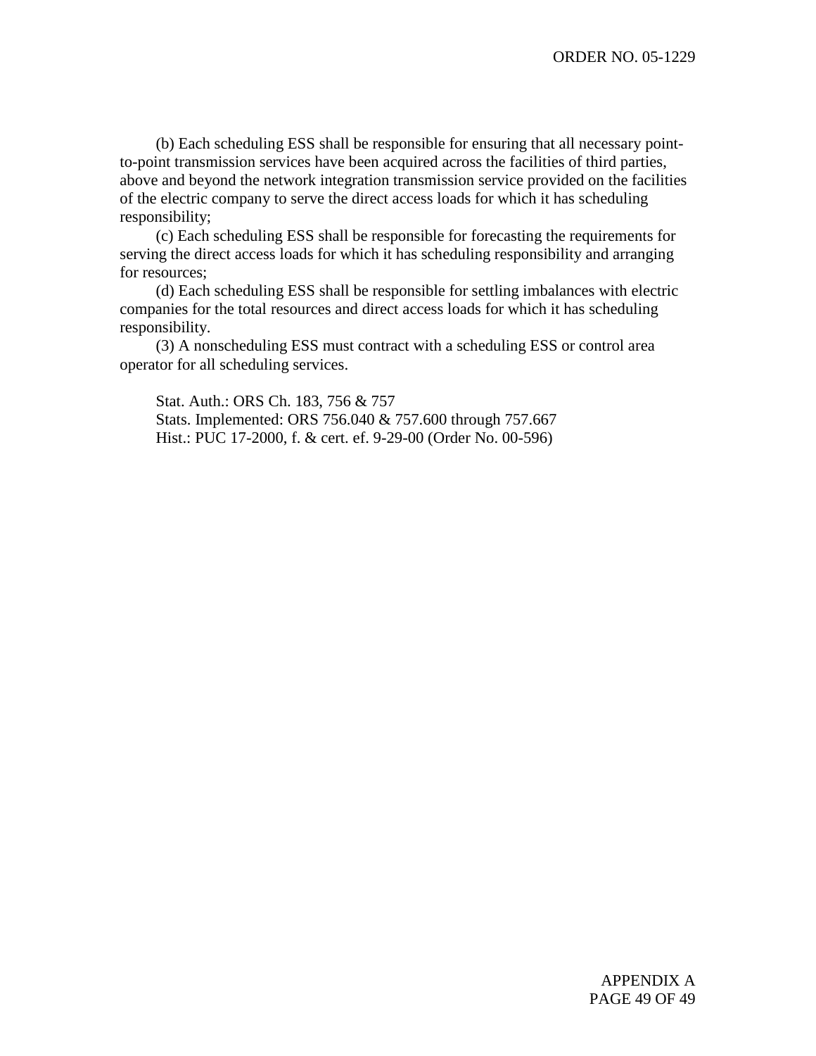(b) Each scheduling ESS shall be responsible for ensuring that all necessary point-to-point transmission services have been acquired across the facilities of third parties, above and beyond the network integration transmission service provided on the facilities of the electric company to serve the direct access loads for which it has scheduling responsibility;

(c) Each scheduling ESS shall be responsible for forecasting the requirements for serving the direct access loads for which it has scheduling responsibility and arranging for resources;

(d) Each scheduling ESS shall be responsible for settling imbalances with electric companies for the total resources and direct access loads for which it has scheduling responsibility.

(3) A nonscheduling ESS must contract with a scheduling ESS or control area operator for all scheduling services.

Stat. Auth.: ORS Ch. 183, 756 & 757
Stats. Implemented: ORS 756.040 & 757.600 through 757.667
Hist.: PUC 17-2000, f. & cert. ef. 9-29-00 (Order No. 00-596)